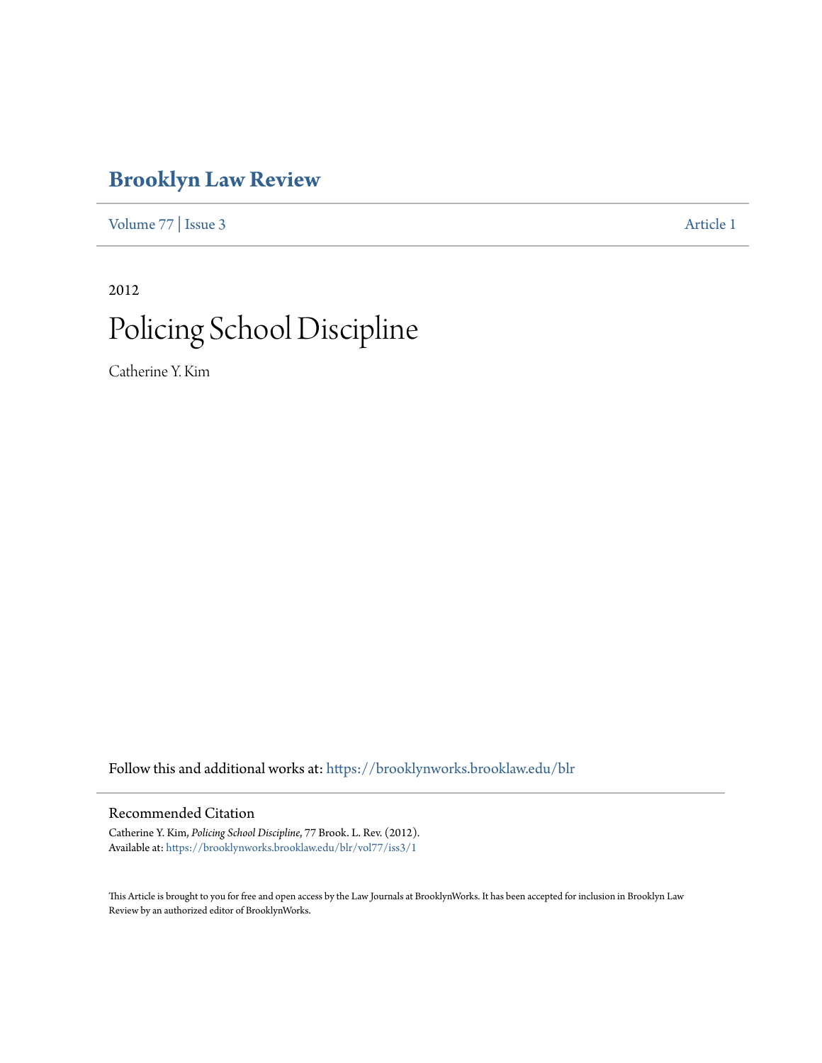# Brooklyn Law Review

Volume 77 | Issue 3 Article 1

2012

# Policing School Discipline

Catherine Y. Kim

Follow this and additional works at: https://brooklynworks.brooklaw.edu/blr

## Recommended Citation

Catherine Y. Kim, *Policing School Discipline*, 77 Brook. L. Rev. (2012).
Available at: https://brooklynworks.brooklaw.edu/blr/vol77/iss3/1

This Article is brought to you for free and open access by the Law Journals at BrooklynWorks. It has been accepted for inclusion in Brooklyn Law Review by an authorized editor of BrooklynWorks.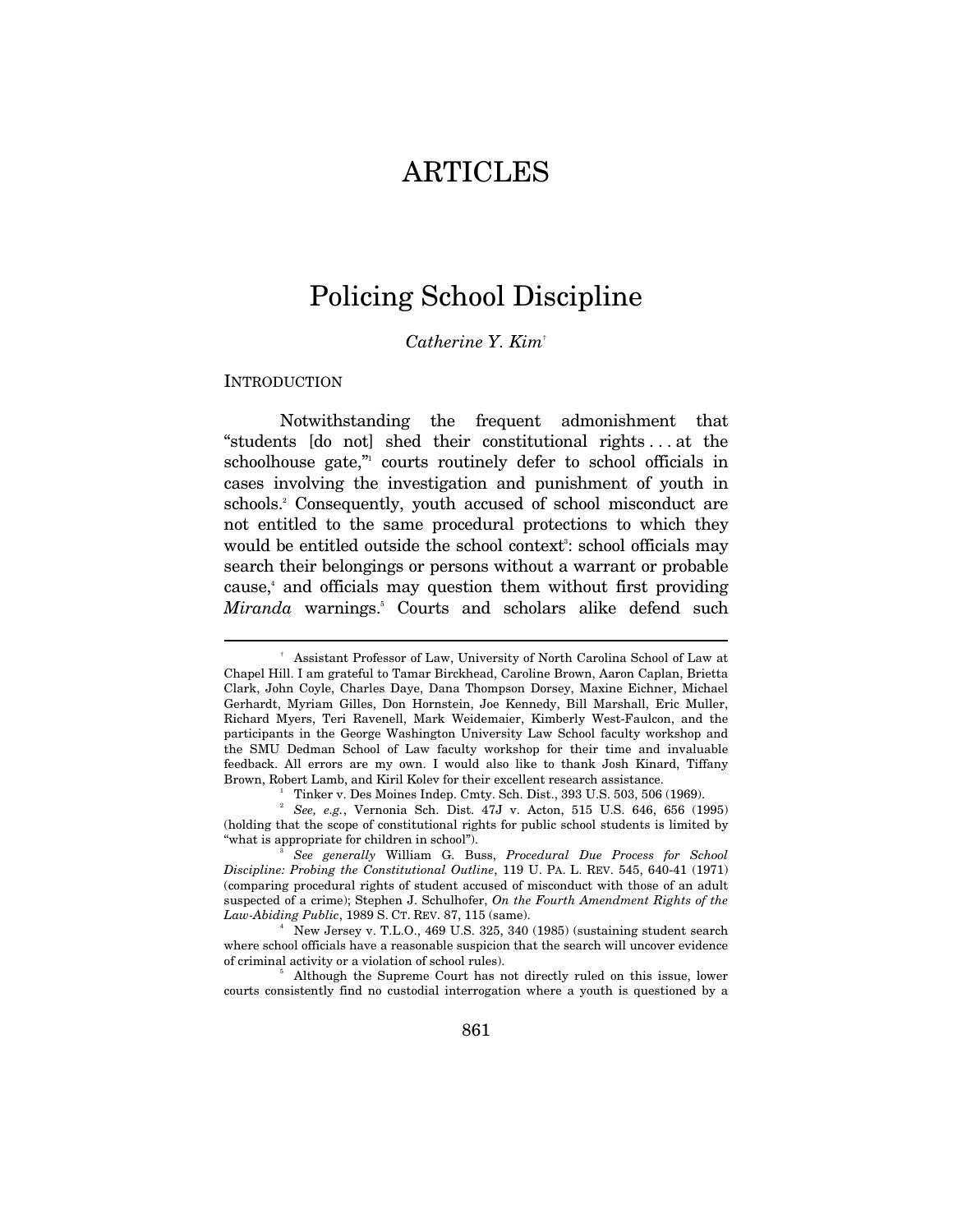# ARTICLES

## Policing School Discipline

*Catherine Y. Kim*[†]

### INTRODUCTION

Notwithstanding the frequent admonishment that "students [do not] shed their constitutional rights . . . at the schoolhouse gate,"[1] courts routinely defer to school officials in cases involving the investigation and punishment of youth in schools.[2] Consequently, youth accused of school misconduct are not entitled to the same procedural protections to which they would be entitled outside the school context[3]: school officials may search their belongings or persons without a warrant or probable cause,[4] and officials may question them without first providing *Miranda* warnings.[5] Courts and scholars alike defend such

---

[†] Assistant Professor of Law, University of North Carolina School of Law at Chapel Hill. I am grateful to Tamar Birckhead, Caroline Brown, Aaron Caplan, Brietta Clark, John Coyle, Charles Daye, Dana Thompson Dorsey, Maxine Eichner, Michael Gerhardt, Myriam Gilles, Don Hornstein, Joe Kennedy, Bill Marshall, Eric Muller, Richard Myers, Teri Ravenell, Mark Weidemaier, Kimberly West-Faulcon, and the participants in the George Washington University Law School faculty workshop and the SMU Dedman School of Law faculty workshop for their time and invaluable feedback. All errors are my own. I would also like to thank Josh Kinard, Tiffany Brown, Robert Lamb, and Kiril Kolev for their excellent research assistance.

[1] Tinker v. Des Moines Indep. Cmty. Sch. Dist., 393 U.S. 503, 506 (1969).

[2] *See, e.g.*, Vernonia Sch. Dist. 47J v. Acton, 515 U.S. 646, 656 (1995) (holding that the scope of constitutional rights for public school students is limited by "what is appropriate for children in school").

[3] *See generally* William G. Buss, *Procedural Due Process for School Discipline: Probing the Constitutional Outline*, 119 U. PA. L. REV. 545, 640-41 (1971) (comparing procedural rights of student accused of misconduct with those of an adult suspected of a crime); Stephen J. Schulhofer, *On the Fourth Amendment Rights of the Law-Abiding Public*, 1989 S. CT. REV. 87, 115 (same).

[4] New Jersey v. T.L.O., 469 U.S. 325, 340 (1985) (sustaining student search where school officials have a reasonable suspicion that the search will uncover evidence of criminal activity or a violation of school rules).

[5] Although the Supreme Court has not directly ruled on this issue, lower courts consistently find no custodial interrogation where a youth is questioned by a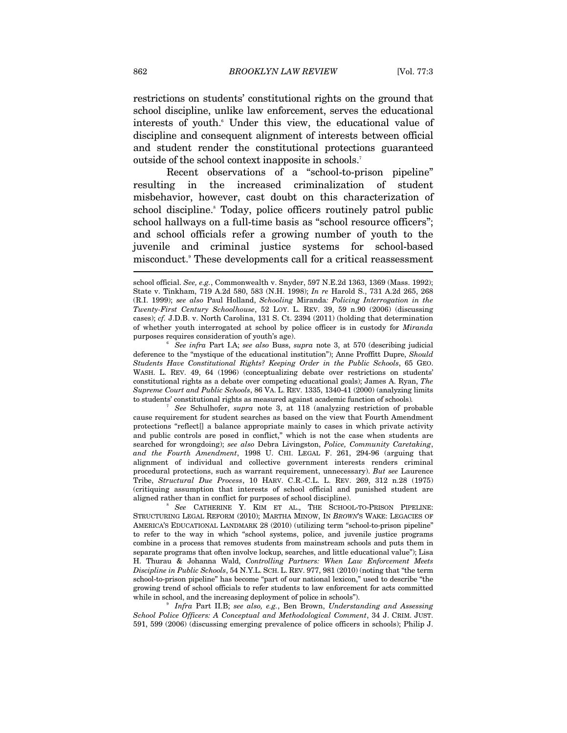restrictions on students' constitutional rights on the ground that school discipline, unlike law enforcement, serves the educational interests of youth.[6] Under this view, the educational value of discipline and consequent alignment of interests between official and student render the constitutional protections guaranteed outside of the school context inapposite in schools.[7]

Recent observations of a "school-to-prison pipeline" resulting in the increased criminalization of student misbehavior, however, cast doubt on this characterization of school discipline.[8] Today, police officers routinely patrol public school hallways on a full-time basis as "school resource officers"; and school officials refer a growing number of youth to the juvenile and criminal justice systems for school-based misconduct.[9] These developments call for a critical reassessment

---

school official. *See, e.g.*, Commonwealth v. Snyder, 597 N.E.2d 1363, 1369 (Mass. 1992); State v. Tinkham, 719 A.2d 580, 583 (N.H. 1998); *In re* Harold S., 731 A.2d 265, 268 (R.I. 1999); *see also* Paul Holland, *Schooling* Miranda*: Policing Interrogation in the Twenty-First Century Schoolhouse*, 52 LOY. L. REV. 39, 59 n.90 (2006) (discussing cases); *cf.* J.D.B. v. North Carolina, 131 S. Ct. 2394 (2011) (holding that determination of whether youth interrogated at school by police officer is in custody for *Miranda* purposes requires consideration of youth's age).

[6] *See infra* Part I.A; *see also* Buss, *supra* note 3, at 570 (describing judicial deference to the "mystique of the educational institution"); Anne Proffitt Dupre, *Should Students Have Constitutional Rights? Keeping Order in the Public Schools*, 65 GEO. WASH. L. REV. 49, 64 (1996) (conceptualizing debate over restrictions on students' constitutional rights as a debate over competing educational goals); James A. Ryan, *The Supreme Court and Public Schools*, 86 VA. L. REV. 1335, 1340-41 (2000) (analyzing limits to students' constitutional rights as measured against academic function of schools).

[7] *See* Schulhofer, *supra* note 3, at 118 (analyzing restriction of probable cause requirement for student searches as based on the view that Fourth Amendment protections "reflect[] a balance appropriate mainly to cases in which private activity and public controls are posed in conflict," which is not the case when students are searched for wrongdoing); *see also* Debra Livingston, *Police, Community Caretaking, and the Fourth Amendment*, 1998 U. CHI. LEGAL F. 261, 294-96 (arguing that alignment of individual and collective government interests renders criminal procedural protections, such as warrant requirement, unnecessary). *But see* Laurence Tribe, *Structural Due Process*, 10 HARV. C.R.-C.L. L. REV. 269, 312 n.28 (1975) (critiquing assumption that interests of school official and punished student are aligned rather than in conflict for purposes of school discipline).

[8] *See* CATHERINE Y. KIM ET AL., THE SCHOOL-TO-PRISON PIPELINE: STRUCTURING LEGAL REFORM (2010); MARTHA MINOW, IN *BROWN*'S WAKE: LEGACIES OF AMERICA'S EDUCATIONAL LANDMARK 28 (2010) (utilizing term "school-to-prison pipeline" to refer to the way in which "school systems, police, and juvenile justice programs combine in a process that removes students from mainstream schools and puts them in separate programs that often involve lockup, searches, and little educational value"); Lisa H. Thurau & Johanna Wald, *Controlling Partners: When Law Enforcement Meets Discipline in Public Schools*, 54 N.Y.L. SCH. L. REV. 977, 981 (2010) (noting that "the term school-to-prison pipeline" has become "part of our national lexicon," used to describe "the growing trend of school officials to refer students to law enforcement for acts committed while in school, and the increasing deployment of police in schools").

[9] *Infra* Part II.B; *see also, e.g.*, Ben Brown, *Understanding and Assessing School Police Officers: A Conceptual and Methodological Comment*, 34 J. CRIM. JUST. 591, 599 (2006) (discussing emerging prevalence of police officers in schools); Philip J.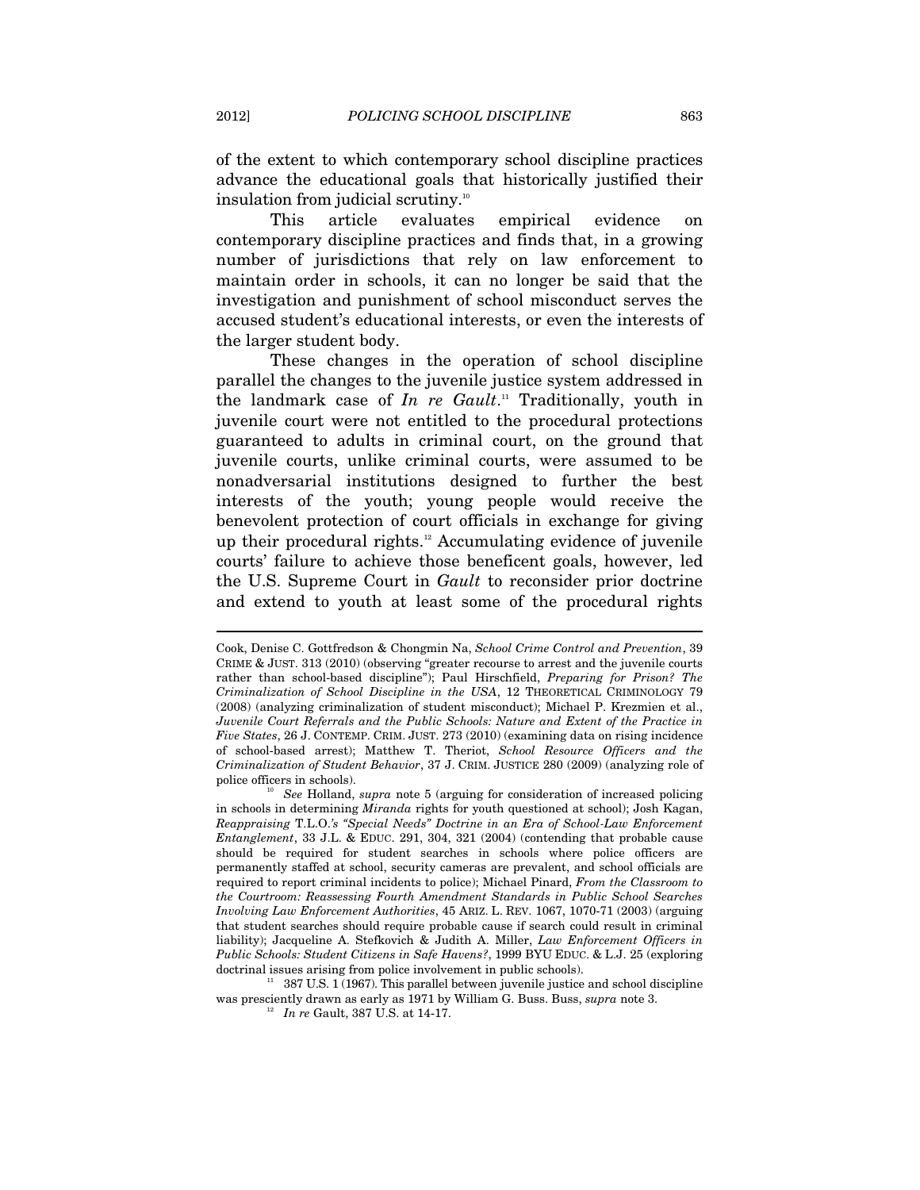of the extent to which contemporary school discipline practices advance the educational goals that historically justified their insulation from judicial scrutiny.[10]

This article evaluates empirical evidence on contemporary discipline practices and finds that, in a growing number of jurisdictions that rely on law enforcement to maintain order in schools, it can no longer be said that the investigation and punishment of school misconduct serves the accused student's educational interests, or even the interests of the larger student body.

These changes in the operation of school discipline parallel the changes to the juvenile justice system addressed in the landmark case of *In re Gault*.[11] Traditionally, youth in juvenile court were not entitled to the procedural protections guaranteed to adults in criminal court, on the ground that juvenile courts, unlike criminal courts, were assumed to be nonadversarial institutions designed to further the best interests of the youth; young people would receive the benevolent protection of court officials in exchange for giving up their procedural rights.[12] Accumulating evidence of juvenile courts' failure to achieve those beneficent goals, however, led the U.S. Supreme Court in *Gault* to reconsider prior doctrine and extend to youth at least some of the procedural rights

---

Cook, Denise C. Gottfredson & Chongmin Na, *School Crime Control and Prevention*, 39 CRIME & JUST. 313 (2010) (observing "greater recourse to arrest and the juvenile courts rather than school-based discipline"); Paul Hirschfield, *Preparing for Prison? The Criminalization of School Discipline in the USA*, 12 THEORETICAL CRIMINOLOGY 79 (2008) (analyzing criminalization of student misconduct); Michael P. Krezmien et al., *Juvenile Court Referrals and the Public Schools: Nature and Extent of the Practice in Five States*, 26 J. CONTEMP. CRIM. JUST. 273 (2010) (examining data on rising incidence of school-based arrest); Matthew T. Theriot, *School Resource Officers and the Criminalization of Student Behavior*, 37 J. CRIM. JUSTICE 280 (2009) (analyzing role of police officers in schools).

[10] *See* Holland, *supra* note 5 (arguing for consideration of increased policing in schools in determining *Miranda* rights for youth questioned at school); Josh Kagan, *Reappraising* T.L.O.*'s "Special Needs" Doctrine in an Era of School-Law Enforcement Entanglement*, 33 J.L. & EDUC. 291, 304, 321 (2004) (contending that probable cause should be required for student searches in schools where police officers are permanently staffed at school, security cameras are prevalent, and school officials are required to report criminal incidents to police); Michael Pinard, *From the Classroom to the Courtroom: Reassessing Fourth Amendment Standards in Public School Searches Involving Law Enforcement Authorities*, 45 ARIZ. L. REV. 1067, 1070-71 (2003) (arguing that student searches should require probable cause if search could result in criminal liability); Jacqueline A. Stefkovich & Judith A. Miller, *Law Enforcement Officers in Public Schools: Student Citizens in Safe Havens?*, 1999 BYU EDUC. & L.J. 25 (exploring doctrinal issues arising from police involvement in public schools).

[11] 387 U.S. 1 (1967). This parallel between juvenile justice and school discipline was presciently drawn as early as 1971 by William G. Buss. Buss, *supra* note 3.

[12] *In re* Gault, 387 U.S. at 14-17.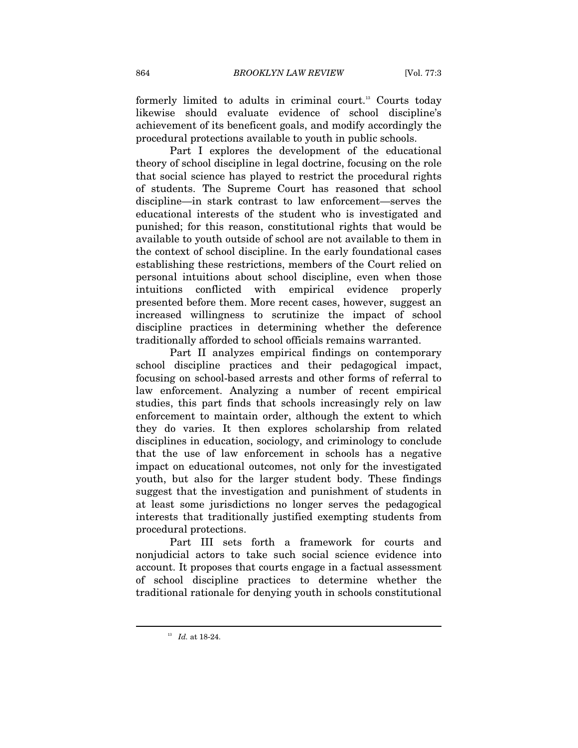formerly limited to adults in criminal court.[13] Courts today likewise should evaluate evidence of school discipline's achievement of its beneficent goals, and modify accordingly the procedural protections available to youth in public schools.

Part I explores the development of the educational theory of school discipline in legal doctrine, focusing on the role that social science has played to restrict the procedural rights of students. The Supreme Court has reasoned that school discipline—in stark contrast to law enforcement—serves the educational interests of the student who is investigated and punished; for this reason, constitutional rights that would be available to youth outside of school are not available to them in the context of school discipline. In the early foundational cases establishing these restrictions, members of the Court relied on personal intuitions about school discipline, even when those intuitions conflicted with empirical evidence properly presented before them. More recent cases, however, suggest an increased willingness to scrutinize the impact of school discipline practices in determining whether the deference traditionally afforded to school officials remains warranted.

Part II analyzes empirical findings on contemporary school discipline practices and their pedagogical impact, focusing on school-based arrests and other forms of referral to law enforcement. Analyzing a number of recent empirical studies, this part finds that schools increasingly rely on law enforcement to maintain order, although the extent to which they do varies. It then explores scholarship from related disciplines in education, sociology, and criminology to conclude that the use of law enforcement in schools has a negative impact on educational outcomes, not only for the investigated youth, but also for the larger student body. These findings suggest that the investigation and punishment of students in at least some jurisdictions no longer serves the pedagogical interests that traditionally justified exempting students from procedural protections.

Part III sets forth a framework for courts and nonjudicial actors to take such social science evidence into account. It proposes that courts engage in a factual assessment of school discipline practices to determine whether the traditional rationale for denying youth in schools constitutional

[13] *Id.* at 18-24.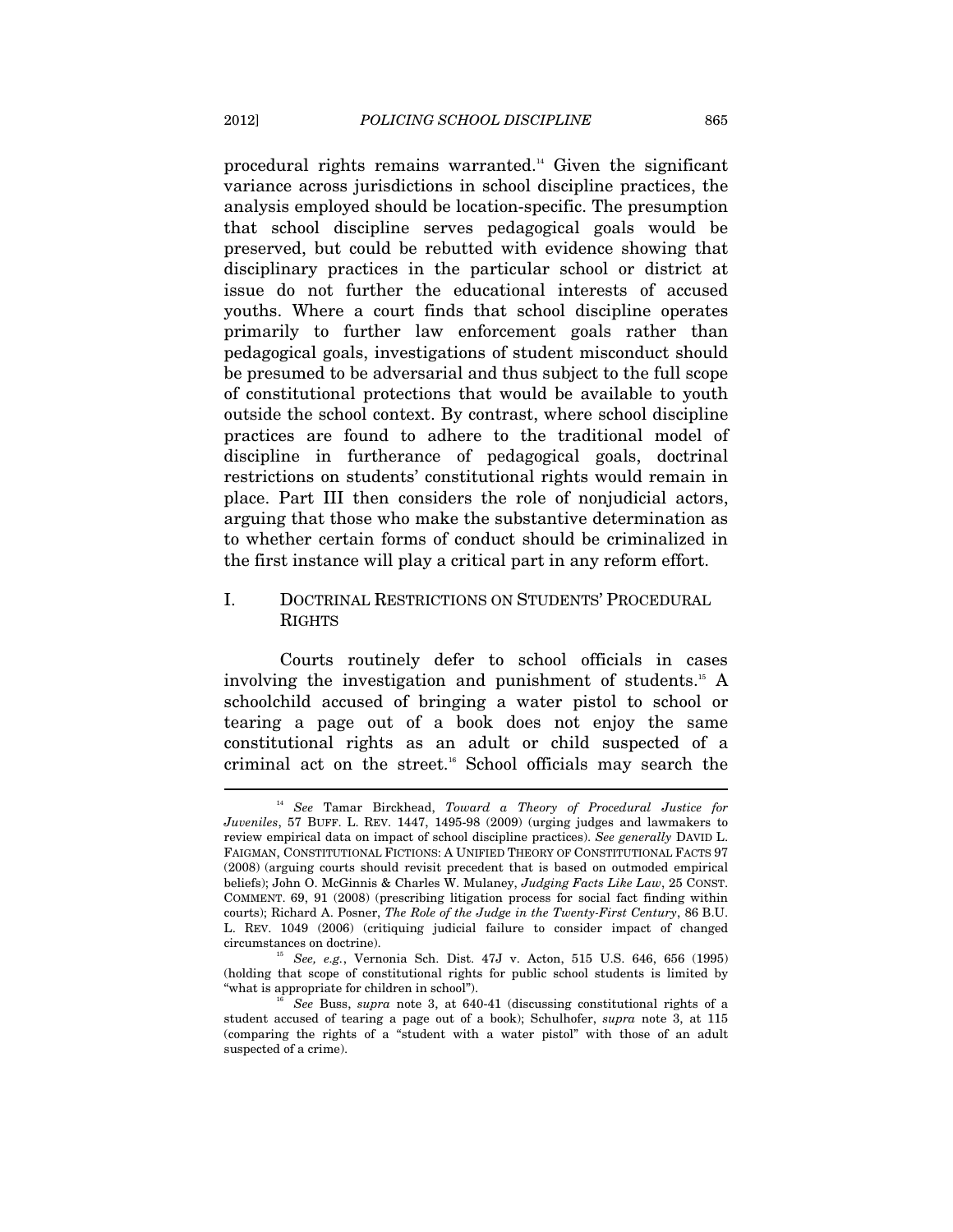procedural rights remains warranted.[14] Given the significant variance across jurisdictions in school discipline practices, the analysis employed should be location-specific. The presumption that school discipline serves pedagogical goals would be preserved, but could be rebutted with evidence showing that disciplinary practices in the particular school or district at issue do not further the educational interests of accused youths. Where a court finds that school discipline operates primarily to further law enforcement goals rather than pedagogical goals, investigations of student misconduct should be presumed to be adversarial and thus subject to the full scope of constitutional protections that would be available to youth outside the school context. By contrast, where school discipline practices are found to adhere to the traditional model of discipline in furtherance of pedagogical goals, doctrinal restrictions on students' constitutional rights would remain in place. Part III then considers the role of nonjudicial actors, arguing that those who make the substantive determination as to whether certain forms of conduct should be criminalized in the first instance will play a critical part in any reform effort.

## I. DOCTRINAL RESTRICTIONS ON STUDENTS' PROCEDURAL RIGHTS

Courts routinely defer to school officials in cases involving the investigation and punishment of students.[15] A schoolchild accused of bringing a water pistol to school or tearing a page out of a book does not enjoy the same constitutional rights as an adult or child suspected of a criminal act on the street.[16] School officials may search the

---

[14] *See* Tamar Birckhead, *Toward a Theory of Procedural Justice for Juveniles*, 57 BUFF. L. REV. 1447, 1495-98 (2009) (urging judges and lawmakers to review empirical data on impact of school discipline practices). *See generally* DAVID L. FAIGMAN, CONSTITUTIONAL FICTIONS: A UNIFIED THEORY OF CONSTITUTIONAL FACTS 97 (2008) (arguing courts should revisit precedent that is based on outmoded empirical beliefs); John O. McGinnis & Charles W. Mulaney, *Judging Facts Like Law*, 25 CONST. COMMENT. 69, 91 (2008) (prescribing litigation process for social fact finding within courts); Richard A. Posner, *The Role of the Judge in the Twenty-First Century*, 86 B.U. L. REV. 1049 (2006) (critiquing judicial failure to consider impact of changed circumstances on doctrine).

[15] *See, e.g.*, Vernonia Sch. Dist. 47J v. Acton, 515 U.S. 646, 656 (1995) (holding that scope of constitutional rights for public school students is limited by "what is appropriate for children in school").

[16] *See* Buss, *supra* note 3, at 640-41 (discussing constitutional rights of a student accused of tearing a page out of a book); Schulhofer, *supra* note 3, at 115 (comparing the rights of a "student with a water pistol" with those of an adult suspected of a crime).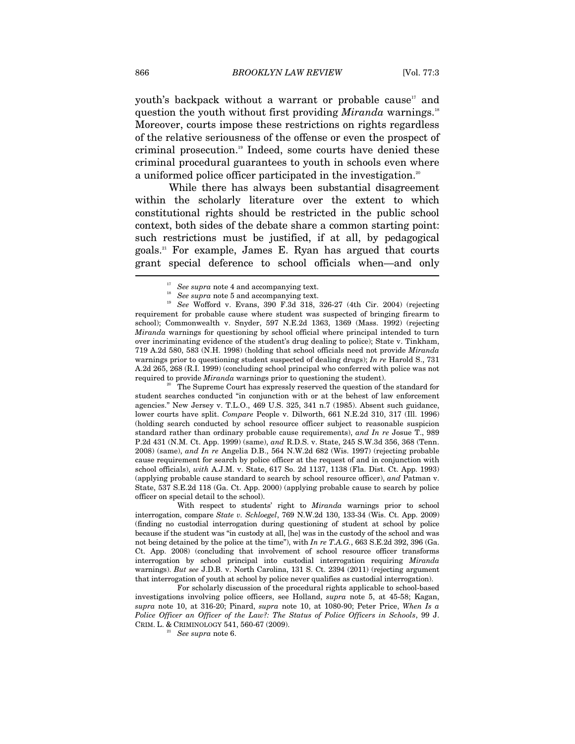youth's backpack without a warrant or probable cause[17] and question the youth without first providing *Miranda* warnings.[18] Moreover, courts impose these restrictions on rights regardless of the relative seriousness of the offense or even the prospect of criminal prosecution.[19] Indeed, some courts have denied these criminal procedural guarantees to youth in schools even where a uniformed police officer participated in the investigation.[20]

While there has always been substantial disagreement within the scholarly literature over the extent to which constitutional rights should be restricted in the public school context, both sides of the debate share a common starting point: such restrictions must be justified, if at all, by pedagogical goals.[21] For example, James E. Ryan has argued that courts grant special deference to school officials when—and only

---

[17] *See supra* note 4 and accompanying text.

[18] *See supra* note 5 and accompanying text.

[19] *See* Wofford v. Evans, 390 F.3d 318, 326-27 (4th Cir. 2004) (rejecting requirement for probable cause where student was suspected of bringing firearm to school); Commonwealth v. Snyder, 597 N.E.2d 1363, 1369 (Mass. 1992) (rejecting *Miranda* warnings for questioning by school official where principal intended to turn over incriminating evidence of the student's drug dealing to police); State v. Tinkham, 719 A.2d 580, 583 (N.H. 1998) (holding that school officials need not provide *Miranda* warnings prior to questioning student suspected of dealing drugs); *In re* Harold S., 731 A.2d 265, 268 (R.I. 1999) (concluding school principal who conferred with police was not required to provide *Miranda* warnings prior to questioning the student).

[20] The Supreme Court has expressly reserved the question of the standard for student searches conducted "in conjunction with or at the behest of law enforcement agencies." New Jersey v. T.L.O., 469 U.S. 325, 341 n.7 (1985). Absent such guidance, lower courts have split. *Compare* People v. Dilworth, 661 N.E.2d 310, 317 (Ill. 1996) (holding search conducted by school resource officer subject to reasonable suspicion standard rather than ordinary probable cause requirements), *and In re* Josue T., 989 P.2d 431 (N.M. Ct. App. 1999) (same), *and* R.D.S. v. State, 245 S.W.3d 356, 368 (Tenn. 2008) (same), *and In re* Angelia D.B., 564 N.W.2d 682 (Wis. 1997) (rejecting probable cause requirement for search by police officer at the request of and in conjunction with school officials), *with* A.J.M. v. State, 617 So. 2d 1137, 1138 (Fla. Dist. Ct. App. 1993) (applying probable cause standard to search by school resource officer), *and* Patman v. State, 537 S.E.2d 118 (Ga. Ct. App. 2000) (applying probable cause to search by police officer on special detail to the school).

With respect to students' right to *Miranda* warnings prior to school interrogation, compare *State v. Schloegel*, 769 N.W.2d 130, 133-34 (Wis. Ct. App. 2009) (finding no custodial interrogation during questioning of student at school by police because if the student was "in custody at all, [he] was in the custody of the school and was not being detained by the police at the time"), with *In re T.A.G.*, 663 S.E.2d 392, 396 (Ga. Ct. App. 2008) (concluding that involvement of school resource officer transforms interrogation by school principal into custodial interrogation requiring *Miranda* warnings). *But see* J.D.B. v. North Carolina, 131 S. Ct. 2394 (2011) (rejecting argument that interrogation of youth at school by police never qualifies as custodial interrogation).

For scholarly discussion of the procedural rights applicable to school-based investigations involving police officers, see Holland, *supra* note 5, at 45-58; Kagan, *supra* note 10, at 316-20; Pinard, *supra* note 10, at 1080-90; Peter Price, *When Is a Police Officer an Officer of the Law?: The Status of Police Officers in Schools*, 99 J. CRIM. L. & CRIMINOLOGY 541, 560-67 (2009).

[21] *See supra* note 6.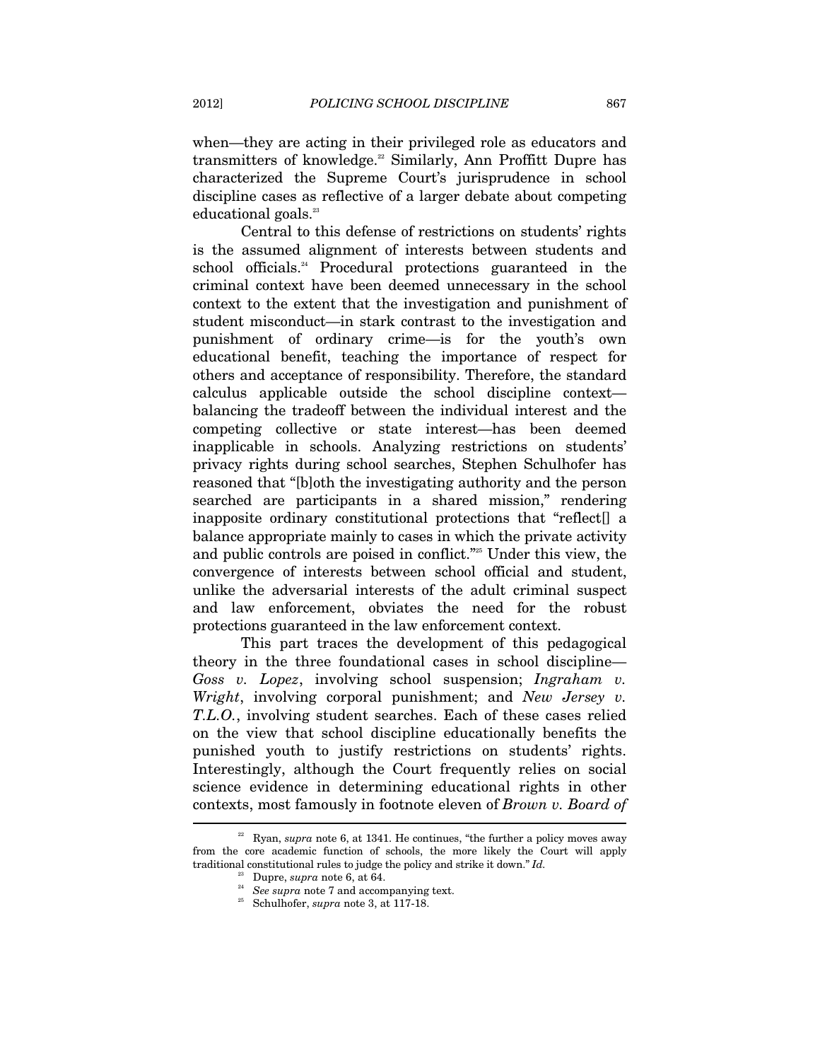when—they are acting in their privileged role as educators and transmitters of knowledge.[22] Similarly, Ann Proffitt Dupre has characterized the Supreme Court's jurisprudence in school discipline cases as reflective of a larger debate about competing educational goals.[23]

Central to this defense of restrictions on students' rights is the assumed alignment of interests between students and school officials.[24] Procedural protections guaranteed in the criminal context have been deemed unnecessary in the school context to the extent that the investigation and punishment of student misconduct—in stark contrast to the investigation and punishment of ordinary crime—is for the youth's own educational benefit, teaching the importance of respect for others and acceptance of responsibility. Therefore, the standard calculus applicable outside the school discipline context—balancing the tradeoff between the individual interest and the competing collective or state interest—has been deemed inapplicable in schools. Analyzing restrictions on students' privacy rights during school searches, Stephen Schulhofer has reasoned that "[b]oth the investigating authority and the person searched are participants in a shared mission," rendering inapposite ordinary constitutional protections that "reflect[] a balance appropriate mainly to cases in which the private activity and public controls are poised in conflict."[25] Under this view, the convergence of interests between school official and student, unlike the adversarial interests of the adult criminal suspect and law enforcement, obviates the need for the robust protections guaranteed in the law enforcement context.

This part traces the development of this pedagogical theory in the three foundational cases in school discipline—*Goss v. Lopez*, involving school suspension; *Ingraham v. Wright*, involving corporal punishment; and *New Jersey v. T.L.O.*, involving student searches. Each of these cases relied on the view that school discipline educationally benefits the punished youth to justify restrictions on students' rights. Interestingly, although the Court frequently relies on social science evidence in determining educational rights in other contexts, most famously in footnote eleven of *Brown v. Board of*

---

[22] Ryan, *supra* note 6, at 1341. He continues, "the further a policy moves away from the core academic function of schools, the more likely the Court will apply traditional constitutional rules to judge the policy and strike it down." *Id.*

[23] Dupre, *supra* note 6, at 64.

[24] *See supra* note 7 and accompanying text.

[25] Schulhofer, *supra* note 3, at 117-18.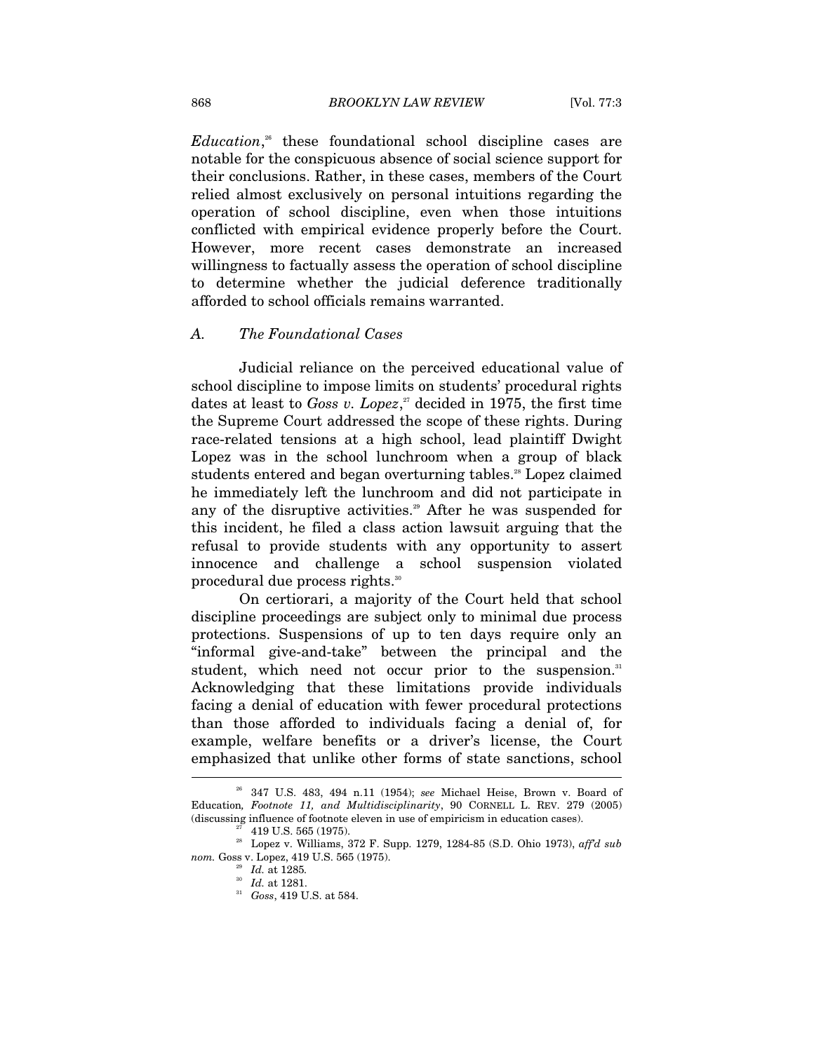*Education*,[26] these foundational school discipline cases are notable for the conspicuous absence of social science support for their conclusions. Rather, in these cases, members of the Court relied almost exclusively on personal intuitions regarding the operation of school discipline, even when those intuitions conflicted with empirical evidence properly before the Court. However, more recent cases demonstrate an increased willingness to factually assess the operation of school discipline to determine whether the judicial deference traditionally afforded to school officials remains warranted.

### A. The Foundational Cases

Judicial reliance on the perceived educational value of school discipline to impose limits on students' procedural rights dates at least to *Goss v. Lopez*,[27] decided in 1975, the first time the Supreme Court addressed the scope of these rights. During race-related tensions at a high school, lead plaintiff Dwight Lopez was in the school lunchroom when a group of black students entered and began overturning tables.[28] Lopez claimed he immediately left the lunchroom and did not participate in any of the disruptive activities.[29] After he was suspended for this incident, he filed a class action lawsuit arguing that the refusal to provide students with any opportunity to assert innocence and challenge a school suspension violated procedural due process rights.[30]

On certiorari, a majority of the Court held that school discipline proceedings are subject only to minimal due process protections. Suspensions of up to ten days require only an "informal give-and-take" between the principal and the student, which need not occur prior to the suspension.[31] Acknowledging that these limitations provide individuals facing a denial of education with fewer procedural protections than those afforded to individuals facing a denial of, for example, welfare benefits or a driver's license, the Court emphasized that unlike other forms of state sanctions, school

---

[26] 347 U.S. 483, 494 n.11 (1954); *see* Michael Heise, Brown v. Board of Education*, Footnote 11, and Multidisciplinarity*, 90 CORNELL L. REV. 279 (2005) (discussing influence of footnote eleven in use of empiricism in education cases).

[27] 419 U.S. 565 (1975).

[28] Lopez v. Williams, 372 F. Supp. 1279, 1284-85 (S.D. Ohio 1973), *aff'd sub nom.* Goss v. Lopez, 419 U.S. 565 (1975).

[29] *Id.* at 1285.

[30] *Id.* at 1281.

[31] *Goss*, 419 U.S. at 584.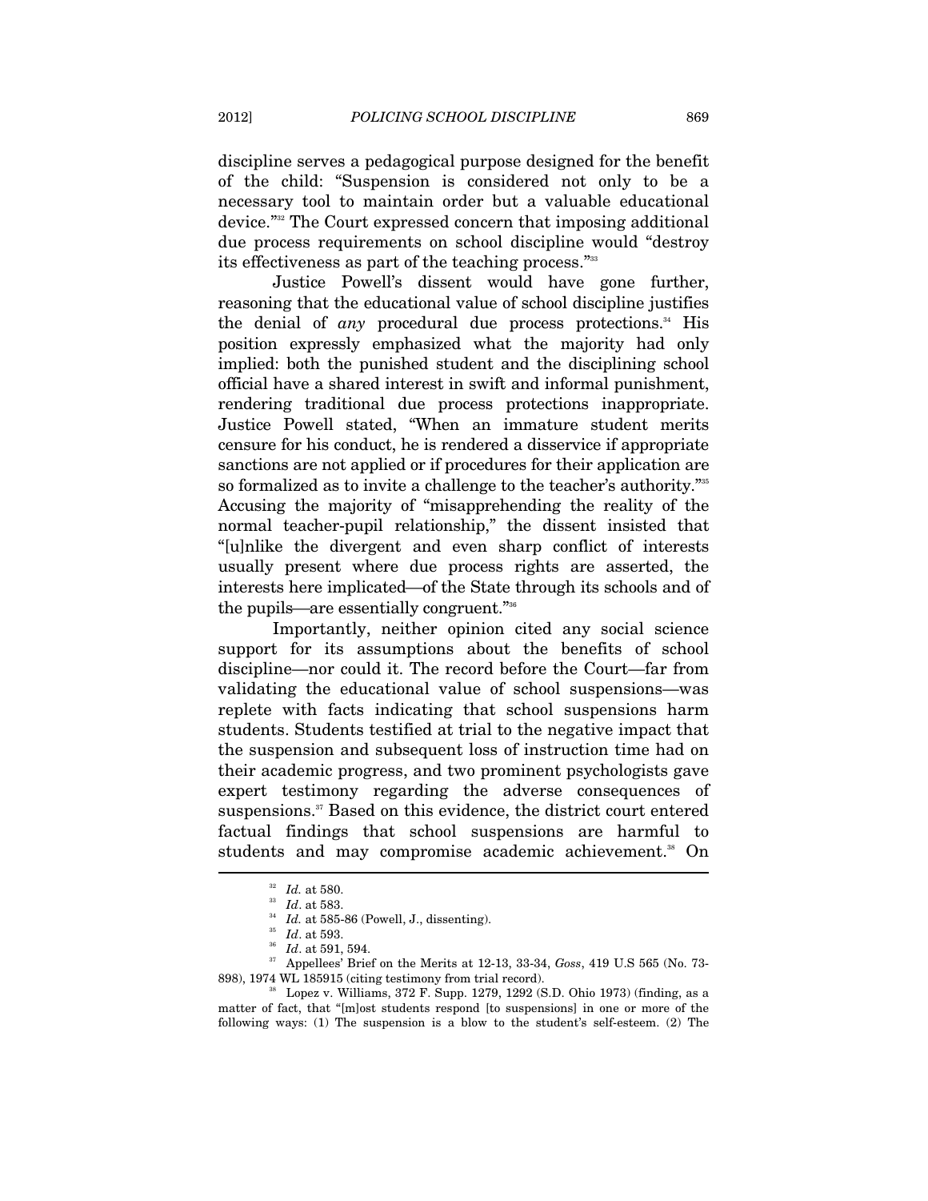discipline serves a pedagogical purpose designed for the benefit of the child: "Suspension is considered not only to be a necessary tool to maintain order but a valuable educational device."[32] The Court expressed concern that imposing additional due process requirements on school discipline would "destroy its effectiveness as part of the teaching process."[33]

Justice Powell's dissent would have gone further, reasoning that the educational value of school discipline justifies the denial of *any* procedural due process protections.[34] His position expressly emphasized what the majority had only implied: both the punished student and the disciplining school official have a shared interest in swift and informal punishment, rendering traditional due process protections inappropriate. Justice Powell stated, "When an immature student merits censure for his conduct, he is rendered a disservice if appropriate sanctions are not applied or if procedures for their application are so formalized as to invite a challenge to the teacher's authority."[35] Accusing the majority of "misapprehending the reality of the normal teacher-pupil relationship," the dissent insisted that "[u]nlike the divergent and even sharp conflict of interests usually present where due process rights are asserted, the interests here implicated—of the State through its schools and of the pupils—are essentially congruent."[36]

Importantly, neither opinion cited any social science support for its assumptions about the benefits of school discipline—nor could it. The record before the Court—far from validating the educational value of school suspensions—was replete with facts indicating that school suspensions harm students. Students testified at trial to the negative impact that the suspension and subsequent loss of instruction time had on their academic progress, and two prominent psychologists gave expert testimony regarding the adverse consequences of suspensions.[37] Based on this evidence, the district court entered factual findings that school suspensions are harmful to students and may compromise academic achievement.[38] On

---

[32] *Id.* at 580.

[33] *Id*. at 583.

[34] *Id.* at 585-86 (Powell, J., dissenting).

[35] *Id*. at 593.

[36] *Id*. at 591, 594.

[37] Appellees' Brief on the Merits at 12-13, 33-34, *Goss*, 419 U.S 565 (No. 73-898), 1974 WL 185915 (citing testimony from trial record).

[38] Lopez v. Williams, 372 F. Supp. 1279, 1292 (S.D. Ohio 1973) (finding, as a matter of fact, that "[m]ost students respond [to suspensions] in one or more of the following ways: (1) The suspension is a blow to the student's self-esteem. (2) The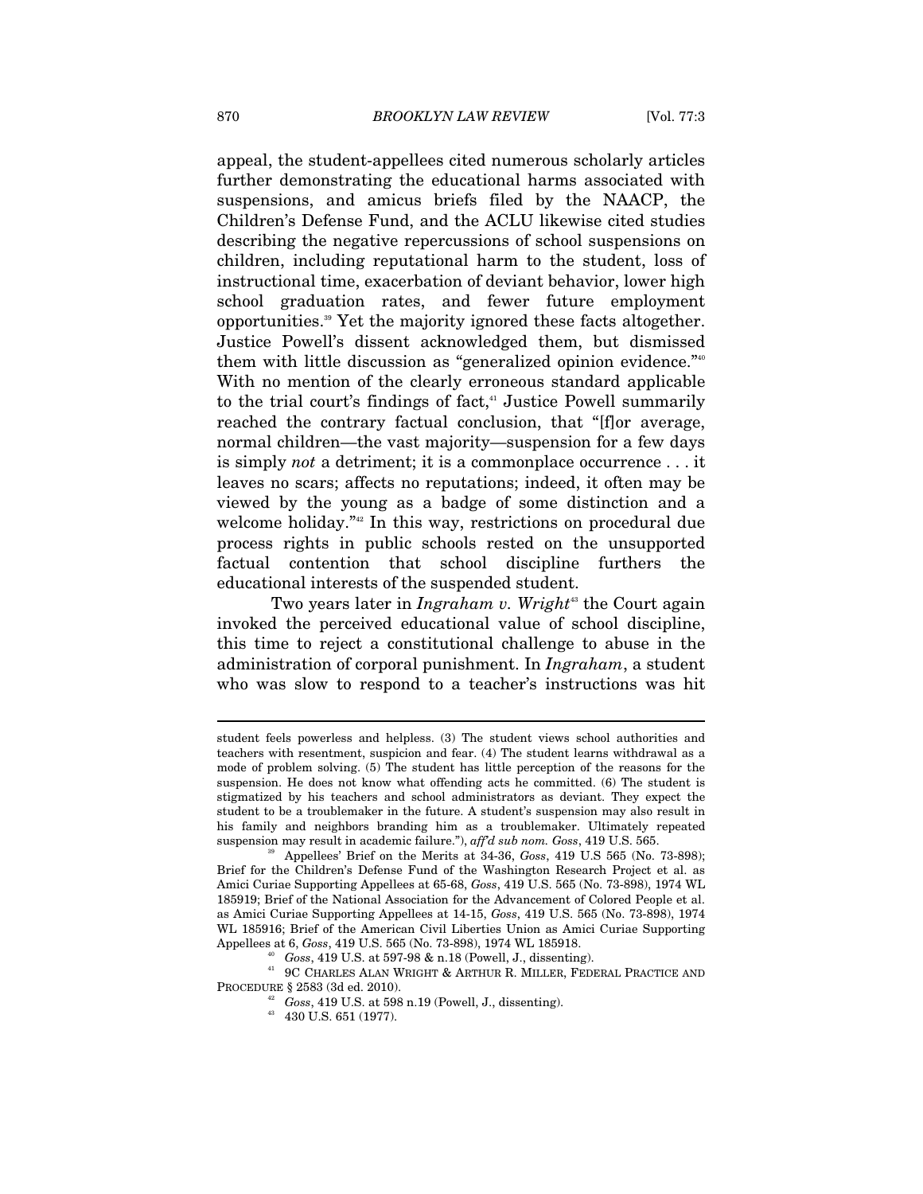appeal, the student-appellees cited numerous scholarly articles further demonstrating the educational harms associated with suspensions, and amicus briefs filed by the NAACP, the Children's Defense Fund, and the ACLU likewise cited studies describing the negative repercussions of school suspensions on children, including reputational harm to the student, loss of instructional time, exacerbation of deviant behavior, lower high school graduation rates, and fewer future employment opportunities.[39] Yet the majority ignored these facts altogether. Justice Powell's dissent acknowledged them, but dismissed them with little discussion as "generalized opinion evidence."[40] With no mention of the clearly erroneous standard applicable to the trial court's findings of fact,[41] Justice Powell summarily reached the contrary factual conclusion, that "[f]or average, normal children—the vast majority—suspension for a few days is simply *not* a detriment; it is a commonplace occurrence . . . it leaves no scars; affects no reputations; indeed, it often may be viewed by the young as a badge of some distinction and a welcome holiday."[42] In this way, restrictions on procedural due process rights in public schools rested on the unsupported factual contention that school discipline furthers the educational interests of the suspended student.

Two years later in *Ingraham v. Wright*[43] the Court again invoked the perceived educational value of school discipline, this time to reject a constitutional challenge to abuse in the administration of corporal punishment. In *Ingraham*, a student who was slow to respond to a teacher's instructions was hit

---

student feels powerless and helpless. (3) The student views school authorities and teachers with resentment, suspicion and fear. (4) The student learns withdrawal as a mode of problem solving. (5) The student has little perception of the reasons for the suspension. He does not know what offending acts he committed. (6) The student is stigmatized by his teachers and school administrators as deviant. They expect the student to be a troublemaker in the future. A student's suspension may also result in his family and neighbors branding him as a troublemaker. Ultimately repeated suspension may result in academic failure."), *aff'd sub nom. Goss*, 419 U.S. 565.

[39] Appellees' Brief on the Merits at 34-36, *Goss*, 419 U.S 565 (No. 73-898); Brief for the Children's Defense Fund of the Washington Research Project et al. as Amici Curiae Supporting Appellees at 65-68, *Goss*, 419 U.S. 565 (No. 73-898), 1974 WL 185919; Brief of the National Association for the Advancement of Colored People et al. as Amici Curiae Supporting Appellees at 14-15, *Goss*, 419 U.S. 565 (No. 73-898), 1974 WL 185916; Brief of the American Civil Liberties Union as Amici Curiae Supporting Appellees at 6, *Goss*, 419 U.S. 565 (No. 73-898), 1974 WL 185918.

[40] *Goss*, 419 U.S. at 597-98 & n.18 (Powell, J., dissenting).

[41] 9C CHARLES ALAN WRIGHT & ARTHUR R. MILLER, FEDERAL PRACTICE AND PROCEDURE § 2583 (3d ed. 2010).

[42] *Goss*, 419 U.S. at 598 n.19 (Powell, J., dissenting).

[43] 430 U.S. 651 (1977).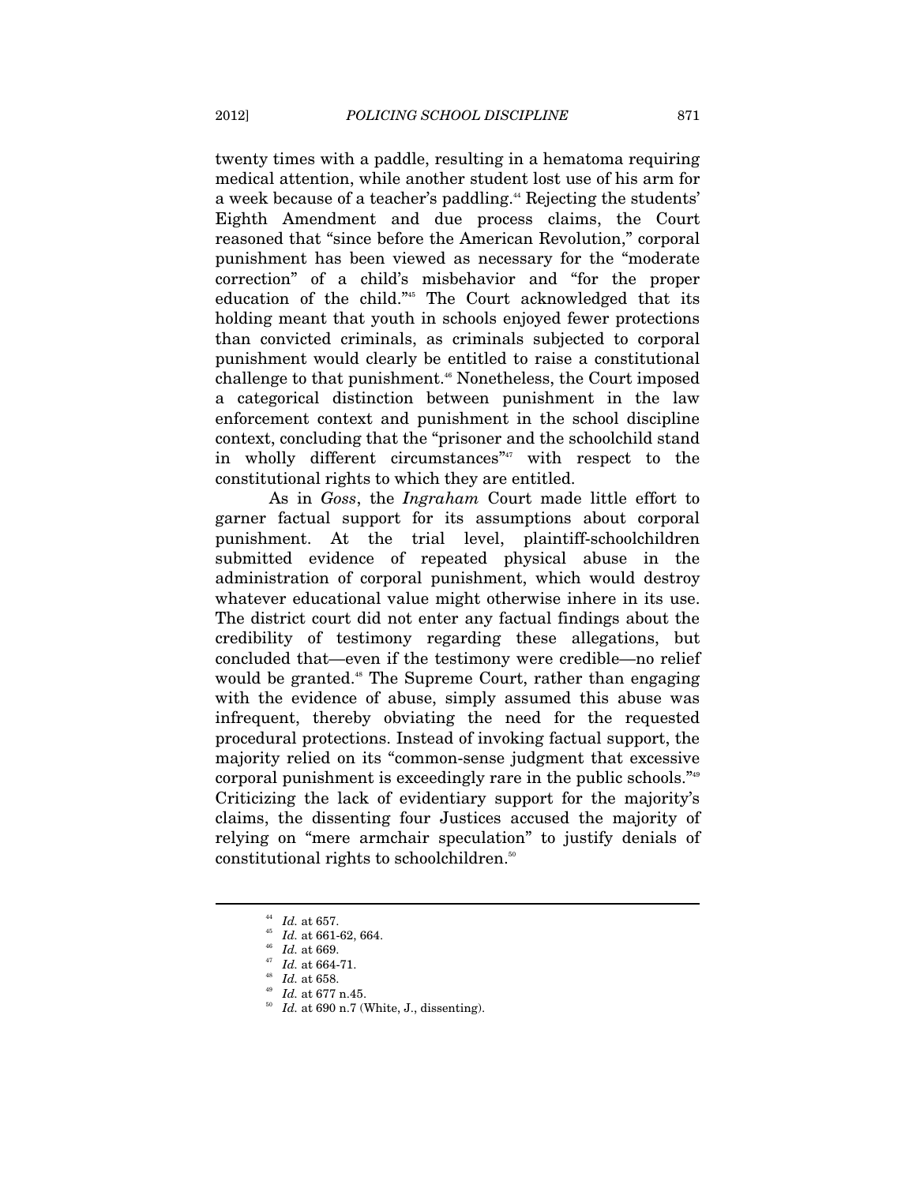twenty times with a paddle, resulting in a hematoma requiring medical attention, while another student lost use of his arm for a week because of a teacher's paddling.[44] Rejecting the students' Eighth Amendment and due process claims, the Court reasoned that "since before the American Revolution," corporal punishment has been viewed as necessary for the "moderate correction" of a child's misbehavior and "for the proper education of the child."[45] The Court acknowledged that its holding meant that youth in schools enjoyed fewer protections than convicted criminals, as criminals subjected to corporal punishment would clearly be entitled to raise a constitutional challenge to that punishment.[46] Nonetheless, the Court imposed a categorical distinction between punishment in the law enforcement context and punishment in the school discipline context, concluding that the "prisoner and the schoolchild stand in wholly different circumstances"[47] with respect to the constitutional rights to which they are entitled.

As in *Goss*, the *Ingraham* Court made little effort to garner factual support for its assumptions about corporal punishment. At the trial level, plaintiff-schoolchildren submitted evidence of repeated physical abuse in the administration of corporal punishment, which would destroy whatever educational value might otherwise inhere in its use. The district court did not enter any factual findings about the credibility of testimony regarding these allegations, but concluded that—even if the testimony were credible—no relief would be granted.[48] The Supreme Court, rather than engaging with the evidence of abuse, simply assumed this abuse was infrequent, thereby obviating the need for the requested procedural protections. Instead of invoking factual support, the majority relied on its "common-sense judgment that excessive corporal punishment is exceedingly rare in the public schools."[49] Criticizing the lack of evidentiary support for the majority's claims, the dissenting four Justices accused the majority of relying on "mere armchair speculation" to justify denials of constitutional rights to schoolchildren.[50]

---

[44] *Id.* at 657.

[45] *Id.* at 661-62, 664.

[46] *Id.* at 669.

[47] *Id.* at 664-71.

[48] *Id.* at 658.

[49] *Id.* at 677 n.45.

[50] *Id.* at 690 n.7 (White, J., dissenting).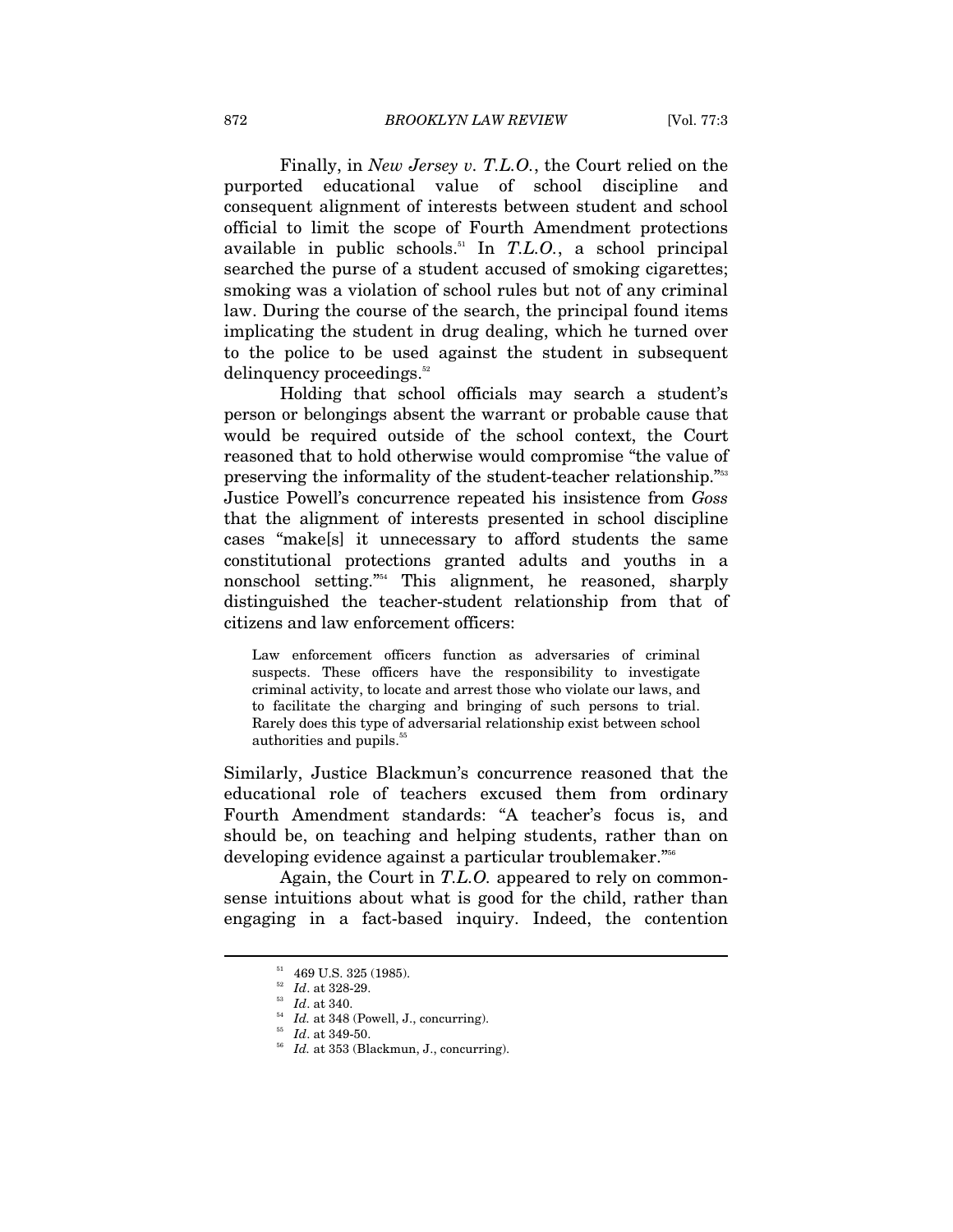Finally, in *New Jersey v. T.L.O.*, the Court relied on the purported educational value of school discipline and consequent alignment of interests between student and school official to limit the scope of Fourth Amendment protections available in public schools.[51] In *T.L.O.*, a school principal searched the purse of a student accused of smoking cigarettes; smoking was a violation of school rules but not of any criminal law. During the course of the search, the principal found items implicating the student in drug dealing, which he turned over to the police to be used against the student in subsequent delinquency proceedings.[52]

Holding that school officials may search a student's person or belongings absent the warrant or probable cause that would be required outside of the school context, the Court reasoned that to hold otherwise would compromise "the value of preserving the informality of the student-teacher relationship."[53] Justice Powell's concurrence repeated his insistence from *Goss* that the alignment of interests presented in school discipline cases "make[s] it unnecessary to afford students the same constitutional protections granted adults and youths in a nonschool setting."[54] This alignment, he reasoned, sharply distinguished the teacher-student relationship from that of citizens and law enforcement officers:

> Law enforcement officers function as adversaries of criminal suspects. These officers have the responsibility to investigate criminal activity, to locate and arrest those who violate our laws, and to facilitate the charging and bringing of such persons to trial. Rarely does this type of adversarial relationship exist between school authorities and pupils.[55]

Similarly, Justice Blackmun's concurrence reasoned that the educational role of teachers excused them from ordinary Fourth Amendment standards: "A teacher's focus is, and should be, on teaching and helping students, rather than on developing evidence against a particular troublemaker."[56]

Again, the Court in *T.L.O.* appeared to rely on common-sense intuitions about what is good for the child, rather than engaging in a fact-based inquiry. Indeed, the contention

---

[51] 469 U.S. 325 (1985).

[52] *Id*. at 328-29.

[53] *Id*. at 340.

[54] *Id.* at 348 (Powell, J., concurring).

[55] *Id*. at 349-50.

[56] *Id.* at 353 (Blackmun, J., concurring).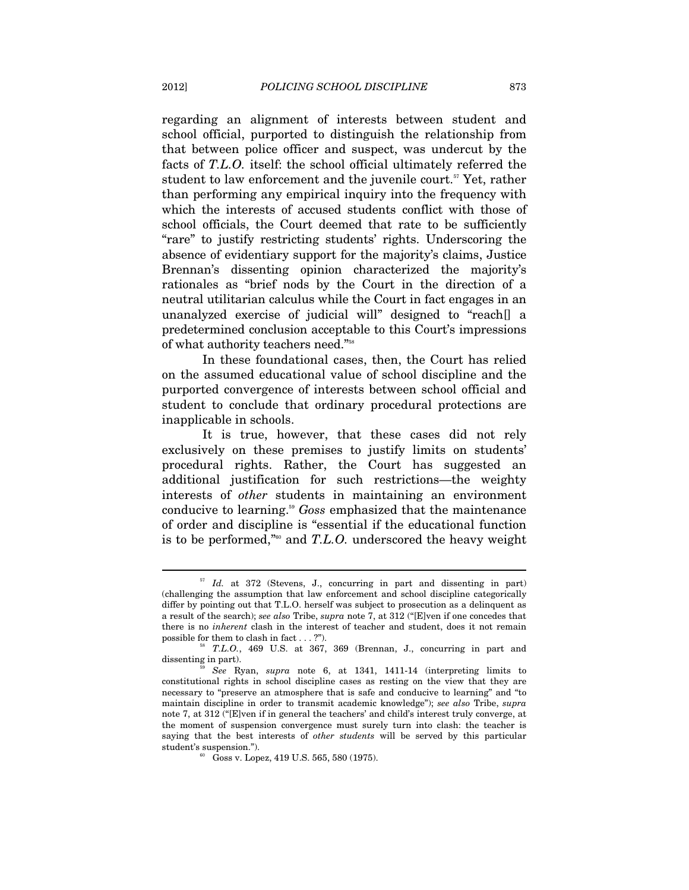regarding an alignment of interests between student and school official, purported to distinguish the relationship from that between police officer and suspect, was undercut by the facts of *T.L.O.* itself: the school official ultimately referred the student to law enforcement and the juvenile court.[57] Yet, rather than performing any empirical inquiry into the frequency with which the interests of accused students conflict with those of school officials, the Court deemed that rate to be sufficiently "rare" to justify restricting students' rights. Underscoring the absence of evidentiary support for the majority's claims, Justice Brennan's dissenting opinion characterized the majority's rationales as "brief nods by the Court in the direction of a neutral utilitarian calculus while the Court in fact engages in an unanalyzed exercise of judicial will" designed to "reach[] a predetermined conclusion acceptable to this Court's impressions of what authority teachers need."[58]

In these foundational cases, then, the Court has relied on the assumed educational value of school discipline and the purported convergence of interests between school official and student to conclude that ordinary procedural protections are inapplicable in schools.

It is true, however, that these cases did not rely exclusively on these premises to justify limits on students' procedural rights. Rather, the Court has suggested an additional justification for such restrictions—the weighty interests of *other* students in maintaining an environment conducive to learning.[59] *Goss* emphasized that the maintenance of order and discipline is "essential if the educational function is to be performed,"[60] and *T.L.O.* underscored the heavy weight

---

[57] *Id.* at 372 (Stevens, J., concurring in part and dissenting in part) (challenging the assumption that law enforcement and school discipline categorically differ by pointing out that T.L.O. herself was subject to prosecution as a delinquent as a result of the search); *see also* Tribe, *supra* note 7, at 312 ("[E]ven if one concedes that there is no *inherent* clash in the interest of teacher and student, does it not remain possible for them to clash in fact . . . ?").

[58] *T.L.O.*, 469 U.S. at 367, 369 (Brennan, J., concurring in part and dissenting in part).

[59] *See* Ryan, *supra* note 6, at 1341, 1411-14 (interpreting limits to constitutional rights in school discipline cases as resting on the view that they are necessary to "preserve an atmosphere that is safe and conducive to learning" and "to maintain discipline in order to transmit academic knowledge"); *see also* Tribe, *supra* note 7, at 312 ("[E]ven if in general the teachers' and child's interest truly converge, at the moment of suspension convergence must surely turn into clash: the teacher is saying that the best interests of *other students* will be served by this particular student's suspension.").

[60] Goss v. Lopez, 419 U.S. 565, 580 (1975).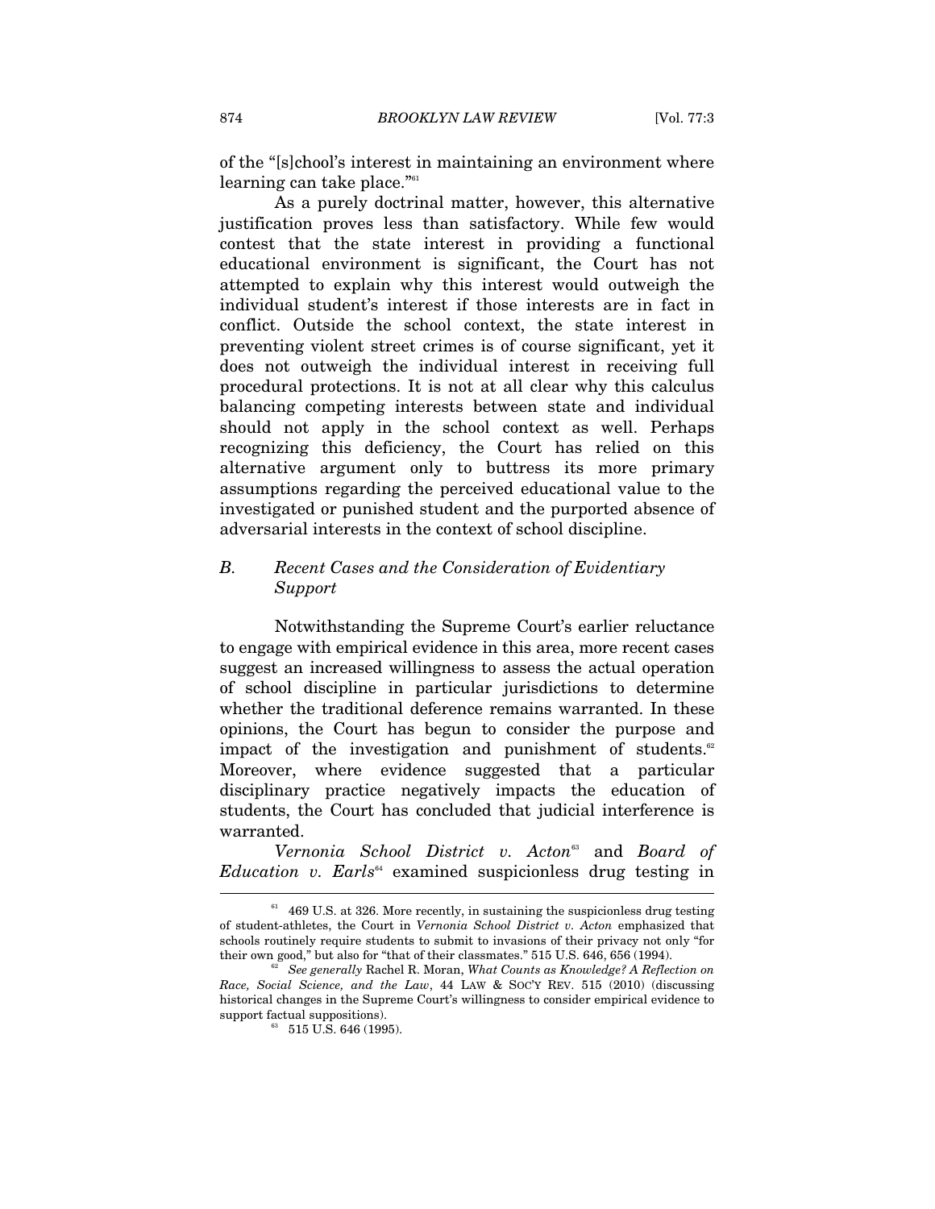of the "[s]chool's interest in maintaining an environment where learning can take place."[61]

As a purely doctrinal matter, however, this alternative justification proves less than satisfactory. While few would contest that the state interest in providing a functional educational environment is significant, the Court has not attempted to explain why this interest would outweigh the individual student's interest if those interests are in fact in conflict. Outside the school context, the state interest in preventing violent street crimes is of course significant, yet it does not outweigh the individual interest in receiving full procedural protections. It is not at all clear why this calculus balancing competing interests between state and individual should not apply in the school context as well. Perhaps recognizing this deficiency, the Court has relied on this alternative argument only to buttress its more primary assumptions regarding the perceived educational value to the investigated or punished student and the purported absence of adversarial interests in the context of school discipline.

### *B. Recent Cases and the Consideration of Evidentiary Support*

Notwithstanding the Supreme Court's earlier reluctance to engage with empirical evidence in this area, more recent cases suggest an increased willingness to assess the actual operation of school discipline in particular jurisdictions to determine whether the traditional deference remains warranted. In these opinions, the Court has begun to consider the purpose and impact of the investigation and punishment of students.[62] Moreover, where evidence suggested that a particular disciplinary practice negatively impacts the education of students, the Court has concluded that judicial interference is warranted.

*Vernonia School District v. Acton*[63] and *Board of Education v. Earls*[64] examined suspicionless drug testing in

---

[61] 469 U.S. at 326. More recently, in sustaining the suspicionless drug testing of student-athletes, the Court in *Vernonia School District v. Acton* emphasized that schools routinely require students to submit to invasions of their privacy not only "for their own good," but also for "that of their classmates." 515 U.S. 646, 656 (1994).

[62] *See generally* Rachel R. Moran, *What Counts as Knowledge? A Reflection on Race, Social Science, and the Law*, 44 LAW & SOC'Y REV. 515 (2010) (discussing historical changes in the Supreme Court's willingness to consider empirical evidence to support factual suppositions).

[63] 515 U.S. 646 (1995).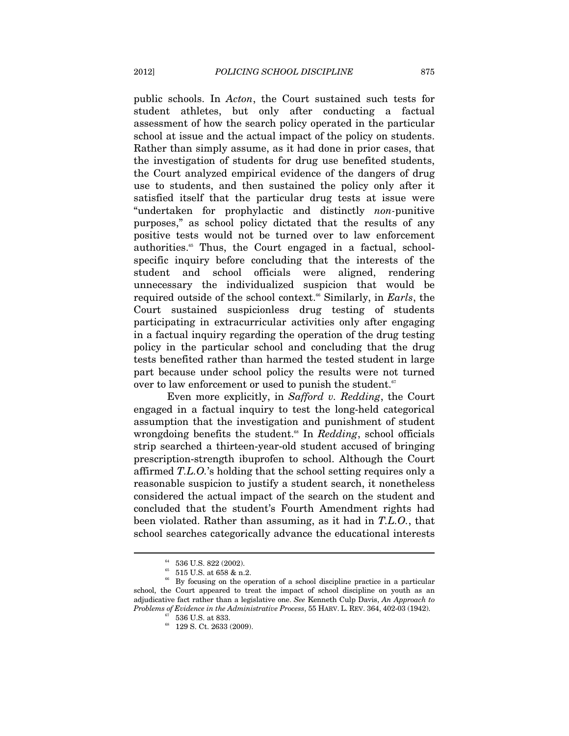public schools. In *Acton*, the Court sustained such tests for student athletes, but only after conducting a factual assessment of how the search policy operated in the particular school at issue and the actual impact of the policy on students. Rather than simply assume, as it had done in prior cases, that the investigation of students for drug use benefited students, the Court analyzed empirical evidence of the dangers of drug use to students, and then sustained the policy only after it satisfied itself that the particular drug tests at issue were "undertaken for prophylactic and distinctly *non*-punitive purposes," as school policy dictated that the results of any positive tests would not be turned over to law enforcement authorities.[65] Thus, the Court engaged in a factual, school-specific inquiry before concluding that the interests of the student and school officials were aligned, rendering unnecessary the individualized suspicion that would be required outside of the school context.[66] Similarly, in *Earls*, the Court sustained suspicionless drug testing of students participating in extracurricular activities only after engaging in a factual inquiry regarding the operation of the drug testing policy in the particular school and concluding that the drug tests benefited rather than harmed the tested student in large part because under school policy the results were not turned over to law enforcement or used to punish the student.[67]

Even more explicitly, in *Safford v. Redding*, the Court engaged in a factual inquiry to test the long-held categorical assumption that the investigation and punishment of student wrongdoing benefits the student.[68] In *Redding*, school officials strip searched a thirteen-year-old student accused of bringing prescription-strength ibuprofen to school. Although the Court affirmed *T.L.O.*'s holding that the school setting requires only a reasonable suspicion to justify a student search, it nonetheless considered the actual impact of the search on the student and concluded that the student's Fourth Amendment rights had been violated. Rather than assuming, as it had in *T.L.O.*, that school searches categorically advance the educational interests

---

[64] 536 U.S. 822 (2002).

[65] 515 U.S. at 658 & n.2.

[66] By focusing on the operation of a school discipline practice in a particular school, the Court appeared to treat the impact of school discipline on youth as an adjudicative fact rather than a legislative one. *See* Kenneth Culp Davis, *An Approach to Problems of Evidence in the Administrative Process*, 55 HARV. L. REV. 364, 402-03 (1942).

[67] 536 U.S. at 833.

[68] 129 S. Ct. 2633 (2009).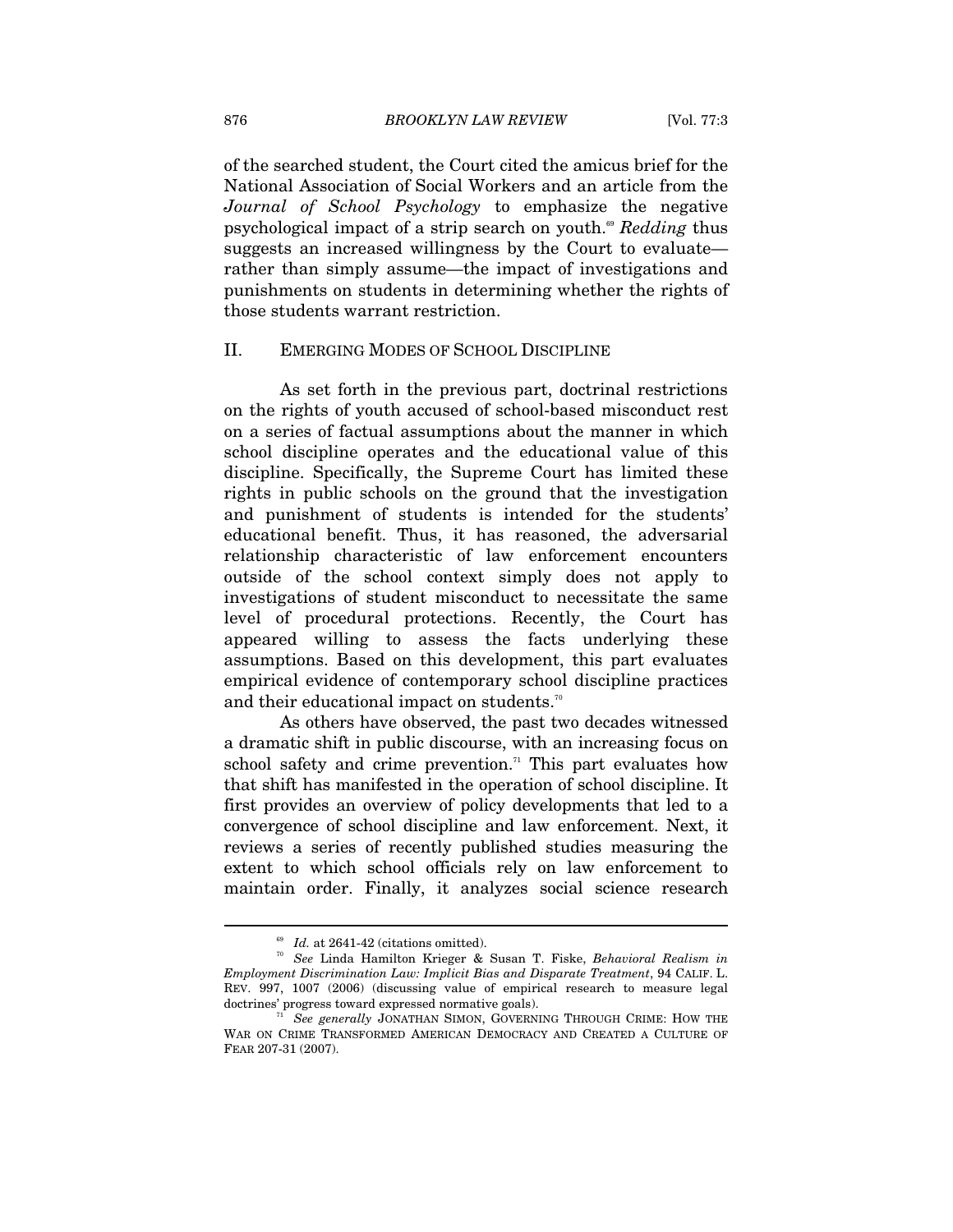of the searched student, the Court cited the amicus brief for the National Association of Social Workers and an article from the *Journal of School Psychology* to emphasize the negative psychological impact of a strip search on youth.[69] *Redding* thus suggests an increased willingness by the Court to evaluate—rather than simply assume—the impact of investigations and punishments on students in determining whether the rights of those students warrant restriction.

## II. EMERGING MODES OF SCHOOL DISCIPLINE

As set forth in the previous part, doctrinal restrictions on the rights of youth accused of school-based misconduct rest on a series of factual assumptions about the manner in which school discipline operates and the educational value of this discipline. Specifically, the Supreme Court has limited these rights in public schools on the ground that the investigation and punishment of students is intended for the students' educational benefit. Thus, it has reasoned, the adversarial relationship characteristic of law enforcement encounters outside of the school context simply does not apply to investigations of student misconduct to necessitate the same level of procedural protections. Recently, the Court has appeared willing to assess the facts underlying these assumptions. Based on this development, this part evaluates empirical evidence of contemporary school discipline practices and their educational impact on students.[70]

As others have observed, the past two decades witnessed a dramatic shift in public discourse, with an increasing focus on school safety and crime prevention.[71] This part evaluates how that shift has manifested in the operation of school discipline. It first provides an overview of policy developments that led to a convergence of school discipline and law enforcement. Next, it reviews a series of recently published studies measuring the extent to which school officials rely on law enforcement to maintain order. Finally, it analyzes social science research

---

[69] *Id.* at 2641-42 (citations omitted).

[70] *See* Linda Hamilton Krieger & Susan T. Fiske, *Behavioral Realism in Employment Discrimination Law: Implicit Bias and Disparate Treatment*, 94 CALIF. L. REV. 997, 1007 (2006) (discussing value of empirical research to measure legal doctrines' progress toward expressed normative goals).

[71] *See generally* JONATHAN SIMON, GOVERNING THROUGH CRIME: HOW THE WAR ON CRIME TRANSFORMED AMERICAN DEMOCRACY AND CREATED A CULTURE OF FEAR 207-31 (2007).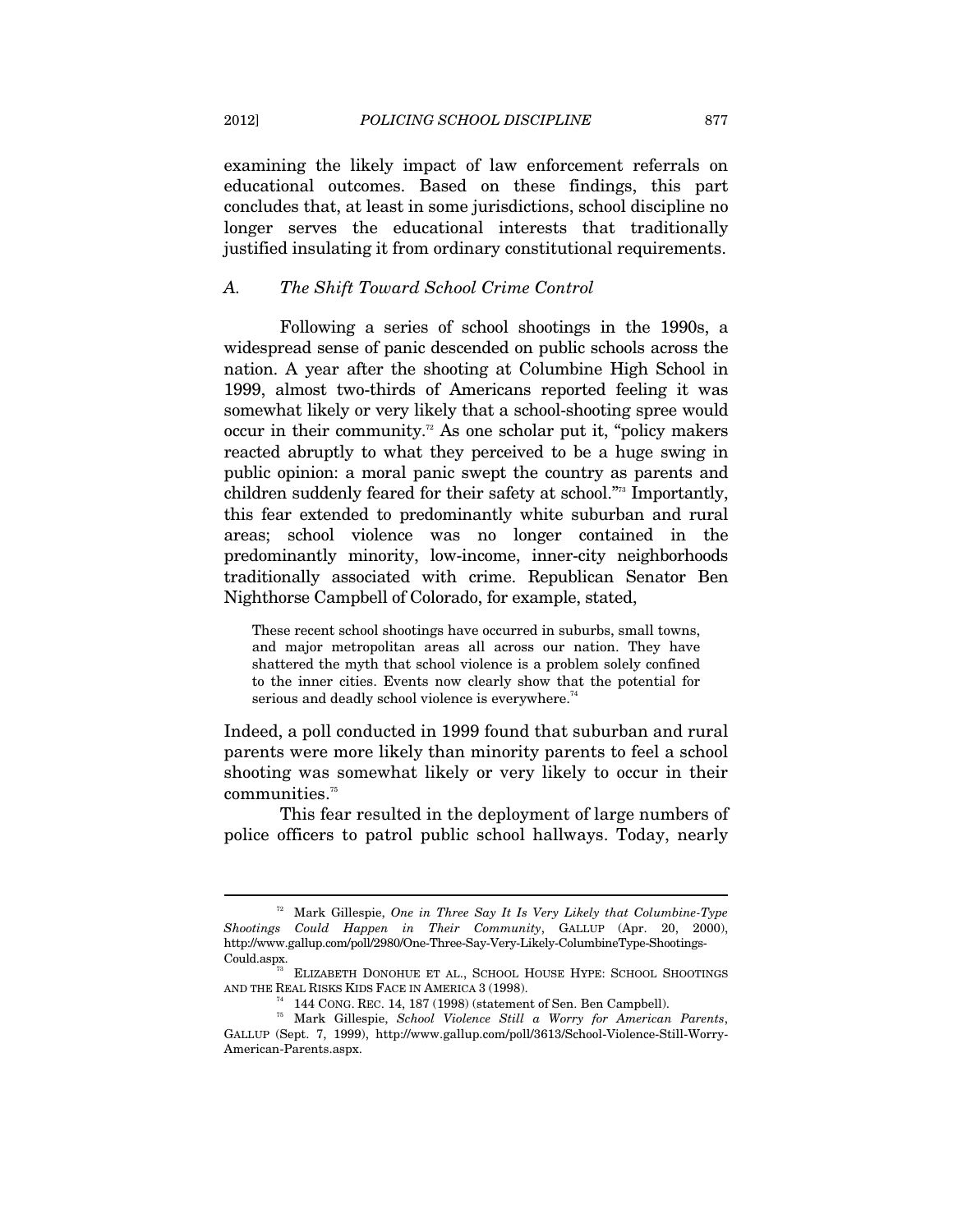examining the likely impact of law enforcement referrals on educational outcomes. Based on these findings, this part concludes that, at least in some jurisdictions, school discipline no longer serves the educational interests that traditionally justified insulating it from ordinary constitutional requirements.

### A. The Shift Toward School Crime Control

Following a series of school shootings in the 1990s, a widespread sense of panic descended on public schools across the nation. A year after the shooting at Columbine High School in 1999, almost two-thirds of Americans reported feeling it was somewhat likely or very likely that a school-shooting spree would occur in their community.[72] As one scholar put it, "policy makers reacted abruptly to what they perceived to be a huge swing in public opinion: a moral panic swept the country as parents and children suddenly feared for their safety at school."[73] Importantly, this fear extended to predominantly white suburban and rural areas; school violence was no longer contained in the predominantly minority, low-income, inner-city neighborhoods traditionally associated with crime. Republican Senator Ben Nighthorse Campbell of Colorado, for example, stated,

> These recent school shootings have occurred in suburbs, small towns, and major metropolitan areas all across our nation. They have shattered the myth that school violence is a problem solely confined to the inner cities. Events now clearly show that the potential for serious and deadly school violence is everywhere.[74]

Indeed, a poll conducted in 1999 found that suburban and rural parents were more likely than minority parents to feel a school shooting was somewhat likely or very likely to occur in their communities.[75]

This fear resulted in the deployment of large numbers of police officers to patrol public school hallways. Today, nearly

---

[72] Mark Gillespie, *One in Three Say It Is Very Likely that Columbine-Type Shootings Could Happen in Their Community*, GALLUP (Apr. 20, 2000), http://www.gallup.com/poll/2980/One-Three-Say-Very-Likely-ColumbineType-Shootings-Could.aspx.

[73] ELIZABETH DONOHUE ET AL., SCHOOL HOUSE HYPE: SCHOOL SHOOTINGS AND THE REAL RISKS KIDS FACE IN AMERICA 3 (1998).

[74] 144 CONG. REC. 14, 187 (1998) (statement of Sen. Ben Campbell).

[75] Mark Gillespie, *School Violence Still a Worry for American Parents*, GALLUP (Sept. 7, 1999), http://www.gallup.com/poll/3613/School-Violence-Still-Worry-American-Parents.aspx.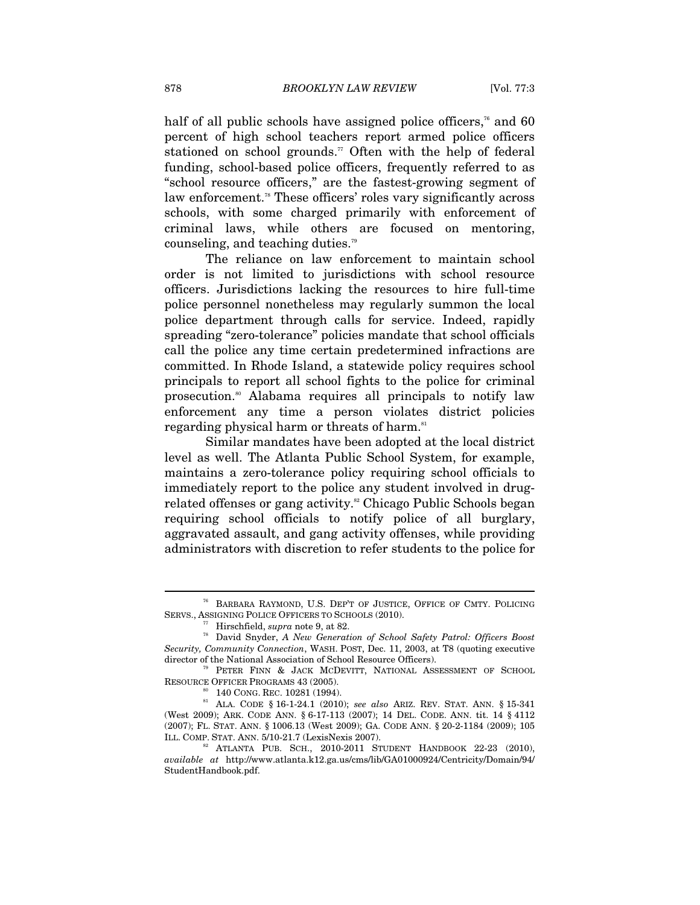half of all public schools have assigned police officers,[76] and 60 percent of high school teachers report armed police officers stationed on school grounds.[77] Often with the help of federal funding, school-based police officers, frequently referred to as "school resource officers," are the fastest-growing segment of law enforcement.[78] These officers' roles vary significantly across schools, with some charged primarily with enforcement of criminal laws, while others are focused on mentoring, counseling, and teaching duties.[79]

The reliance on law enforcement to maintain school order is not limited to jurisdictions with school resource officers. Jurisdictions lacking the resources to hire full-time police personnel nonetheless may regularly summon the local police department through calls for service. Indeed, rapidly spreading "zero-tolerance" policies mandate that school officials call the police any time certain predetermined infractions are committed. In Rhode Island, a statewide policy requires school principals to report all school fights to the police for criminal prosecution.[80] Alabama requires all principals to notify law enforcement any time a person violates district policies regarding physical harm or threats of harm.[81]

Similar mandates have been adopted at the local district level as well. The Atlanta Public School System, for example, maintains a zero-tolerance policy requiring school officials to immediately report to the police any student involved in drug-related offenses or gang activity.[82] Chicago Public Schools began requiring school officials to notify police of all burglary, aggravated assault, and gang activity offenses, while providing administrators with discretion to refer students to the police for

---

[76] BARBARA RAYMOND, U.S. DEP'T OF JUSTICE, OFFICE OF CMTY. POLICING SERVS., ASSIGNING POLICE OFFICERS TO SCHOOLS (2010).

[77] Hirschfield, *supra* note 9, at 82.

[78] David Snyder, *A New Generation of School Safety Patrol: Officers Boost Security, Community Connection*, WASH. POST, Dec. 11, 2003, at T8 (quoting executive director of the National Association of School Resource Officers).

[79] PETER FINN & JACK MCDEVITT, NATIONAL ASSESSMENT OF SCHOOL RESOURCE OFFICER PROGRAMS 43 (2005).

[80] 140 CONG. REC. 10281 (1994).

[81] ALA. CODE § 16-1-24.1 (2010); *see also* ARIZ. REV. STAT. ANN. § 15-341 (West 2009); ARK. CODE ANN. § 6-17-113 (2007); 14 DEL. CODE. ANN. tit. 14 § 4112 (2007); FL. STAT. ANN. § 1006.13 (West 2009); GA. CODE ANN. § 20-2-1184 (2009); 105 ILL. COMP. STAT. ANN. 5/10-21.7 (LexisNexis 2007).

[82] ATLANTA PUB. SCH., 2010-2011 STUDENT HANDBOOK 22-23 (2010), *available at* http://www.atlanta.k12.ga.us/cms/lib/GA01000924/Centricity/Domain/94/StudentHandbook.pdf.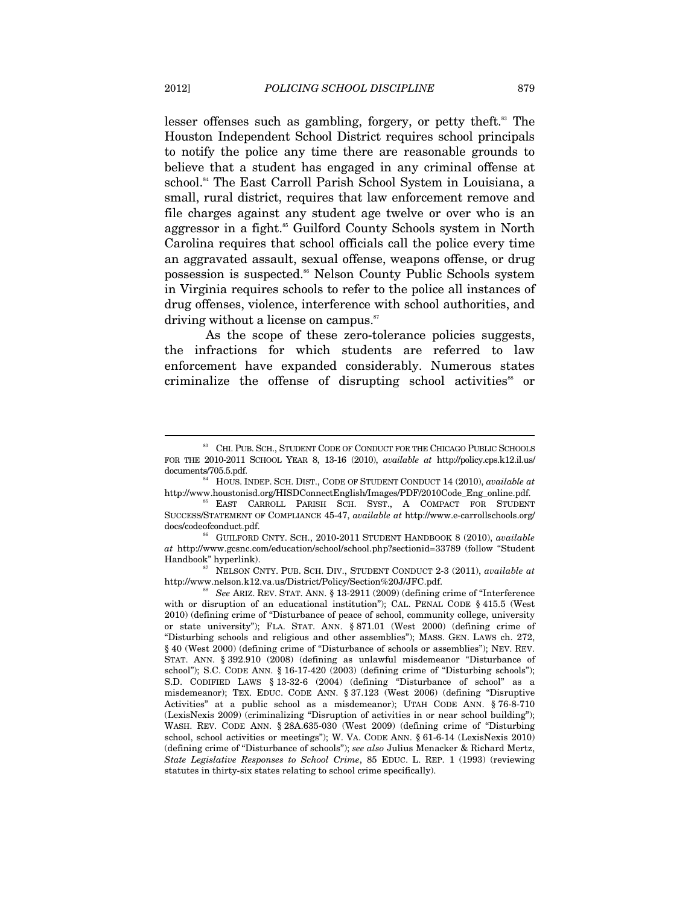lesser offenses such as gambling, forgery, or petty theft.[83] The Houston Independent School District requires school principals to notify the police any time there are reasonable grounds to believe that a student has engaged in any criminal offense at school.[84] The East Carroll Parish School System in Louisiana, a small, rural district, requires that law enforcement remove and file charges against any student age twelve or over who is an aggressor in a fight.[85] Guilford County Schools system in North Carolina requires that school officials call the police every time an aggravated assault, sexual offense, weapons offense, or drug possession is suspected.[86] Nelson County Public Schools system in Virginia requires schools to refer to the police all instances of drug offenses, violence, interference with school authorities, and driving without a license on campus.[87]

As the scope of these zero-tolerance policies suggests, the infractions for which students are referred to law enforcement have expanded considerably. Numerous states criminalize the offense of disrupting school activities[88] or

---

[83] CHI. PUB. SCH., STUDENT CODE OF CONDUCT FOR THE CHICAGO PUBLIC SCHOOLS FOR THE 2010-2011 SCHOOL YEAR 8, 13-16 (2010), *available at* http://policy.cps.k12.il.us/documents/705.5.pdf.

[84] HOUS. INDEP. SCH. DIST., CODE OF STUDENT CONDUCT 14 (2010), *available at* http://www.houstonisd.org/HISDConnectEnglish/Images/PDF/2010Code_Eng_online.pdf.

[85] EAST CARROLL PARISH SCH. SYST., A COMPACT FOR STUDENT SUCCESS/STATEMENT OF COMPLIANCE 45-47, *available at* http://www.e-carrollschools.org/docs/codeofconduct.pdf.

[86] GUILFORD CNTY. SCH., 2010-2011 STUDENT HANDBOOK 8 (2010), *available at* http://www.gcsnc.com/education/school/school.php?sectionid=33789 (follow "Student Handbook" hyperlink).

[87] NELSON CNTY. PUB. SCH. DIV., STUDENT CONDUCT 2-3 (2011), *available at* http://www.nelson.k12.va.us/District/Policy/Section%20J/JFC.pdf.

[88] *See* ARIZ. REV. STAT. ANN. § 13-2911 (2009) (defining crime of "Interference with or disruption of an educational institution"); CAL. PENAL CODE § 415.5 (West 2010) (defining crime of "Disturbance of peace of school, community college, university or state university"); FLA. STAT. ANN. § 871.01 (West 2000) (defining crime of "Disturbing schools and religious and other assemblies"); MASS. GEN. LAWS ch. 272, § 40 (West 2000) (defining crime of "Disturbance of schools or assemblies"); NEV. REV. STAT. ANN. § 392.910 (2008) (defining as unlawful misdemeanor "Disturbance of school"); S.C. CODE ANN. § 16-17-420 (2003) (defining crime of "Disturbing schools"); S.D. CODIFIED LAWS § 13-32-6 (2004) (defining "Disturbance of school" as a misdemeanor); TEX. EDUC. CODE ANN. § 37.123 (West 2006) (defining "Disruptive Activities" at a public school as a misdemeanor); UTAH CODE ANN. § 76-8-710 (LexisNexis 2009) (criminalizing "Disruption of activities in or near school building"); WASH. REV. CODE ANN. § 28A.635-030 (West 2009) (defining crime of "Disturbing school, school activities or meetings"); W. VA. CODE ANN. § 61-6-14 (LexisNexis 2010) (defining crime of "Disturbance of schools"); *see also* Julius Menacker & Richard Mertz, *State Legislative Responses to School Crime*, 85 EDUC. L. REP. 1 (1993) (reviewing statutes in thirty-six states relating to school crime specifically).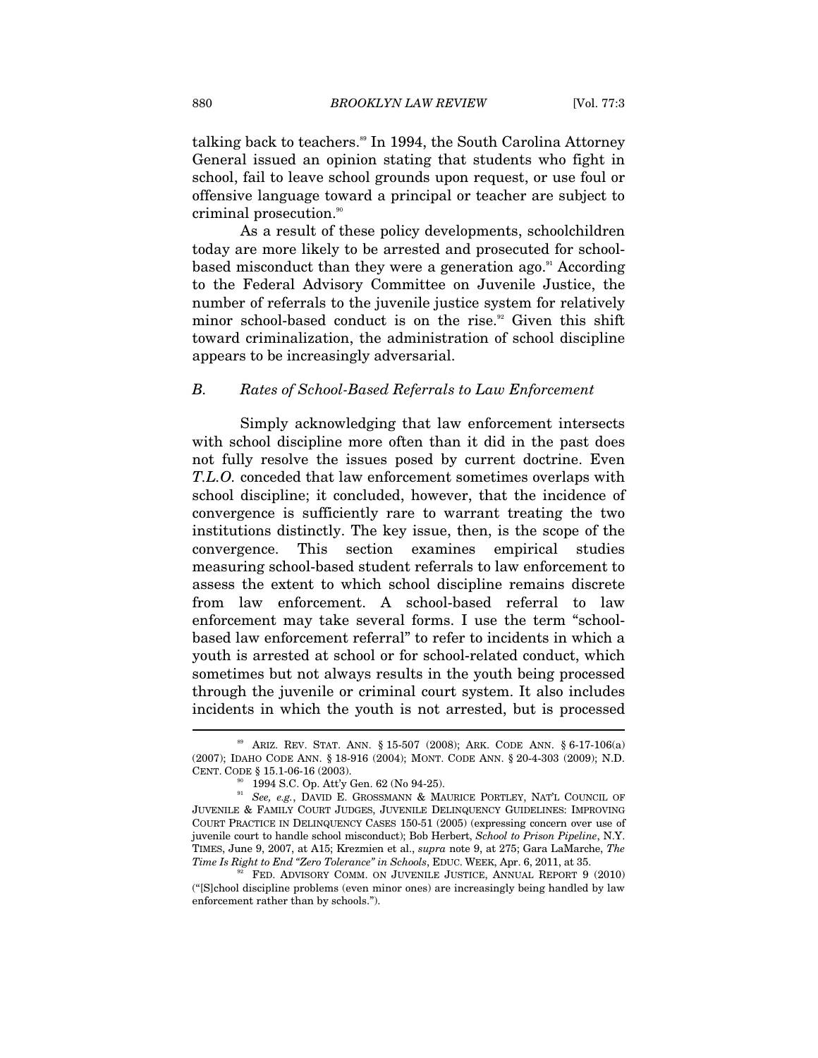talking back to teachers.[89] In 1994, the South Carolina Attorney General issued an opinion stating that students who fight in school, fail to leave school grounds upon request, or use foul or offensive language toward a principal or teacher are subject to criminal prosecution.[90]

As a result of these policy developments, schoolchildren today are more likely to be arrested and prosecuted for school-based misconduct than they were a generation ago.[91] According to the Federal Advisory Committee on Juvenile Justice, the number of referrals to the juvenile justice system for relatively minor school-based conduct is on the rise.[92] Given this shift toward criminalization, the administration of school discipline appears to be increasingly adversarial.

### *B. Rates of School-Based Referrals to Law Enforcement*

Simply acknowledging that law enforcement intersects with school discipline more often than it did in the past does not fully resolve the issues posed by current doctrine. Even *T.L.O.* conceded that law enforcement sometimes overlaps with school discipline; it concluded, however, that the incidence of convergence is sufficiently rare to warrant treating the two institutions distinctly. The key issue, then, is the scope of the convergence. This section examines empirical studies measuring school-based student referrals to law enforcement to assess the extent to which school discipline remains discrete from law enforcement. A school-based referral to law enforcement may take several forms. I use the term "school-based law enforcement referral" to refer to incidents in which a youth is arrested at school or for school-related conduct, which sometimes but not always results in the youth being processed through the juvenile or criminal court system. It also includes incidents in which the youth is not arrested, but is processed

---

[89] ARIZ. REV. STAT. ANN. § 15-507 (2008); ARK. CODE ANN. § 6-17-106(a) (2007); IDAHO CODE ANN. § 18-916 (2004); MONT. CODE ANN. § 20-4-303 (2009); N.D. CENT. CODE § 15.1-06-16 (2003).

[90] 1994 S.C. Op. Att'y Gen. 62 (No 94-25).

[91] *See, e.g.*, DAVID E. GROSSMANN & MAURICE PORTLEY, NAT'L COUNCIL OF JUVENILE & FAMILY COURT JUDGES, JUVENILE DELINQUENCY GUIDELINES: IMPROVING COURT PRACTICE IN DELINQUENCY CASES 150-51 (2005) (expressing concern over use of juvenile court to handle school misconduct); Bob Herbert, *School to Prison Pipeline*, N.Y. TIMES, June 9, 2007, at A15; Krezmien et al., *supra* note 9, at 275; Gara LaMarche, *The Time Is Right to End "Zero Tolerance" in Schools*, EDUC. WEEK, Apr. 6, 2011, at 35.

[92] FED. ADVISORY COMM. ON JUVENILE JUSTICE, ANNUAL REPORT 9 (2010) ("[S]chool discipline problems (even minor ones) are increasingly being handled by law enforcement rather than by schools.").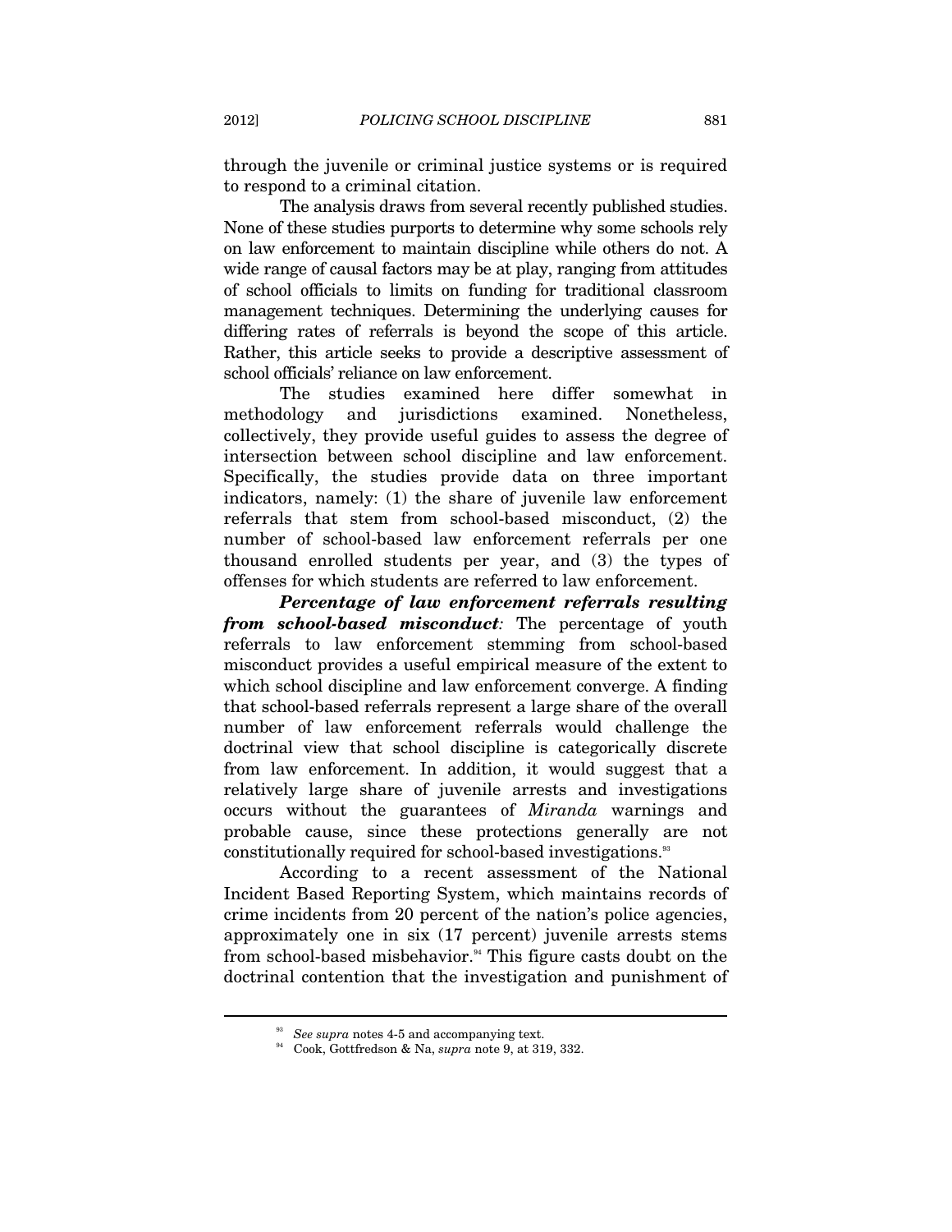through the juvenile or criminal justice systems or is required to respond to a criminal citation.

The analysis draws from several recently published studies. None of these studies purports to determine why some schools rely on law enforcement to maintain discipline while others do not. A wide range of causal factors may be at play, ranging from attitudes of school officials to limits on funding for traditional classroom management techniques. Determining the underlying causes for differing rates of referrals is beyond the scope of this article. Rather, this article seeks to provide a descriptive assessment of school officials' reliance on law enforcement.

The studies examined here differ somewhat in methodology and jurisdictions examined. Nonetheless, collectively, they provide useful guides to assess the degree of intersection between school discipline and law enforcement. Specifically, the studies provide data on three important indicators, namely: (1) the share of juvenile law enforcement referrals that stem from school-based misconduct, (2) the number of school-based law enforcement referrals per one thousand enrolled students per year, and (3) the types of offenses for which students are referred to law enforcement.

***Percentage of law enforcement referrals resulting from school-based misconduct****:* The percentage of youth referrals to law enforcement stemming from school-based misconduct provides a useful empirical measure of the extent to which school discipline and law enforcement converge. A finding that school-based referrals represent a large share of the overall number of law enforcement referrals would challenge the doctrinal view that school discipline is categorically discrete from law enforcement. In addition, it would suggest that a relatively large share of juvenile arrests and investigations occurs without the guarantees of *Miranda* warnings and probable cause, since these protections generally are not constitutionally required for school-based investigations.[93]

According to a recent assessment of the National Incident Based Reporting System, which maintains records of crime incidents from 20 percent of the nation's police agencies, approximately one in six (17 percent) juvenile arrests stems from school-based misbehavior.[94] This figure casts doubt on the doctrinal contention that the investigation and punishment of

[93] *See supra* notes 4-5 and accompanying text.

[94] Cook, Gottfredson & Na, *supra* note 9, at 319, 332.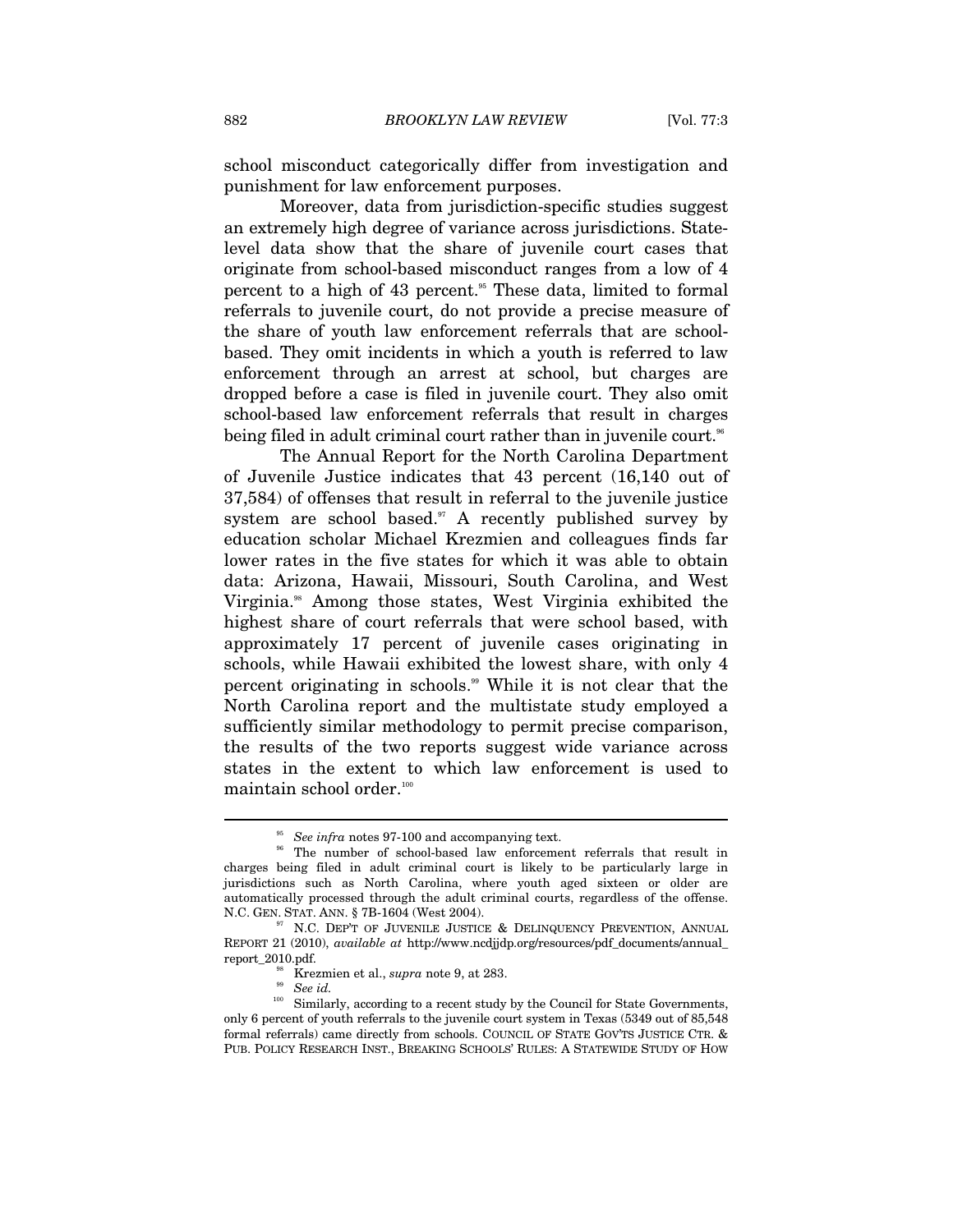school misconduct categorically differ from investigation and punishment for law enforcement purposes.

Moreover, data from jurisdiction-specific studies suggest an extremely high degree of variance across jurisdictions. State-level data show that the share of juvenile court cases that originate from school-based misconduct ranges from a low of 4 percent to a high of 43 percent.[95] These data, limited to formal referrals to juvenile court, do not provide a precise measure of the share of youth law enforcement referrals that are school-based. They omit incidents in which a youth is referred to law enforcement through an arrest at school, but charges are dropped before a case is filed in juvenile court. They also omit school-based law enforcement referrals that result in charges being filed in adult criminal court rather than in juvenile court.[96]

The Annual Report for the North Carolina Department of Juvenile Justice indicates that 43 percent (16,140 out of 37,584) of offenses that result in referral to the juvenile justice system are school based.[97] A recently published survey by education scholar Michael Krezmien and colleagues finds far lower rates in the five states for which it was able to obtain data: Arizona, Hawaii, Missouri, South Carolina, and West Virginia.[98] Among those states, West Virginia exhibited the highest share of court referrals that were school based, with approximately 17 percent of juvenile cases originating in schools, while Hawaii exhibited the lowest share, with only 4 percent originating in schools.[99] While it is not clear that the North Carolina report and the multistate study employed a sufficiently similar methodology to permit precise comparison, the results of the two reports suggest wide variance across states in the extent to which law enforcement is used to maintain school order.[100]

---

[95] *See infra* notes 97-100 and accompanying text.

[96] The number of school-based law enforcement referrals that result in charges being filed in adult criminal court is likely to be particularly large in jurisdictions such as North Carolina, where youth aged sixteen or older are automatically processed through the adult criminal courts, regardless of the offense. N.C. GEN. STAT. ANN. § 7B-1604 (West 2004).

[97] N.C. DEP'T OF JUVENILE JUSTICE & DELINQUENCY PREVENTION, ANNUAL REPORT 21 (2010), *available at* http://www.ncdjjdp.org/resources/pdf_documents/annual_report_2010.pdf.

[98] Krezmien et al., *supra* note 9, at 283.

[99] *See id.*

[100] Similarly, according to a recent study by the Council for State Governments, only 6 percent of youth referrals to the juvenile court system in Texas (5349 out of 85,548 formal referrals) came directly from schools. COUNCIL OF STATE GOV'TS JUSTICE CTR. & PUB. POLICY RESEARCH INST., BREAKING SCHOOLS' RULES: A STATEWIDE STUDY OF HOW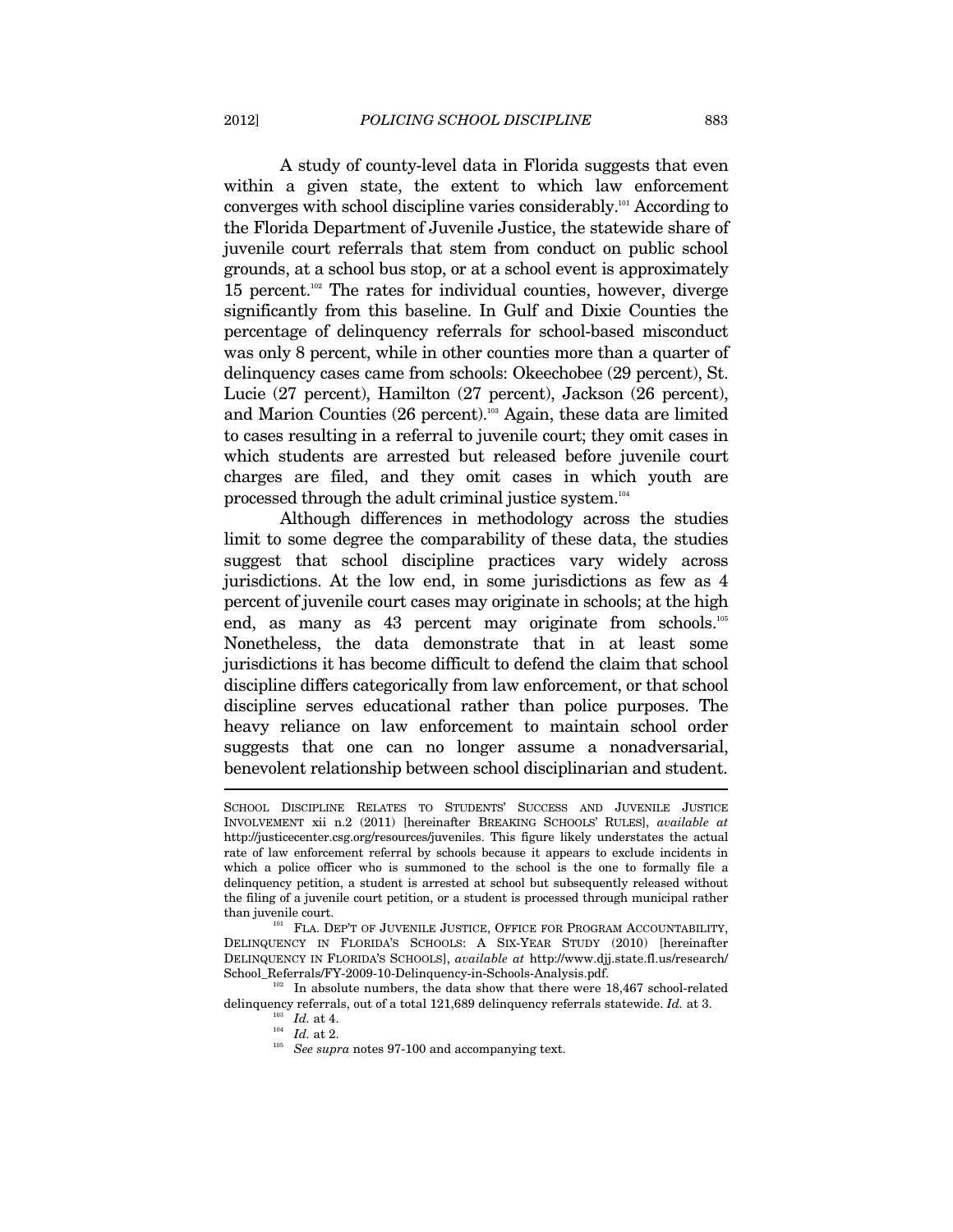A study of county-level data in Florida suggests that even within a given state, the extent to which law enforcement converges with school discipline varies considerably.[101] According to the Florida Department of Juvenile Justice, the statewide share of juvenile court referrals that stem from conduct on public school grounds, at a school bus stop, or at a school event is approximately 15 percent.[102] The rates for individual counties, however, diverge significantly from this baseline. In Gulf and Dixie Counties the percentage of delinquency referrals for school-based misconduct was only 8 percent, while in other counties more than a quarter of delinquency cases came from schools: Okeechobee (29 percent), St. Lucie (27 percent), Hamilton (27 percent), Jackson (26 percent), and Marion Counties (26 percent).[103] Again, these data are limited to cases resulting in a referral to juvenile court; they omit cases in which students are arrested but released before juvenile court charges are filed, and they omit cases in which youth are processed through the adult criminal justice system.[104]

Although differences in methodology across the studies limit to some degree the comparability of these data, the studies suggest that school discipline practices vary widely across jurisdictions. At the low end, in some jurisdictions as few as 4 percent of juvenile court cases may originate in schools; at the high end, as many as 43 percent may originate from schools.[105] Nonetheless, the data demonstrate that in at least some jurisdictions it has become difficult to defend the claim that school discipline differs categorically from law enforcement, or that school discipline serves educational rather than police purposes. The heavy reliance on law enforcement to maintain school order suggests that one can no longer assume a nonadversarial, benevolent relationship between school disciplinarian and student.

---

SCHOOL DISCIPLINE RELATES TO STUDENTS' SUCCESS AND JUVENILE JUSTICE INVOLVEMENT xii n.2 (2011) [hereinafter BREAKING SCHOOLS' RULES], *available at* http://justicecenter.csg.org/resources/juveniles. This figure likely understates the actual rate of law enforcement referral by schools because it appears to exclude incidents in which a police officer who is summoned to the school is the one to formally file a delinquency petition, a student is arrested at school but subsequently released without the filing of a juvenile court petition, or a student is processed through municipal rather than juvenile court.

[101] FLA. DEP'T OF JUVENILE JUSTICE, OFFICE FOR PROGRAM ACCOUNTABILITY, DELINQUENCY IN FLORIDA'S SCHOOLS: A SIX-YEAR STUDY (2010) [hereinafter DELINQUENCY IN FLORIDA'S SCHOOLS], *available at* http://www.djj.state.fl.us/research/School_Referrals/FY-2009-10-Delinquency-in-Schools-Analysis.pdf.

[102] In absolute numbers, the data show that there were 18,467 school-related delinquency referrals, out of a total 121,689 delinquency referrals statewide. *Id.* at 3.

[103] *Id.* at 4.

[104] *Id.* at 2.

[105] *See supra* notes 97-100 and accompanying text.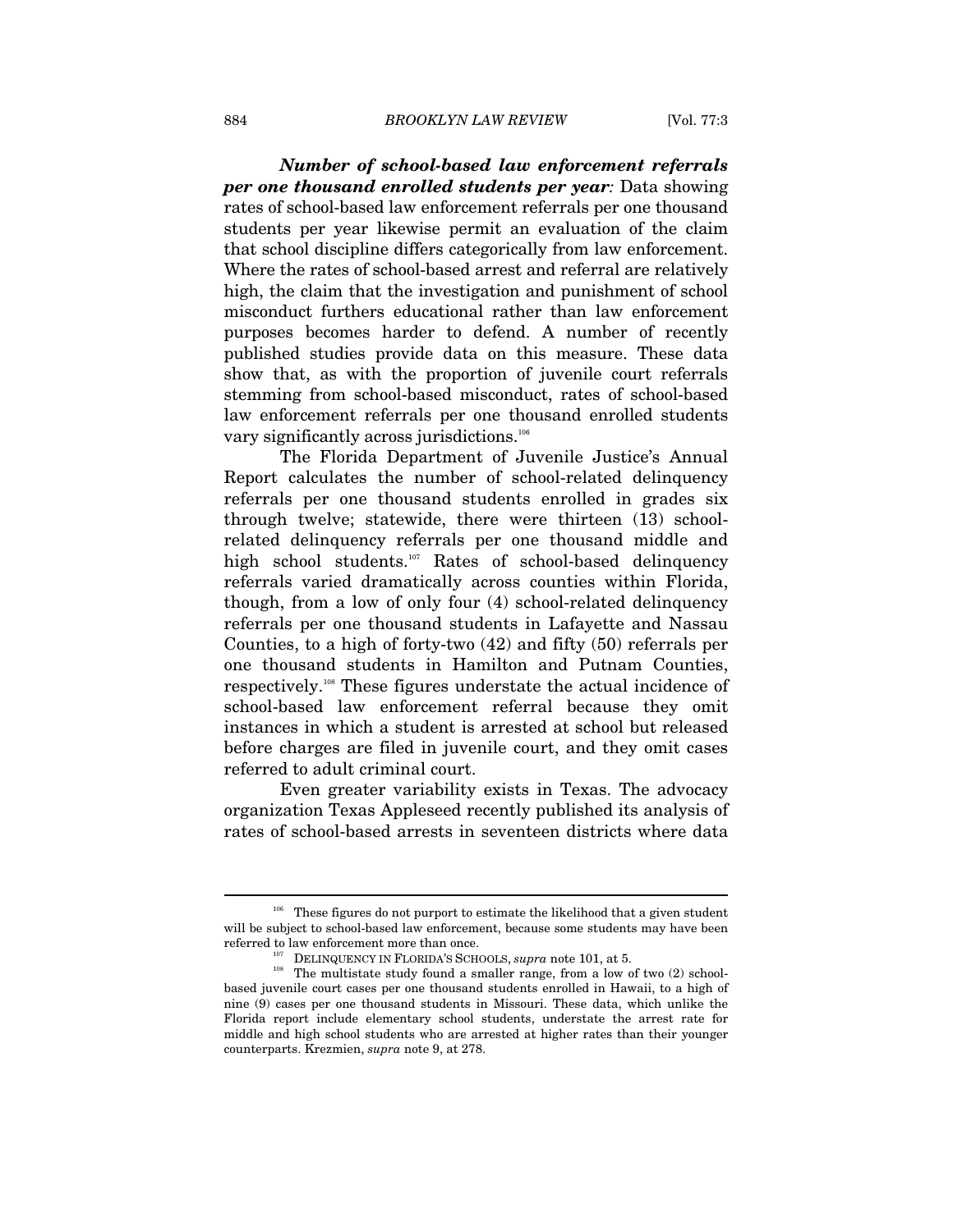***Number of school-based law enforcement referrals per one thousand enrolled students per year:*** Data showing rates of school-based law enforcement referrals per one thousand students per year likewise permit an evaluation of the claim that school discipline differs categorically from law enforcement. Where the rates of school-based arrest and referral are relatively high, the claim that the investigation and punishment of school misconduct furthers educational rather than law enforcement purposes becomes harder to defend. A number of recently published studies provide data on this measure. These data show that, as with the proportion of juvenile court referrals stemming from school-based misconduct, rates of school-based law enforcement referrals per one thousand enrolled students vary significantly across jurisdictions.[106]

The Florida Department of Juvenile Justice's Annual Report calculates the number of school-related delinquency referrals per one thousand students enrolled in grades six through twelve; statewide, there were thirteen (13) school-related delinquency referrals per one thousand middle and high school students.[107] Rates of school-based delinquency referrals varied dramatically across counties within Florida, though, from a low of only four (4) school-related delinquency referrals per one thousand students in Lafayette and Nassau Counties, to a high of forty-two (42) and fifty (50) referrals per one thousand students in Hamilton and Putnam Counties, respectively.[108] These figures understate the actual incidence of school-based law enforcement referral because they omit instances in which a student is arrested at school but released before charges are filed in juvenile court, and they omit cases referred to adult criminal court.

Even greater variability exists in Texas. The advocacy organization Texas Appleseed recently published its analysis of rates of school-based arrests in seventeen districts where data

---

[106] These figures do not purport to estimate the likelihood that a given student will be subject to school-based law enforcement, because some students may have been referred to law enforcement more than once.

[107] DELINQUENCY IN FLORIDA'S SCHOOLS, *supra* note 101, at 5.

[108] The multistate study found a smaller range, from a low of two (2) school-based juvenile court cases per one thousand students enrolled in Hawaii, to a high of nine (9) cases per one thousand students in Missouri. These data, which unlike the Florida report include elementary school students, understate the arrest rate for middle and high school students who are arrested at higher rates than their younger counterparts. Krezmien, *supra* note 9, at 278.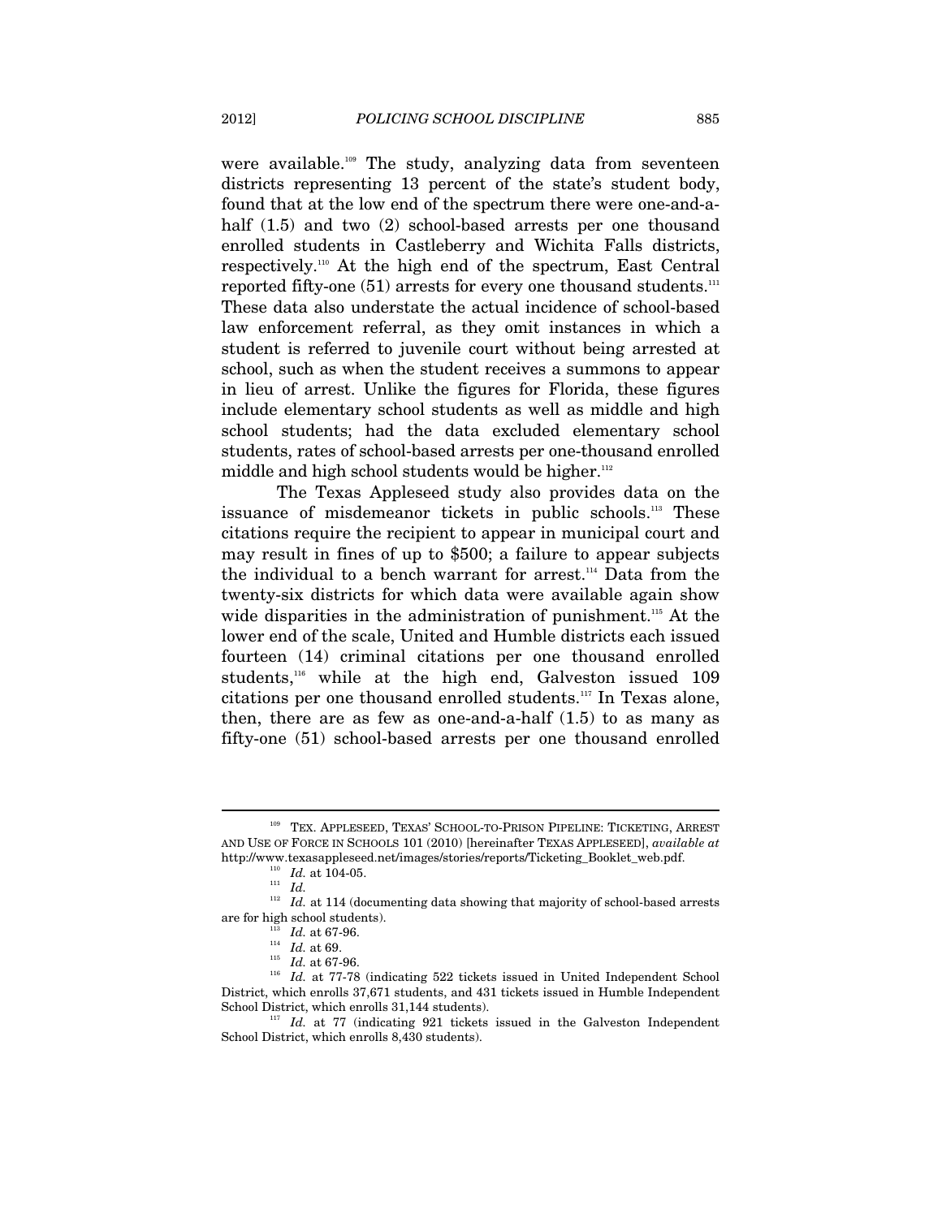were available.[109] The study, analyzing data from seventeen districts representing 13 percent of the state's student body, found that at the low end of the spectrum there were one-and-a-half (1.5) and two (2) school-based arrests per one thousand enrolled students in Castleberry and Wichita Falls districts, respectively.[110] At the high end of the spectrum, East Central reported fifty-one (51) arrests for every one thousand students.[111] These data also understate the actual incidence of school-based law enforcement referral, as they omit instances in which a student is referred to juvenile court without being arrested at school, such as when the student receives a summons to appear in lieu of arrest. Unlike the figures for Florida, these figures include elementary school students as well as middle and high school students; had the data excluded elementary school students, rates of school-based arrests per one-thousand enrolled middle and high school students would be higher.[112]

The Texas Appleseed study also provides data on the issuance of misdemeanor tickets in public schools.[113] These citations require the recipient to appear in municipal court and may result in fines of up to $500; a failure to appear subjects the individual to a bench warrant for arrest.[114] Data from the twenty-six districts for which data were available again show wide disparities in the administration of punishment.[115] At the lower end of the scale, United and Humble districts each issued fourteen (14) criminal citations per one thousand enrolled students,[116] while at the high end, Galveston issued 109 citations per one thousand enrolled students.[117] In Texas alone, then, there are as few as one-and-a-half (1.5) to as many as fifty-one (51) school-based arrests per one thousand enrolled

---

[109] TEX. APPLESEED, TEXAS' SCHOOL-TO-PRISON PIPELINE: TICKETING, ARREST AND USE OF FORCE IN SCHOOLS 101 (2010) [hereinafter TEXAS APPLESEED], *available at* http://www.texasappleseed.net/images/stories/reports/Ticketing_Booklet_web.pdf.

[110] *Id.* at 104-05.

[111] *Id.*

[112] *Id.* at 114 (documenting data showing that majority of school-based arrests are for high school students).

[113] *Id.* at 67-96.

[114] *Id.* at 69.

[115] *Id.* at 67-96.

[116] *Id.* at 77-78 (indicating 522 tickets issued in United Independent School District, which enrolls 37,671 students, and 431 tickets issued in Humble Independent School District, which enrolls 31,144 students).

[117] *Id.* at 77 (indicating 921 tickets issued in the Galveston Independent School District, which enrolls 8,430 students).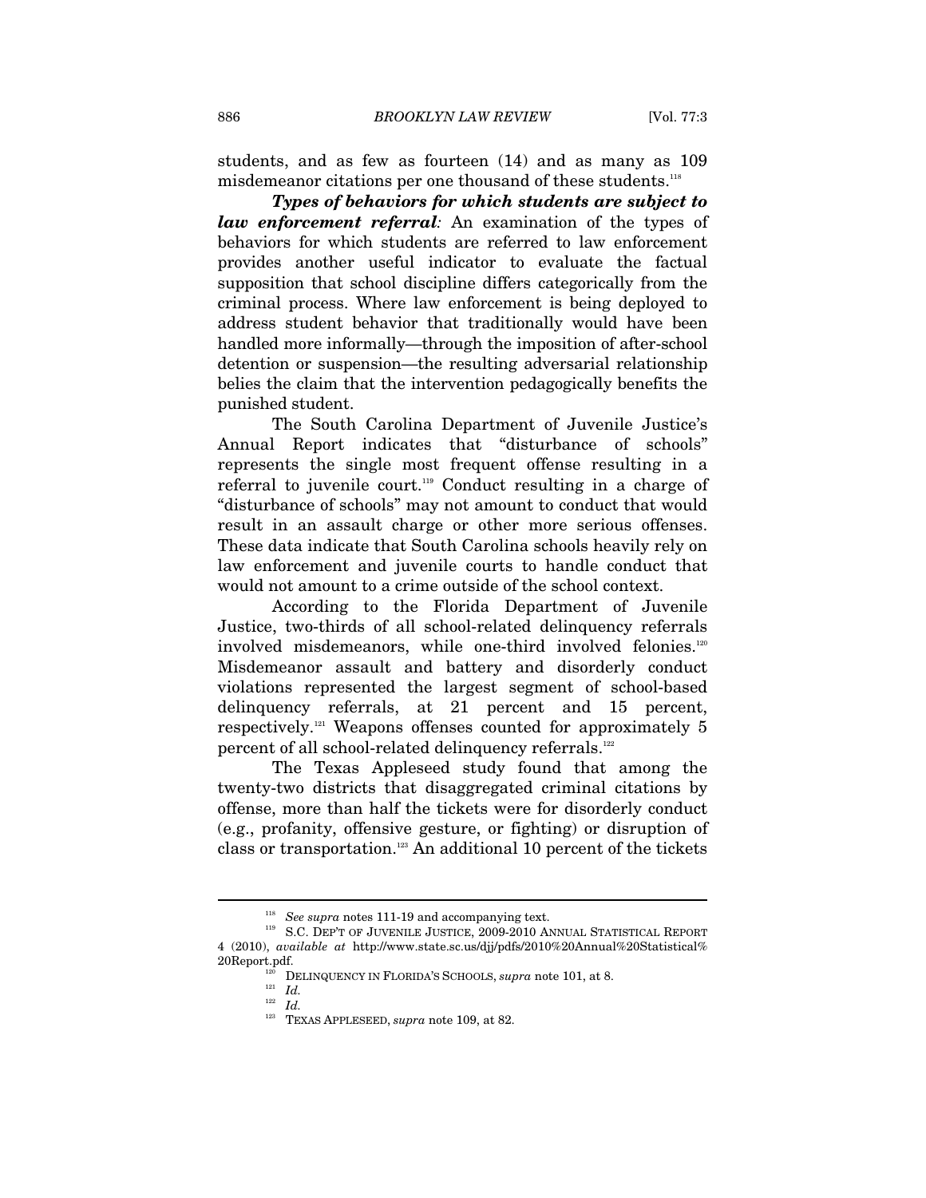students, and as few as fourteen (14) and as many as 109 misdemeanor citations per one thousand of these students.[118]

***Types of behaviors for which students are subject to law enforcement referral**:* An examination of the types of behaviors for which students are referred to law enforcement provides another useful indicator to evaluate the factual supposition that school discipline differs categorically from the criminal process. Where law enforcement is being deployed to address student behavior that traditionally would have been handled more informally—through the imposition of after-school detention or suspension—the resulting adversarial relationship belies the claim that the intervention pedagogically benefits the punished student.

The South Carolina Department of Juvenile Justice's Annual Report indicates that "disturbance of schools" represents the single most frequent offense resulting in a referral to juvenile court.[119] Conduct resulting in a charge of "disturbance of schools" may not amount to conduct that would result in an assault charge or other more serious offenses. These data indicate that South Carolina schools heavily rely on law enforcement and juvenile courts to handle conduct that would not amount to a crime outside of the school context.

According to the Florida Department of Juvenile Justice, two-thirds of all school-related delinquency referrals involved misdemeanors, while one-third involved felonies.[120] Misdemeanor assault and battery and disorderly conduct violations represented the largest segment of school-based delinquency referrals, at 21 percent and 15 percent, respectively.[121] Weapons offenses counted for approximately 5 percent of all school-related delinquency referrals.[122]

The Texas Appleseed study found that among the twenty-two districts that disaggregated criminal citations by offense, more than half the tickets were for disorderly conduct (e.g., profanity, offensive gesture, or fighting) or disruption of class or transportation.[123] An additional 10 percent of the tickets

---

[118] *See supra* notes 111-19 and accompanying text.

[119] S.C. DEP'T OF JUVENILE JUSTICE, 2009-2010 ANNUAL STATISTICAL REPORT 4 (2010), *available at* http://www.state.sc.us/djj/pdfs/2010%20Annual%20Statistical%20Report.pdf.

[120] DELINQUENCY IN FLORIDA'S SCHOOLS, *supra* note 101, at 8.

[121] *Id.*

[122] *Id.*

[123] TEXAS APPLESEED, *supra* note 109, at 82.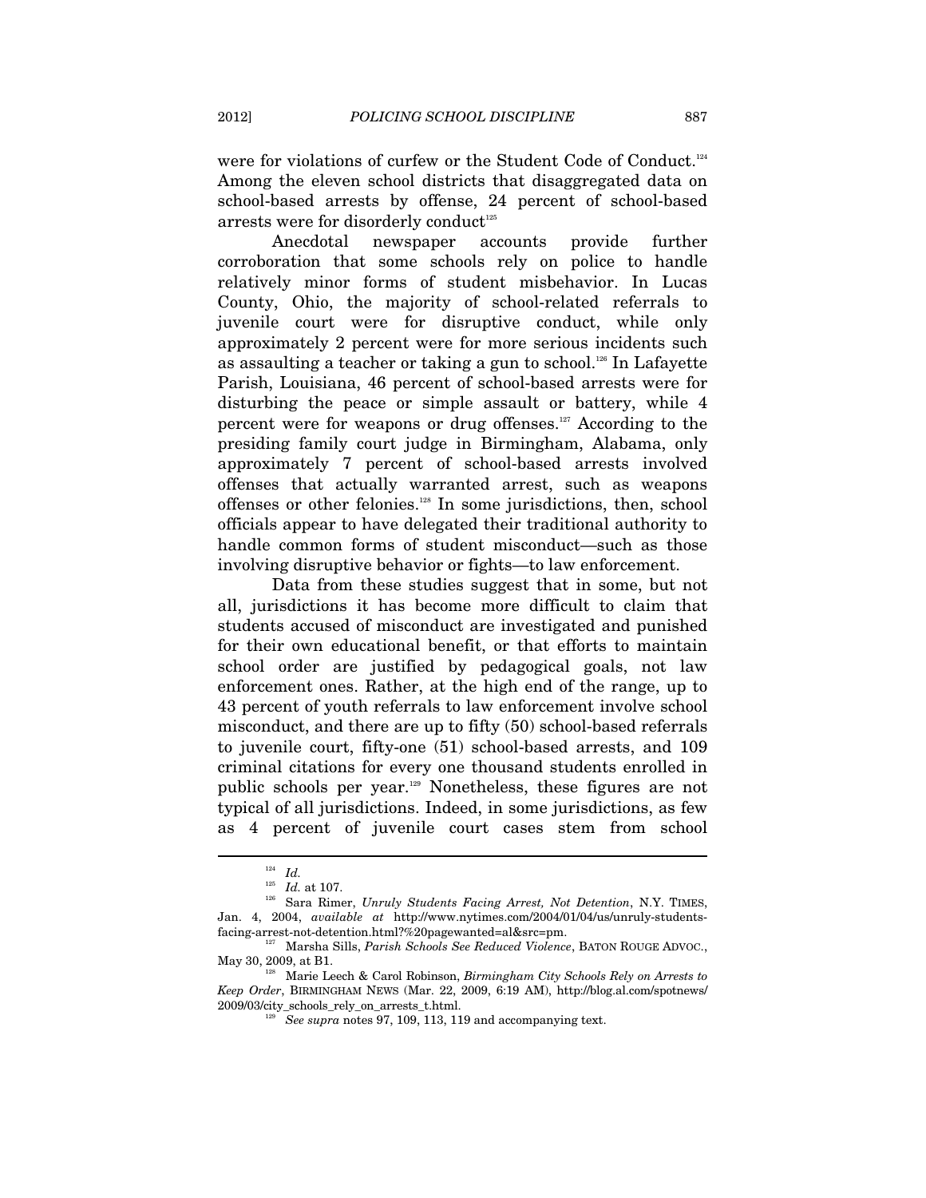were for violations of curfew or the Student Code of Conduct.[124] Among the eleven school districts that disaggregated data on school-based arrests by offense, 24 percent of school-based arrests were for disorderly conduct[125]

Anecdotal newspaper accounts provide further corroboration that some schools rely on police to handle relatively minor forms of student misbehavior. In Lucas County, Ohio, the majority of school-related referrals to juvenile court were for disruptive conduct, while only approximately 2 percent were for more serious incidents such as assaulting a teacher or taking a gun to school.[126] In Lafayette Parish, Louisiana, 46 percent of school-based arrests were for disturbing the peace or simple assault or battery, while 4 percent were for weapons or drug offenses.[127] According to the presiding family court judge in Birmingham, Alabama, only approximately 7 percent of school-based arrests involved offenses that actually warranted arrest, such as weapons offenses or other felonies.[128] In some jurisdictions, then, school officials appear to have delegated their traditional authority to handle common forms of student misconduct—such as those involving disruptive behavior or fights—to law enforcement.

Data from these studies suggest that in some, but not all, jurisdictions it has become more difficult to claim that students accused of misconduct are investigated and punished for their own educational benefit, or that efforts to maintain school order are justified by pedagogical goals, not law enforcement ones. Rather, at the high end of the range, up to 43 percent of youth referrals to law enforcement involve school misconduct, and there are up to fifty (50) school-based referrals to juvenile court, fifty-one (51) school-based arrests, and 109 criminal citations for every one thousand students enrolled in public schools per year.[129] Nonetheless, these figures are not typical of all jurisdictions. Indeed, in some jurisdictions, as few as 4 percent of juvenile court cases stem from school

---

[124] *Id.*

[125] *Id.* at 107.

[126] Sara Rimer, *Unruly Students Facing Arrest, Not Detention*, N.Y. TIMES, Jan. 4, 2004, *available at* http://www.nytimes.com/2004/01/04/us/unruly-students-facing-arrest-not-detention.html?%20pagewanted=al&src=pm.

[127] Marsha Sills, *Parish Schools See Reduced Violence*, BATON ROUGE ADVOC., May 30, 2009, at B1.

[128] Marie Leech & Carol Robinson, *Birmingham City Schools Rely on Arrests to Keep Order*, BIRMINGHAM NEWS (Mar. 22, 2009, 6:19 AM), http://blog.al.com/spotnews/2009/03/city_schools_rely_on_arrests_t.html.

[129] *See supra* notes 97, 109, 113, 119 and accompanying text.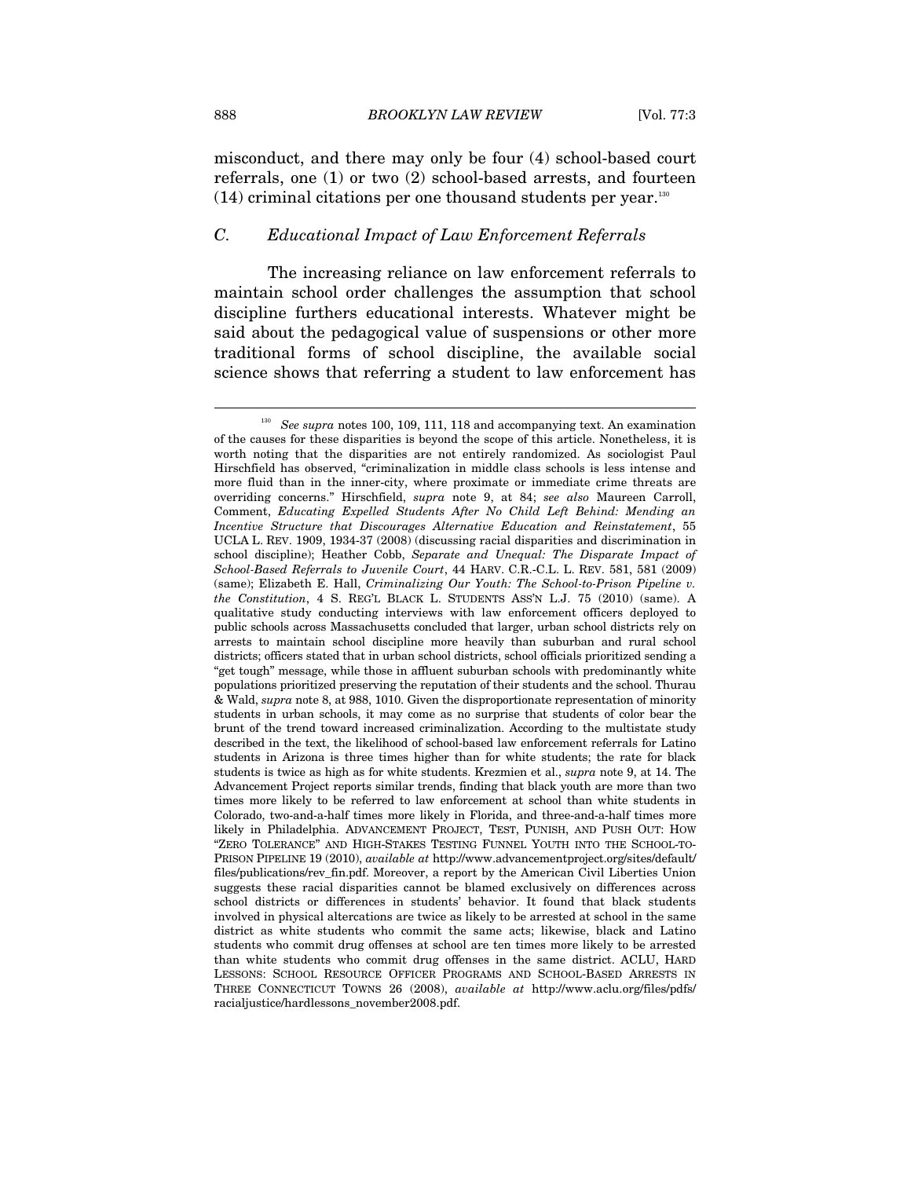misconduct, and there may only be four (4) school-based court referrals, one (1) or two (2) school-based arrests, and fourteen (14) criminal citations per one thousand students per year.[130]

### *C. Educational Impact of Law Enforcement Referrals*

The increasing reliance on law enforcement referrals to maintain school order challenges the assumption that school discipline furthers educational interests. Whatever might be said about the pedagogical value of suspensions or other more traditional forms of school discipline, the available social science shows that referring a student to law enforcement has

---

[130] *See supra* notes 100, 109, 111, 118 and accompanying text. An examination of the causes for these disparities is beyond the scope of this article. Nonetheless, it is worth noting that the disparities are not entirely randomized. As sociologist Paul Hirschfield has observed, "criminalization in middle class schools is less intense and more fluid than in the inner-city, where proximate or immediate crime threats are overriding concerns." Hirschfield, *supra* note 9, at 84; *see also* Maureen Carroll, Comment, *Educating Expelled Students After No Child Left Behind: Mending an Incentive Structure that Discourages Alternative Education and Reinstatement*, 55 UCLA L. REV. 1909, 1934-37 (2008) (discussing racial disparities and discrimination in school discipline); Heather Cobb, *Separate and Unequal: The Disparate Impact of School-Based Referrals to Juvenile Court*, 44 HARV. C.R.-C.L. L. REV. 581, 581 (2009) (same); Elizabeth E. Hall, *Criminalizing Our Youth: The School-to-Prison Pipeline v. the Constitution*, 4 S. REG'L BLACK L. STUDENTS ASS'N L.J. 75 (2010) (same). A qualitative study conducting interviews with law enforcement officers deployed to public schools across Massachusetts concluded that larger, urban school districts rely on arrests to maintain school discipline more heavily than suburban and rural school districts; officers stated that in urban school districts, school officials prioritized sending a "get tough" message, while those in affluent suburban schools with predominantly white populations prioritized preserving the reputation of their students and the school. Thurau & Wald, *supra* note 8, at 988, 1010. Given the disproportionate representation of minority students in urban schools, it may come as no surprise that students of color bear the brunt of the trend toward increased criminalization. According to the multistate study described in the text, the likelihood of school-based law enforcement referrals for Latino students in Arizona is three times higher than for white students; the rate for black students is twice as high as for white students. Krezmien et al., *supra* note 9, at 14. The Advancement Project reports similar trends, finding that black youth are more than two times more likely to be referred to law enforcement at school than white students in Colorado, two-and-a-half times more likely in Florida, and three-and-a-half times more likely in Philadelphia. ADVANCEMENT PROJECT, TEST, PUNISH, AND PUSH OUT: HOW "ZERO TOLERANCE" AND HIGH-STAKES TESTING FUNNEL YOUTH INTO THE SCHOOL-TO-PRISON PIPELINE 19 (2010), *available at* http://www.advancementproject.org/sites/default/files/publications/rev_fin.pdf. Moreover, a report by the American Civil Liberties Union suggests these racial disparities cannot be blamed exclusively on differences across school districts or differences in students' behavior. It found that black students involved in physical altercations are twice as likely to be arrested at school in the same district as white students who commit the same acts; likewise, black and Latino students who commit drug offenses at school are ten times more likely to be arrested than white students who commit drug offenses in the same district. ACLU, HARD LESSONS: SCHOOL RESOURCE OFFICER PROGRAMS AND SCHOOL-BASED ARRESTS IN THREE CONNECTICUT TOWNS 26 (2008), *available at* http://www.aclu.org/files/pdfs/racialjustice/hardlessons_november2008.pdf.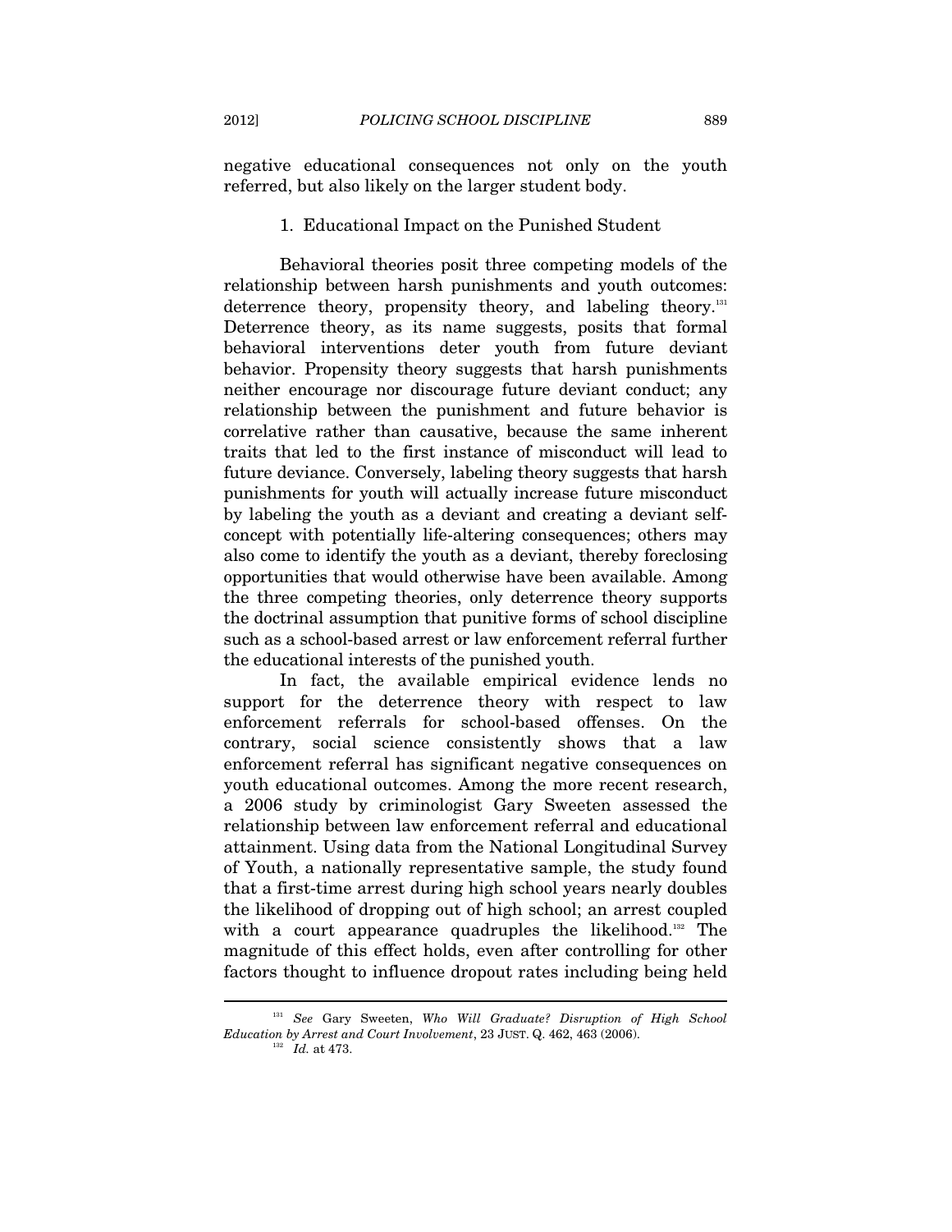negative educational consequences not only on the youth referred, but also likely on the larger student body.

### 1. Educational Impact on the Punished Student

Behavioral theories posit three competing models of the relationship between harsh punishments and youth outcomes: deterrence theory, propensity theory, and labeling theory.[131] Deterrence theory, as its name suggests, posits that formal behavioral interventions deter youth from future deviant behavior. Propensity theory suggests that harsh punishments neither encourage nor discourage future deviant conduct; any relationship between the punishment and future behavior is correlative rather than causative, because the same inherent traits that led to the first instance of misconduct will lead to future deviance. Conversely, labeling theory suggests that harsh punishments for youth will actually increase future misconduct by labeling the youth as a deviant and creating a deviant self-concept with potentially life-altering consequences; others may also come to identify the youth as a deviant, thereby foreclosing opportunities that would otherwise have been available. Among the three competing theories, only deterrence theory supports the doctrinal assumption that punitive forms of school discipline such as a school-based arrest or law enforcement referral further the educational interests of the punished youth.

In fact, the available empirical evidence lends no support for the deterrence theory with respect to law enforcement referrals for school-based offenses. On the contrary, social science consistently shows that a law enforcement referral has significant negative consequences on youth educational outcomes. Among the more recent research, a 2006 study by criminologist Gary Sweeten assessed the relationship between law enforcement referral and educational attainment. Using data from the National Longitudinal Survey of Youth, a nationally representative sample, the study found that a first-time arrest during high school years nearly doubles the likelihood of dropping out of high school; an arrest coupled with a court appearance quadruples the likelihood.[132] The magnitude of this effect holds, even after controlling for other factors thought to influence dropout rates including being held

---

[131] *See* Gary Sweeten, *Who Will Graduate? Disruption of High School Education by Arrest and Court Involvement*, 23 JUST. Q. 462, 463 (2006).

[132] *Id.* at 473.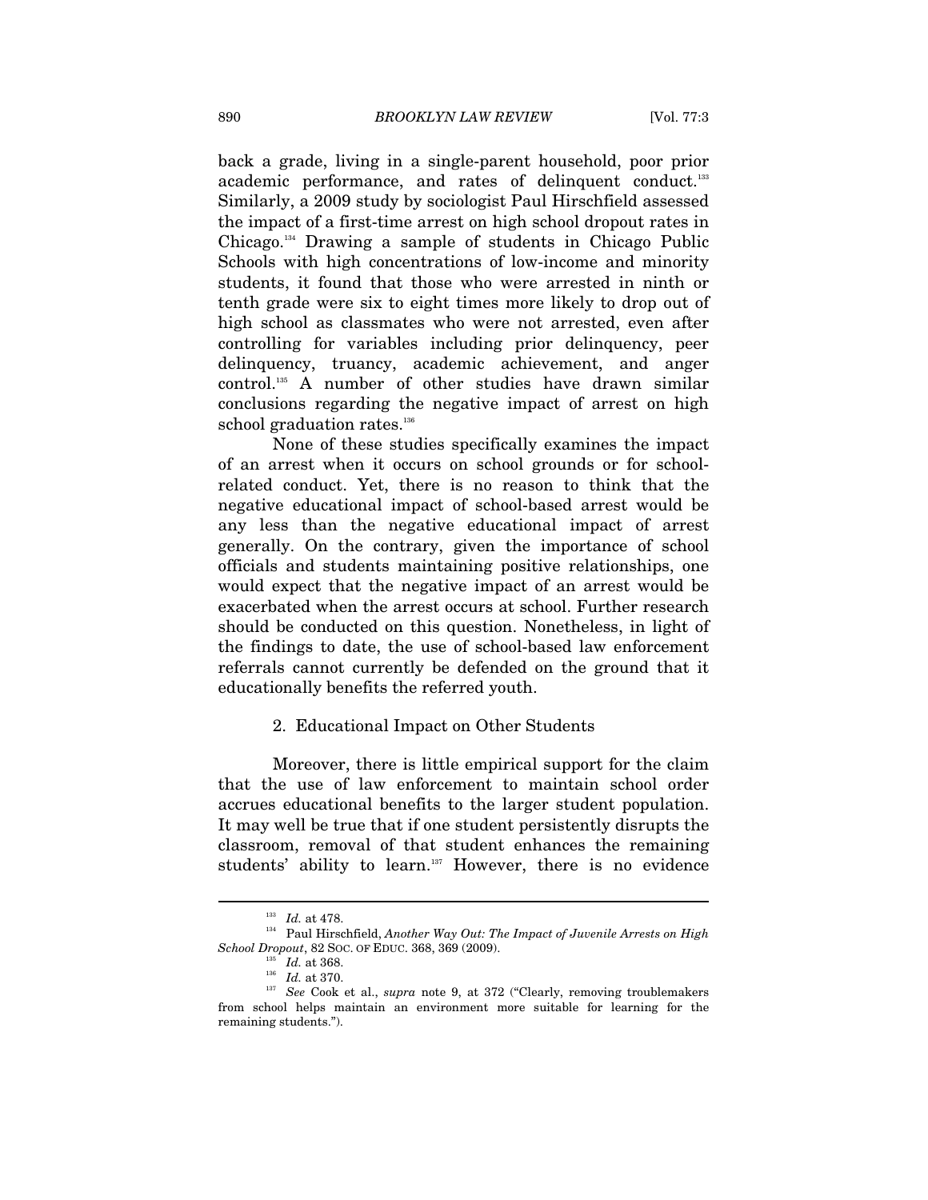back a grade, living in a single-parent household, poor prior academic performance, and rates of delinquent conduct.[133] Similarly, a 2009 study by sociologist Paul Hirschfield assessed the impact of a first-time arrest on high school dropout rates in Chicago.[134] Drawing a sample of students in Chicago Public Schools with high concentrations of low-income and minority students, it found that those who were arrested in ninth or tenth grade were six to eight times more likely to drop out of high school as classmates who were not arrested, even after controlling for variables including prior delinquency, peer delinquency, truancy, academic achievement, and anger control.[135] A number of other studies have drawn similar conclusions regarding the negative impact of arrest on high school graduation rates.[136]

None of these studies specifically examines the impact of an arrest when it occurs on school grounds or for school-related conduct. Yet, there is no reason to think that the negative educational impact of school-based arrest would be any less than the negative educational impact of arrest generally. On the contrary, given the importance of school officials and students maintaining positive relationships, one would expect that the negative impact of an arrest would be exacerbated when the arrest occurs at school. Further research should be conducted on this question. Nonetheless, in light of the findings to date, the use of school-based law enforcement referrals cannot currently be defended on the ground that it educationally benefits the referred youth.

### 2. Educational Impact on Other Students

Moreover, there is little empirical support for the claim that the use of law enforcement to maintain school order accrues educational benefits to the larger student population. It may well be true that if one student persistently disrupts the classroom, removal of that student enhances the remaining students' ability to learn.[137] However, there is no evidence

---

[133] *Id.* at 478.

[134] Paul Hirschfield, *Another Way Out: The Impact of Juvenile Arrests on High School Dropout*, 82 SOC. OF EDUC. 368, 369 (2009).

[135] *Id.* at 368.

[136] *Id.* at 370.

[137] *See* Cook et al., *supra* note 9, at 372 ("Clearly, removing troublemakers from school helps maintain an environment more suitable for learning for the remaining students.").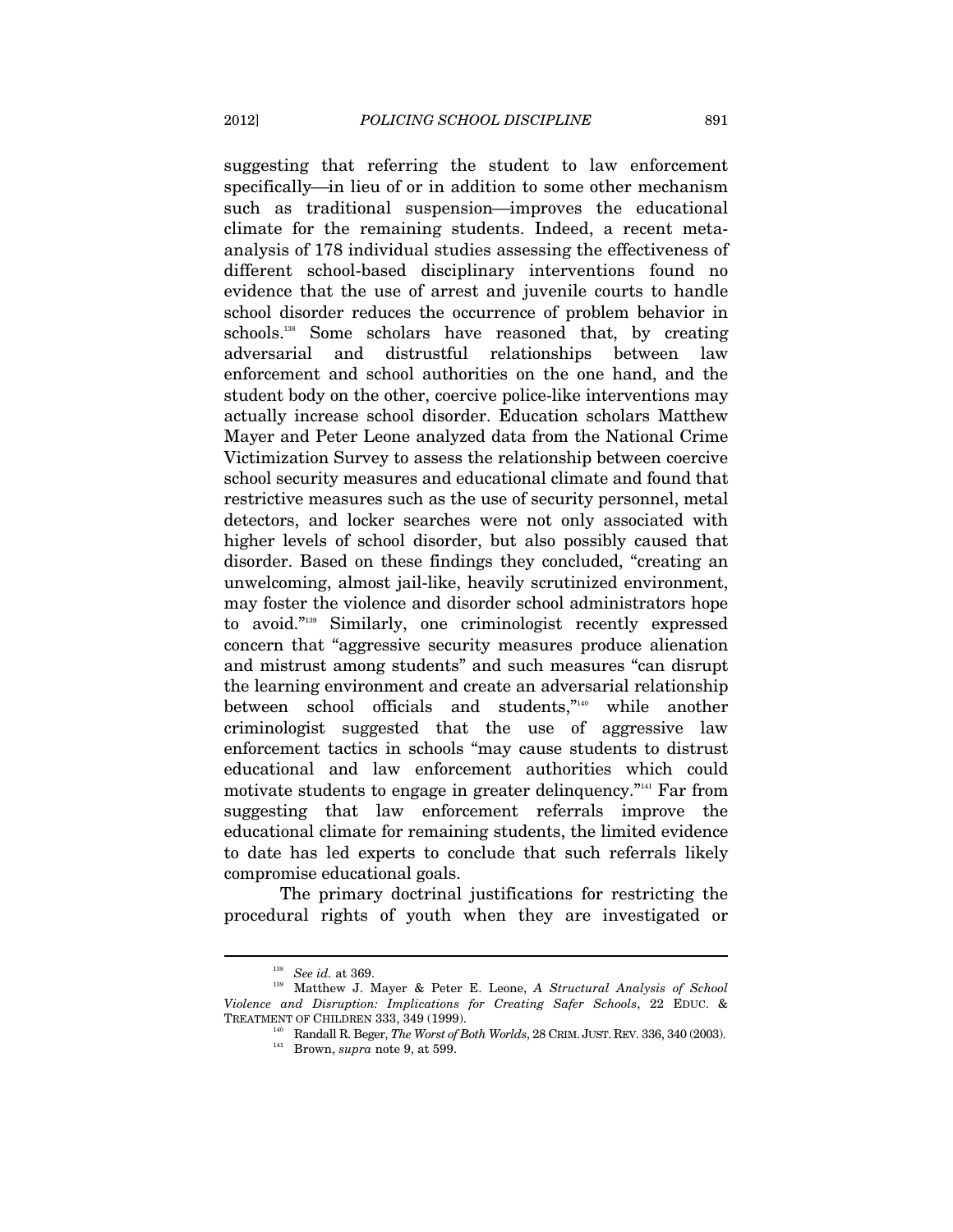suggesting that referring the student to law enforcement specifically—in lieu of or in addition to some other mechanism such as traditional suspension—improves the educational climate for the remaining students. Indeed, a recent meta-analysis of 178 individual studies assessing the effectiveness of different school-based disciplinary interventions found no evidence that the use of arrest and juvenile courts to handle school disorder reduces the occurrence of problem behavior in schools.[138] Some scholars have reasoned that, by creating adversarial and distrustful relationships between law enforcement and school authorities on the one hand, and the student body on the other, coercive police-like interventions may actually increase school disorder. Education scholars Matthew Mayer and Peter Leone analyzed data from the National Crime Victimization Survey to assess the relationship between coercive school security measures and educational climate and found that restrictive measures such as the use of security personnel, metal detectors, and locker searches were not only associated with higher levels of school disorder, but also possibly caused that disorder. Based on these findings they concluded, "creating an unwelcoming, almost jail-like, heavily scrutinized environment, may foster the violence and disorder school administrators hope to avoid."[139] Similarly, one criminologist recently expressed concern that "aggressive security measures produce alienation and mistrust among students" and such measures "can disrupt the learning environment and create an adversarial relationship between school officials and students,"[140] while another criminologist suggested that the use of aggressive law enforcement tactics in schools "may cause students to distrust educational and law enforcement authorities which could motivate students to engage in greater delinquency."[141] Far from suggesting that law enforcement referrals improve the educational climate for remaining students, the limited evidence to date has led experts to conclude that such referrals likely compromise educational goals.

The primary doctrinal justifications for restricting the procedural rights of youth when they are investigated or

---

[138] *See id.* at 369.

[139] Matthew J. Mayer & Peter E. Leone, *A Structural Analysis of School Violence and Disruption: Implications for Creating Safer Schools*, 22 EDUC. & TREATMENT OF CHILDREN 333, 349 (1999).

[140] Randall R. Beger, *The Worst of Both Worlds*, 28 CRIM. JUST. REV. 336, 340 (2003).

[141] Brown, *supra* note 9, at 599.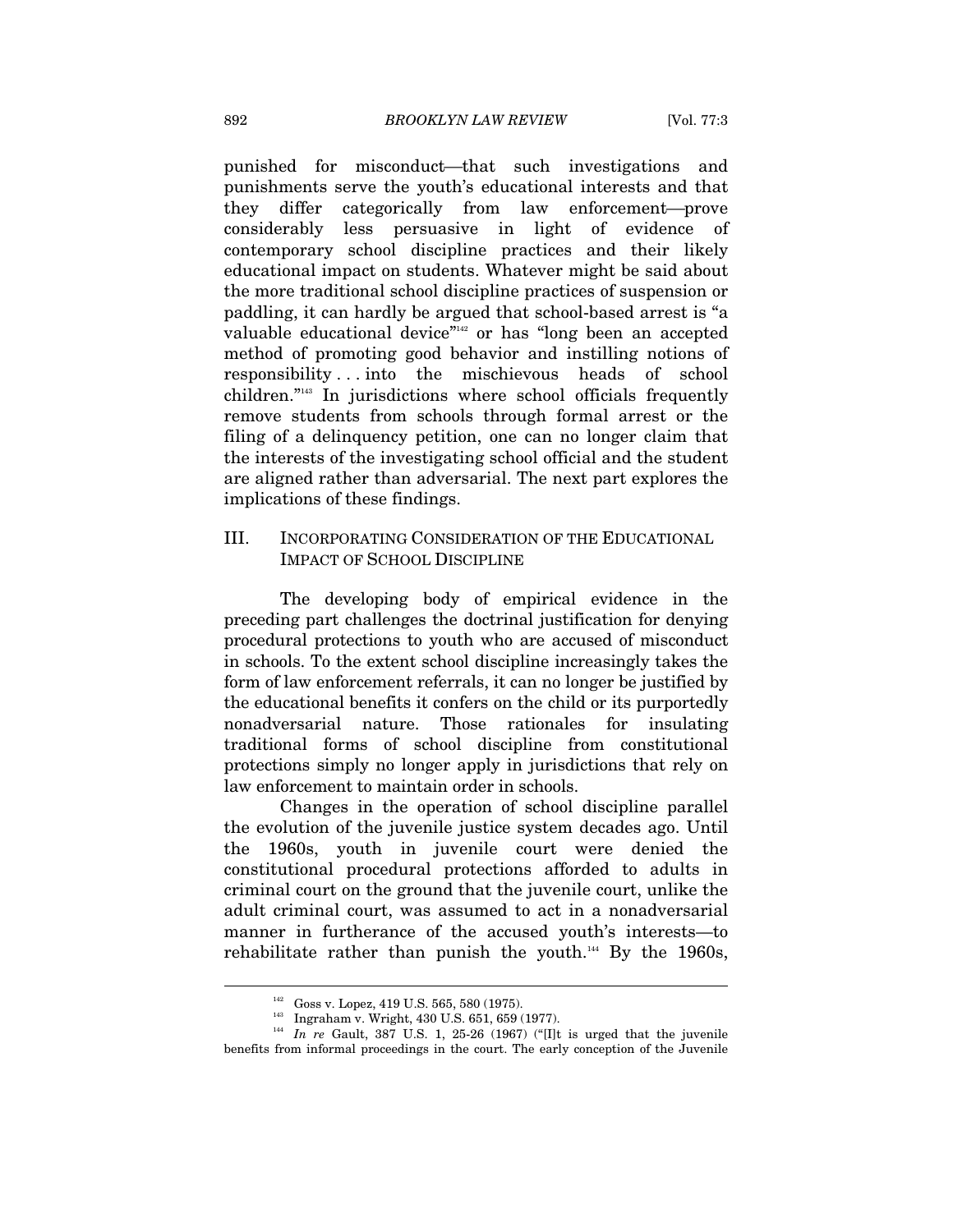punished for misconduct—that such investigations and punishments serve the youth's educational interests and that they differ categorically from law enforcement—prove considerably less persuasive in light of evidence of contemporary school discipline practices and their likely educational impact on students. Whatever might be said about the more traditional school discipline practices of suspension or paddling, it can hardly be argued that school-based arrest is "a valuable educational device"[142] or has "long been an accepted method of promoting good behavior and instilling notions of responsibility . . . into the mischievous heads of school children."[143] In jurisdictions where school officials frequently remove students from schools through formal arrest or the filing of a delinquency petition, one can no longer claim that the interests of the investigating school official and the student are aligned rather than adversarial. The next part explores the implications of these findings.

## III. INCORPORATING CONSIDERATION OF THE EDUCATIONAL IMPACT OF SCHOOL DISCIPLINE

The developing body of empirical evidence in the preceding part challenges the doctrinal justification for denying procedural protections to youth who are accused of misconduct in schools. To the extent school discipline increasingly takes the form of law enforcement referrals, it can no longer be justified by the educational benefits it confers on the child or its purportedly nonadversarial nature. Those rationales for insulating traditional forms of school discipline from constitutional protections simply no longer apply in jurisdictions that rely on law enforcement to maintain order in schools.

Changes in the operation of school discipline parallel the evolution of the juvenile justice system decades ago. Until the 1960s, youth in juvenile court were denied the constitutional procedural protections afforded to adults in criminal court on the ground that the juvenile court, unlike the adult criminal court, was assumed to act in a nonadversarial manner in furtherance of the accused youth's interests—to rehabilitate rather than punish the youth.[144] By the 1960s,

---

[142] Goss v. Lopez, 419 U.S. 565, 580 (1975).

[143] Ingraham v. Wright, 430 U.S. 651, 659 (1977).

[144] *In re* Gault, 387 U.S. 1, 25-26 (1967) ("[I]t is urged that the juvenile benefits from informal proceedings in the court. The early conception of the Juvenile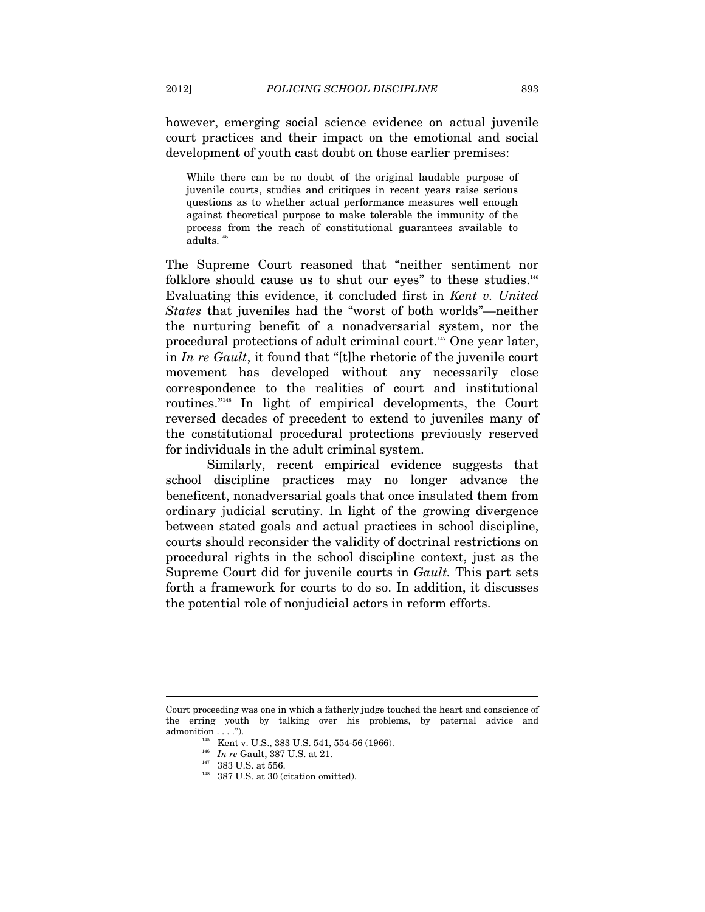however, emerging social science evidence on actual juvenile court practices and their impact on the emotional and social development of youth cast doubt on those earlier premises:

> While there can be no doubt of the original laudable purpose of juvenile courts, studies and critiques in recent years raise serious questions as to whether actual performance measures well enough against theoretical purpose to make tolerable the immunity of the process from the reach of constitutional guarantees available to adults.[145]

The Supreme Court reasoned that "neither sentiment nor folklore should cause us to shut our eyes" to these studies.[146] Evaluating this evidence, it concluded first in *Kent v. United States* that juveniles had the "worst of both worlds"—neither the nurturing benefit of a nonadversarial system, nor the procedural protections of adult criminal court.[147] One year later, in *In re Gault*, it found that "[t]he rhetoric of the juvenile court movement has developed without any necessarily close correspondence to the realities of court and institutional routines."[148] In light of empirical developments, the Court reversed decades of precedent to extend to juveniles many of the constitutional procedural protections previously reserved for individuals in the adult criminal system.

Similarly, recent empirical evidence suggests that school discipline practices may no longer advance the beneficent, nonadversarial goals that once insulated them from ordinary judicial scrutiny. In light of the growing divergence between stated goals and actual practices in school discipline, courts should reconsider the validity of doctrinal restrictions on procedural rights in the school discipline context, just as the Supreme Court did for juvenile courts in *Gault.* This part sets forth a framework for courts to do so. In addition, it discusses the potential role of nonjudicial actors in reform efforts.

---

Court proceeding was one in which a fatherly judge touched the heart and conscience of the erring youth by talking over his problems, by paternal advice and admonition . . . .").

[145] Kent v. U.S., 383 U.S. 541, 554-56 (1966).

[146] *In re* Gault, 387 U.S. at 21.

[147] 383 U.S. at 556.

[148] 387 U.S. at 30 (citation omitted).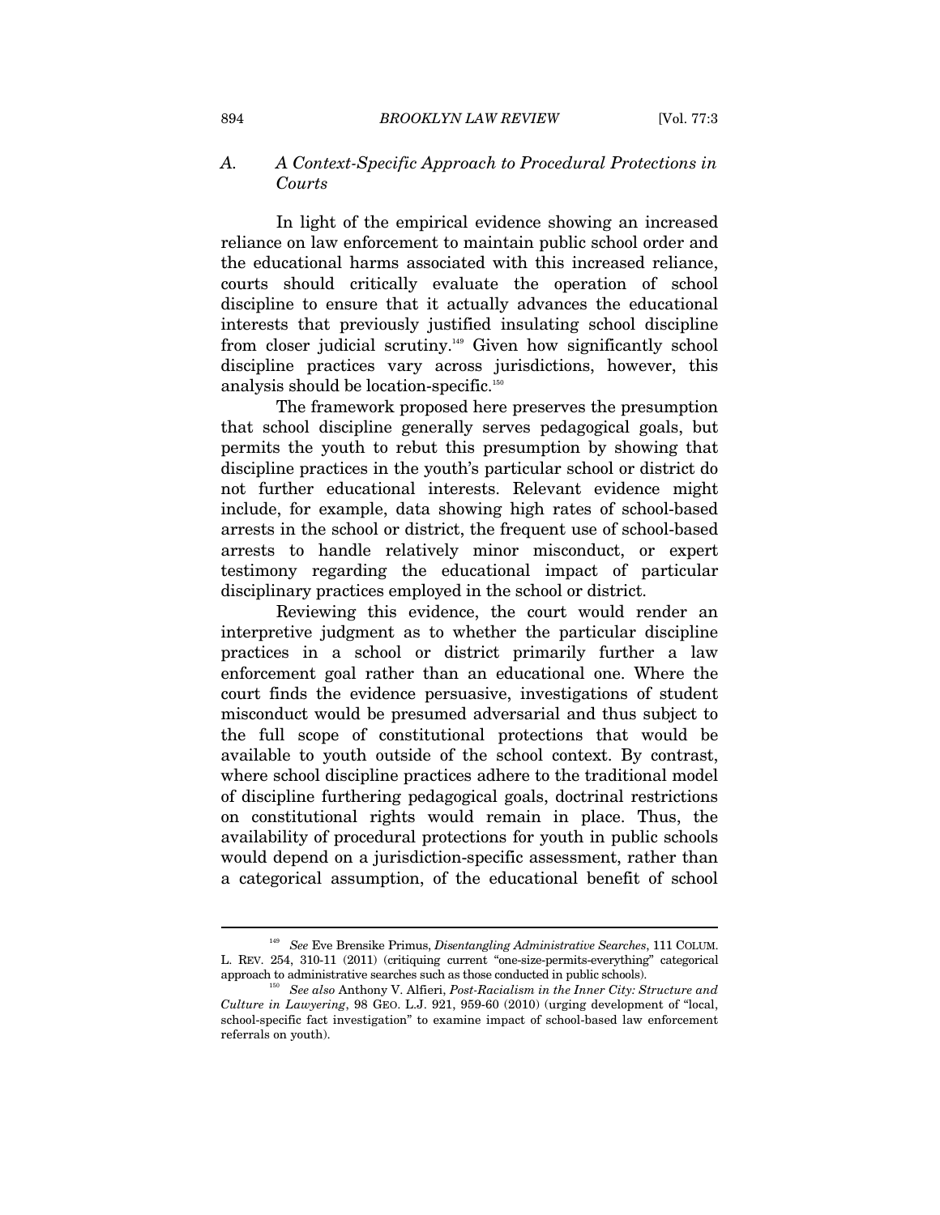### A. *A Context-Specific Approach to Procedural Protections in Courts*

In light of the empirical evidence showing an increased reliance on law enforcement to maintain public school order and the educational harms associated with this increased reliance, courts should critically evaluate the operation of school discipline to ensure that it actually advances the educational interests that previously justified insulating school discipline from closer judicial scrutiny.[149] Given how significantly school discipline practices vary across jurisdictions, however, this analysis should be location-specific.[150]

The framework proposed here preserves the presumption that school discipline generally serves pedagogical goals, but permits the youth to rebut this presumption by showing that discipline practices in the youth's particular school or district do not further educational interests. Relevant evidence might include, for example, data showing high rates of school-based arrests in the school or district, the frequent use of school-based arrests to handle relatively minor misconduct, or expert testimony regarding the educational impact of particular disciplinary practices employed in the school or district.

Reviewing this evidence, the court would render an interpretive judgment as to whether the particular discipline practices in a school or district primarily further a law enforcement goal rather than an educational one. Where the court finds the evidence persuasive, investigations of student misconduct would be presumed adversarial and thus subject to the full scope of constitutional protections that would be available to youth outside of the school context. By contrast, where school discipline practices adhere to the traditional model of discipline furthering pedagogical goals, doctrinal restrictions on constitutional rights would remain in place. Thus, the availability of procedural protections for youth in public schools would depend on a jurisdiction-specific assessment, rather than a categorical assumption, of the educational benefit of school

---

[149] *See* Eve Brensike Primus, *Disentangling Administrative Searches*, 111 COLUM. L. REV. 254, 310-11 (2011) (critiquing current "one-size-permits-everything" categorical approach to administrative searches such as those conducted in public schools).

[150] *See also* Anthony V. Alfieri, *Post-Racialism in the Inner City: Structure and Culture in Lawyering*, 98 GEO. L.J. 921, 959-60 (2010) (urging development of "local, school-specific fact investigation" to examine impact of school-based law enforcement referrals on youth).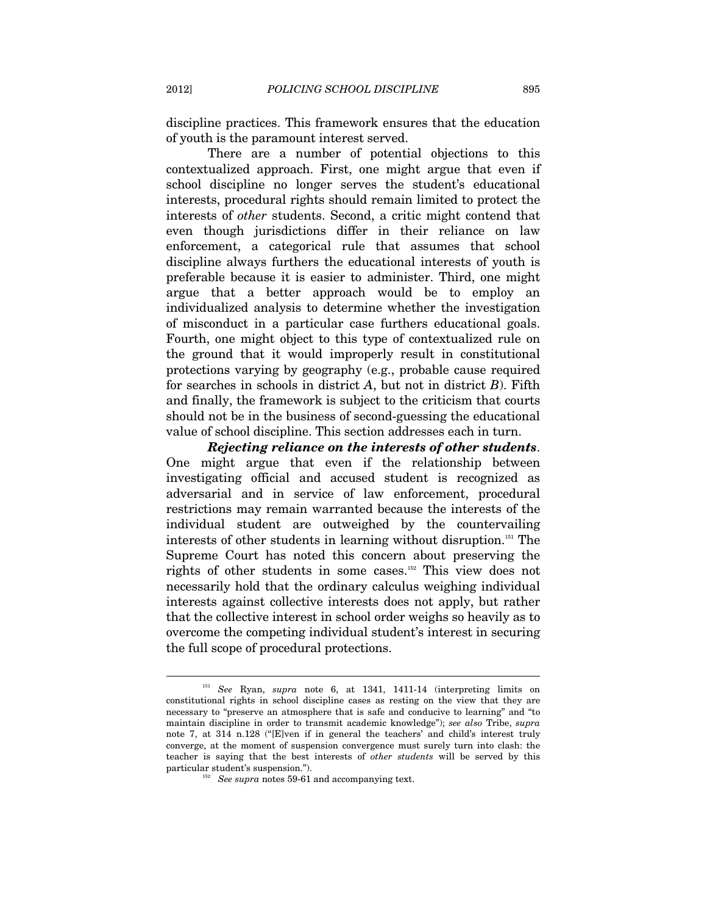discipline practices. This framework ensures that the education of youth is the paramount interest served.

There are a number of potential objections to this contextualized approach. First, one might argue that even if school discipline no longer serves the student's educational interests, procedural rights should remain limited to protect the interests of *other* students. Second, a critic might contend that even though jurisdictions differ in their reliance on law enforcement, a categorical rule that assumes that school discipline always furthers the educational interests of youth is preferable because it is easier to administer. Third, one might argue that a better approach would be to employ an individualized analysis to determine whether the investigation of misconduct in a particular case furthers educational goals. Fourth, one might object to this type of contextualized rule on the ground that it would improperly result in constitutional protections varying by geography (e.g., probable cause required for searches in schools in district *A*, but not in district *B*). Fifth and finally, the framework is subject to the criticism that courts should not be in the business of second-guessing the educational value of school discipline. This section addresses each in turn.

***Rejecting reliance on the interests of other students***. One might argue that even if the relationship between investigating official and accused student is recognized as adversarial and in service of law enforcement, procedural restrictions may remain warranted because the interests of the individual student are outweighed by the countervailing interests of other students in learning without disruption.[151] The Supreme Court has noted this concern about preserving the rights of other students in some cases.[152] This view does not necessarily hold that the ordinary calculus weighing individual interests against collective interests does not apply, but rather that the collective interest in school order weighs so heavily as to overcome the competing individual student's interest in securing the full scope of procedural protections.

[151] *See* Ryan, *supra* note 6, at 1341, 1411-14 (interpreting limits on constitutional rights in school discipline cases as resting on the view that they are necessary to "preserve an atmosphere that is safe and conducive to learning" and "to maintain discipline in order to transmit academic knowledge"); *see also* Tribe, *supra* note 7, at 314 n.128 ("[E]ven if in general the teachers' and child's interest truly converge, at the moment of suspension convergence must surely turn into clash: the teacher is saying that the best interests of *other students* will be served by this particular student's suspension.").

[152] *See supra* notes 59-61 and accompanying text.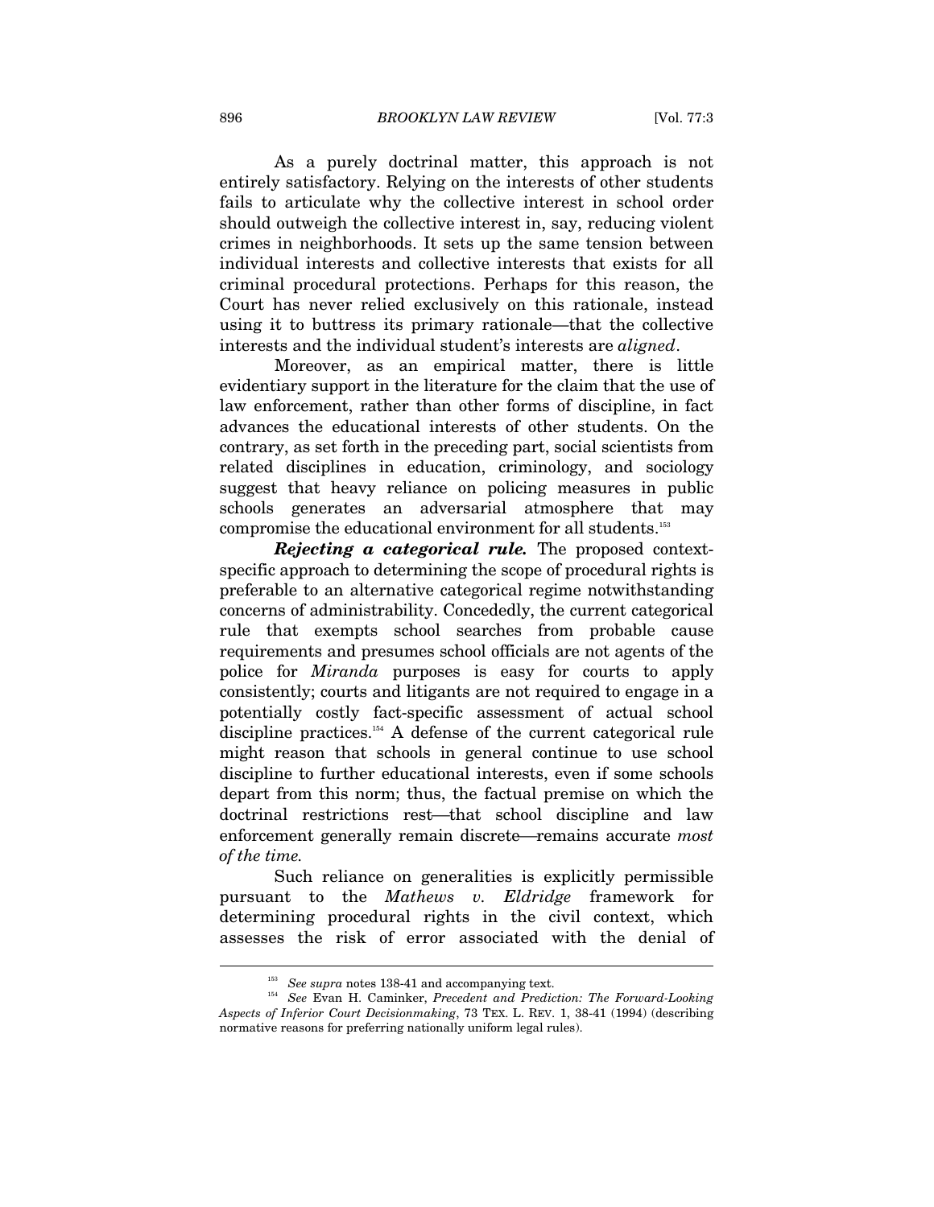As a purely doctrinal matter, this approach is not entirely satisfactory. Relying on the interests of other students fails to articulate why the collective interest in school order should outweigh the collective interest in, say, reducing violent crimes in neighborhoods. It sets up the same tension between individual interests and collective interests that exists for all criminal procedural protections. Perhaps for this reason, the Court has never relied exclusively on this rationale, instead using it to buttress its primary rationale—that the collective interests and the individual student's interests are *aligned*.

Moreover, as an empirical matter, there is little evidentiary support in the literature for the claim that the use of law enforcement, rather than other forms of discipline, in fact advances the educational interests of other students. On the contrary, as set forth in the preceding part, social scientists from related disciplines in education, criminology, and sociology suggest that heavy reliance on policing measures in public schools generates an adversarial atmosphere that may compromise the educational environment for all students.[153]

***Rejecting a categorical rule.*** The proposed context-specific approach to determining the scope of procedural rights is preferable to an alternative categorical regime notwithstanding concerns of administrability. Concededly, the current categorical rule that exempts school searches from probable cause requirements and presumes school officials are not agents of the police for *Miranda* purposes is easy for courts to apply consistently; courts and litigants are not required to engage in a potentially costly fact-specific assessment of actual school discipline practices.[154] A defense of the current categorical rule might reason that schools in general continue to use school discipline to further educational interests, even if some schools depart from this norm; thus, the factual premise on which the doctrinal restrictions rest—that school discipline and law enforcement generally remain discrete—remains accurate *most of the time.*

Such reliance on generalities is explicitly permissible pursuant to the *Mathews v. Eldridge* framework for determining procedural rights in the civil context, which assesses the risk of error associated with the denial of

---

[153] *See supra* notes 138-41 and accompanying text.

[154] *See* Evan H. Caminker, *Precedent and Prediction: The Forward-Looking Aspects of Inferior Court Decisionmaking*, 73 TEX. L. REV. 1, 38-41 (1994) (describing normative reasons for preferring nationally uniform legal rules).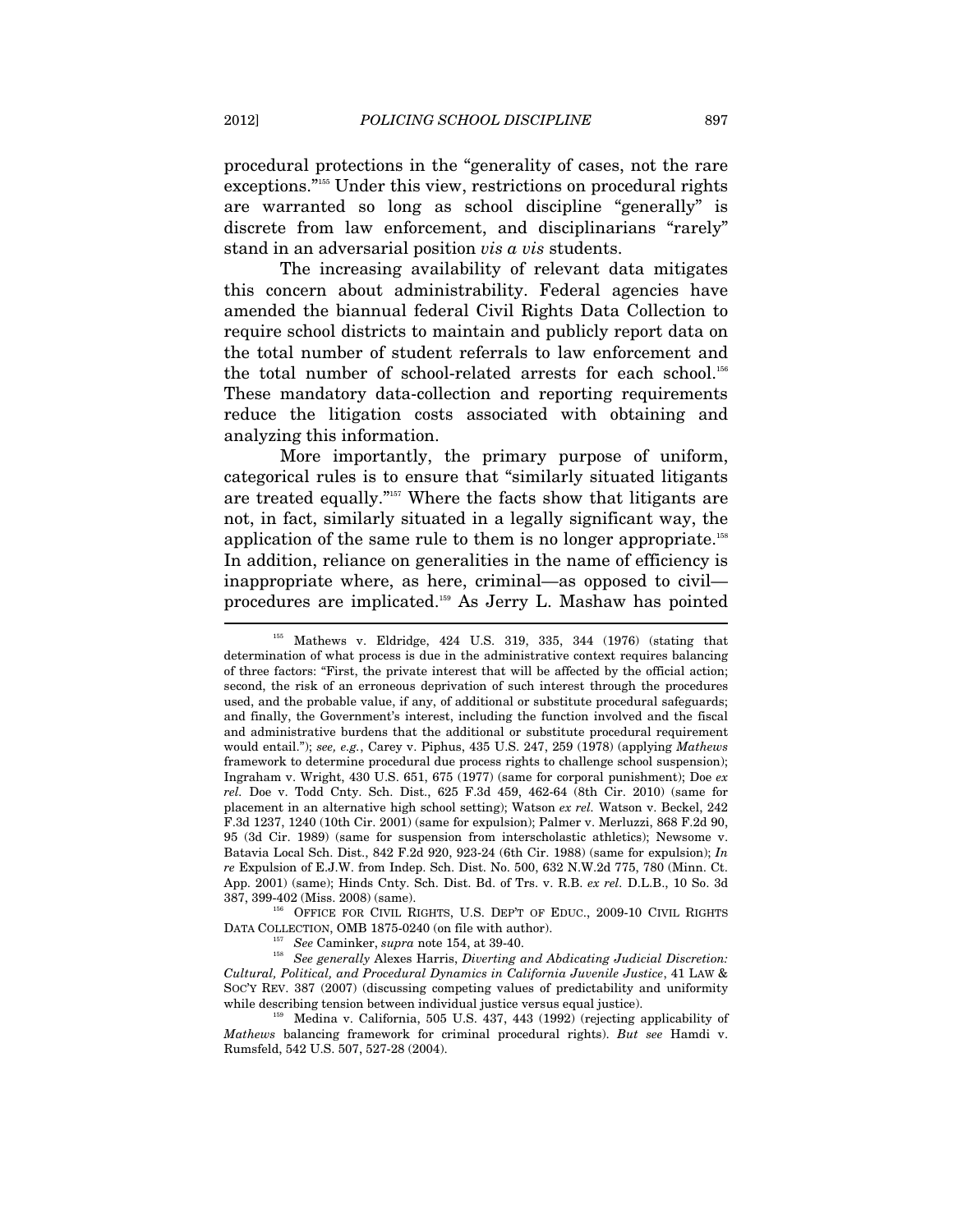procedural protections in the "generality of cases, not the rare exceptions."[155] Under this view, restrictions on procedural rights are warranted so long as school discipline "generally" is discrete from law enforcement, and disciplinarians "rarely" stand in an adversarial position *vis a vis* students.

The increasing availability of relevant data mitigates this concern about administrability. Federal agencies have amended the biannual federal Civil Rights Data Collection to require school districts to maintain and publicly report data on the total number of student referrals to law enforcement and the total number of school-related arrests for each school.[156] These mandatory data-collection and reporting requirements reduce the litigation costs associated with obtaining and analyzing this information.

More importantly, the primary purpose of uniform, categorical rules is to ensure that "similarly situated litigants are treated equally."[157] Where the facts show that litigants are not, in fact, similarly situated in a legally significant way, the application of the same rule to them is no longer appropriate.[158] In addition, reliance on generalities in the name of efficiency is inappropriate where, as here, criminal—as opposed to civil—procedures are implicated.[159] As Jerry L. Mashaw has pointed

---

[155] Mathews v. Eldridge, 424 U.S. 319, 335, 344 (1976) (stating that determination of what process is due in the administrative context requires balancing of three factors: "First, the private interest that will be affected by the official action; second, the risk of an erroneous deprivation of such interest through the procedures used, and the probable value, if any, of additional or substitute procedural safeguards; and finally, the Government's interest, including the function involved and the fiscal and administrative burdens that the additional or substitute procedural requirement would entail."); *see, e.g.*, Carey v. Piphus, 435 U.S. 247, 259 (1978) (applying *Mathews* framework to determine procedural due process rights to challenge school suspension); Ingraham v. Wright, 430 U.S. 651, 675 (1977) (same for corporal punishment); Doe *ex rel.* Doe v. Todd Cnty. Sch. Dist., 625 F.3d 459, 462-64 (8th Cir. 2010) (same for placement in an alternative high school setting); Watson *ex rel.* Watson v. Beckel, 242 F.3d 1237, 1240 (10th Cir. 2001) (same for expulsion); Palmer v. Merluzzi, 868 F.2d 90, 95 (3d Cir. 1989) (same for suspension from interscholastic athletics); Newsome v. Batavia Local Sch. Dist., 842 F.2d 920, 923-24 (6th Cir. 1988) (same for expulsion); *In re* Expulsion of E.J.W. from Indep. Sch. Dist. No. 500, 632 N.W.2d 775, 780 (Minn. Ct. App. 2001) (same); Hinds Cnty. Sch. Dist. Bd. of Trs. v. R.B. *ex rel.* D.L.B., 10 So. 3d 387, 399-402 (Miss. 2008) (same).

[156] OFFICE FOR CIVIL RIGHTS, U.S. DEP'T OF EDUC., 2009-10 CIVIL RIGHTS DATA COLLECTION, OMB 1875-0240 (on file with author).

[157] *See* Caminker, *supra* note 154, at 39-40.

[158] *See generally* Alexes Harris, *Diverting and Abdicating Judicial Discretion: Cultural, Political, and Procedural Dynamics in California Juvenile Justice*, 41 LAW & SOC'Y REV. 387 (2007) (discussing competing values of predictability and uniformity while describing tension between individual justice versus equal justice).

[159] Medina v. California, 505 U.S. 437, 443 (1992) (rejecting applicability of *Mathews* balancing framework for criminal procedural rights). *But see* Hamdi v. Rumsfeld, 542 U.S. 507, 527-28 (2004).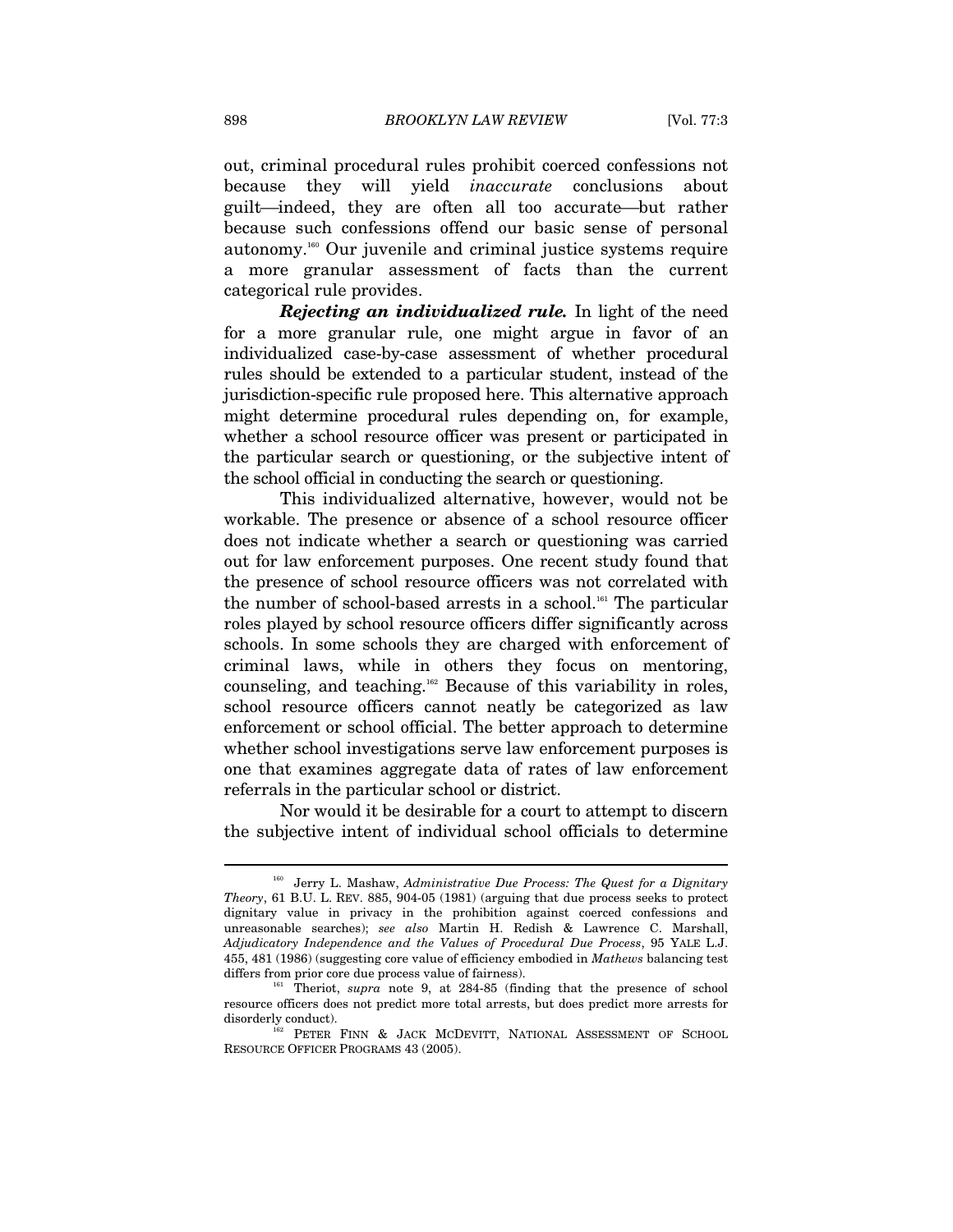out, criminal procedural rules prohibit coerced confessions not because they will yield *inaccurate* conclusions about guilt—indeed, they are often all too accurate—but rather because such confessions offend our basic sense of personal autonomy.[160] Our juvenile and criminal justice systems require a more granular assessment of facts than the current categorical rule provides.

***Rejecting an individualized rule.*** In light of the need for a more granular rule, one might argue in favor of an individualized case-by-case assessment of whether procedural rules should be extended to a particular student, instead of the jurisdiction-specific rule proposed here. This alternative approach might determine procedural rules depending on, for example, whether a school resource officer was present or participated in the particular search or questioning, or the subjective intent of the school official in conducting the search or questioning.

This individualized alternative, however, would not be workable. The presence or absence of a school resource officer does not indicate whether a search or questioning was carried out for law enforcement purposes. One recent study found that the presence of school resource officers was not correlated with the number of school-based arrests in a school.[161] The particular roles played by school resource officers differ significantly across schools. In some schools they are charged with enforcement of criminal laws, while in others they focus on mentoring, counseling, and teaching.[162] Because of this variability in roles, school resource officers cannot neatly be categorized as law enforcement or school official. The better approach to determine whether school investigations serve law enforcement purposes is one that examines aggregate data of rates of law enforcement referrals in the particular school or district.

Nor would it be desirable for a court to attempt to discern the subjective intent of individual school officials to determine

---

[160] Jerry L. Mashaw, *Administrative Due Process: The Quest for a Dignitary Theory*, 61 B.U. L. REV. 885, 904-05 (1981) (arguing that due process seeks to protect dignitary value in privacy in the prohibition against coerced confessions and unreasonable searches); *see also* Martin H. Redish & Lawrence C. Marshall, *Adjudicatory Independence and the Values of Procedural Due Process*, 95 YALE L.J. 455, 481 (1986) (suggesting core value of efficiency embodied in *Mathews* balancing test differs from prior core due process value of fairness).

[161] Theriot, *supra* note 9, at 284-85 (finding that the presence of school resource officers does not predict more total arrests, but does predict more arrests for disorderly conduct).

[162] PETER FINN & JACK MCDEVITT, NATIONAL ASSESSMENT OF SCHOOL RESOURCE OFFICER PROGRAMS 43 (2005).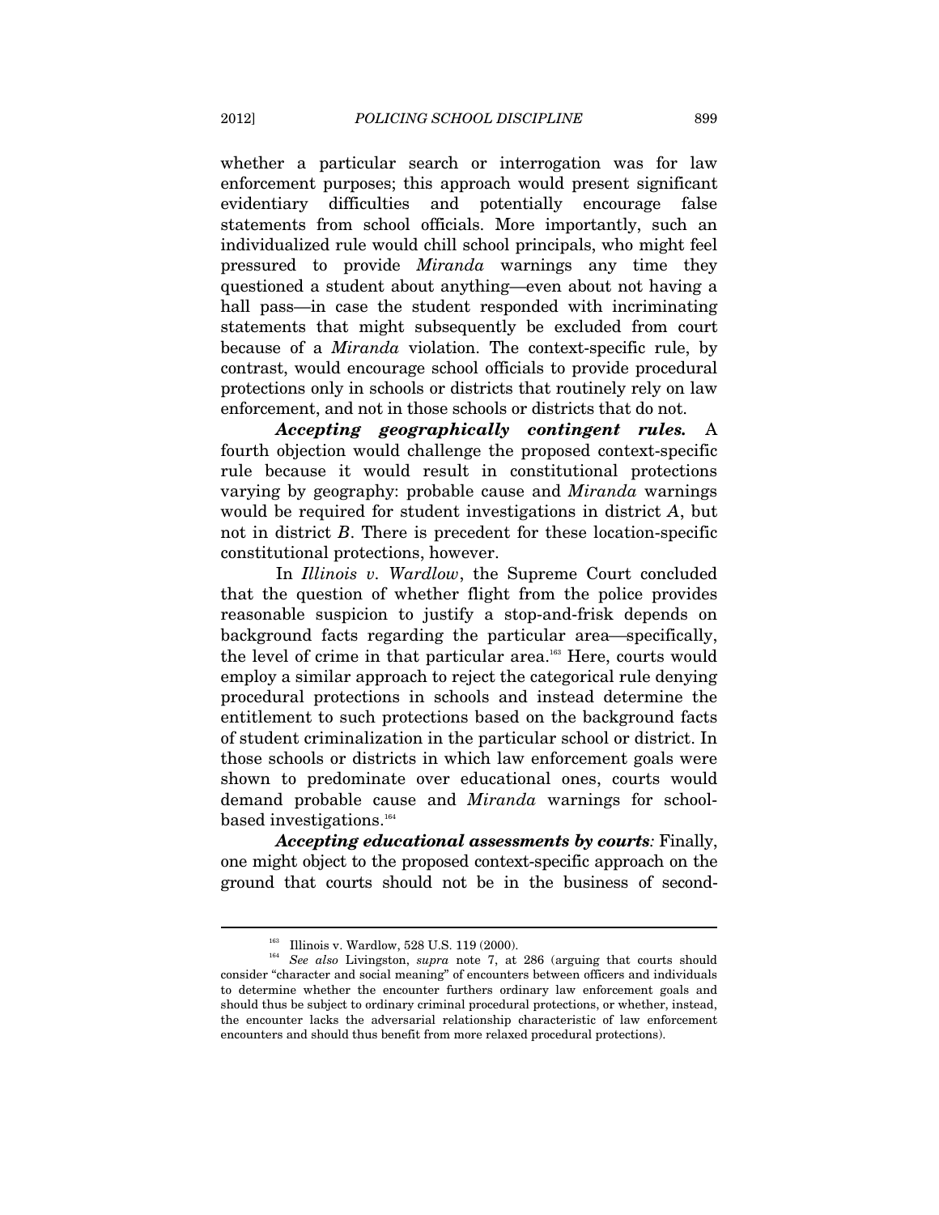whether a particular search or interrogation was for law enforcement purposes; this approach would present significant evidentiary difficulties and potentially encourage false statements from school officials. More importantly, such an individualized rule would chill school principals, who might feel pressured to provide *Miranda* warnings any time they questioned a student about anything—even about not having a hall pass—in case the student responded with incriminating statements that might subsequently be excluded from court because of a *Miranda* violation. The context-specific rule, by contrast, would encourage school officials to provide procedural protections only in schools or districts that routinely rely on law enforcement, and not in those schools or districts that do not.

***Accepting geographically contingent rules.*** A fourth objection would challenge the proposed context-specific rule because it would result in constitutional protections varying by geography: probable cause and *Miranda* warnings would be required for student investigations in district *A*, but not in district *B*. There is precedent for these location-specific constitutional protections, however.

In *Illinois v. Wardlow*, the Supreme Court concluded that the question of whether flight from the police provides reasonable suspicion to justify a stop-and-frisk depends on background facts regarding the particular area—specifically, the level of crime in that particular area.[163] Here, courts would employ a similar approach to reject the categorical rule denying procedural protections in schools and instead determine the entitlement to such protections based on the background facts of student criminalization in the particular school or district. In those schools or districts in which law enforcement goals were shown to predominate over educational ones, courts would demand probable cause and *Miranda* warnings for school-based investigations.[164]

***Accepting educational assessments by courts:*** Finally, one might object to the proposed context-specific approach on the ground that courts should not be in the business of second-

---

[163] Illinois v. Wardlow, 528 U.S. 119 (2000).

[164] *See also* Livingston, *supra* note 7, at 286 (arguing that courts should consider "character and social meaning" of encounters between officers and individuals to determine whether the encounter furthers ordinary law enforcement goals and should thus be subject to ordinary criminal procedural protections, or whether, instead, the encounter lacks the adversarial relationship characteristic of law enforcement encounters and should thus benefit from more relaxed procedural protections).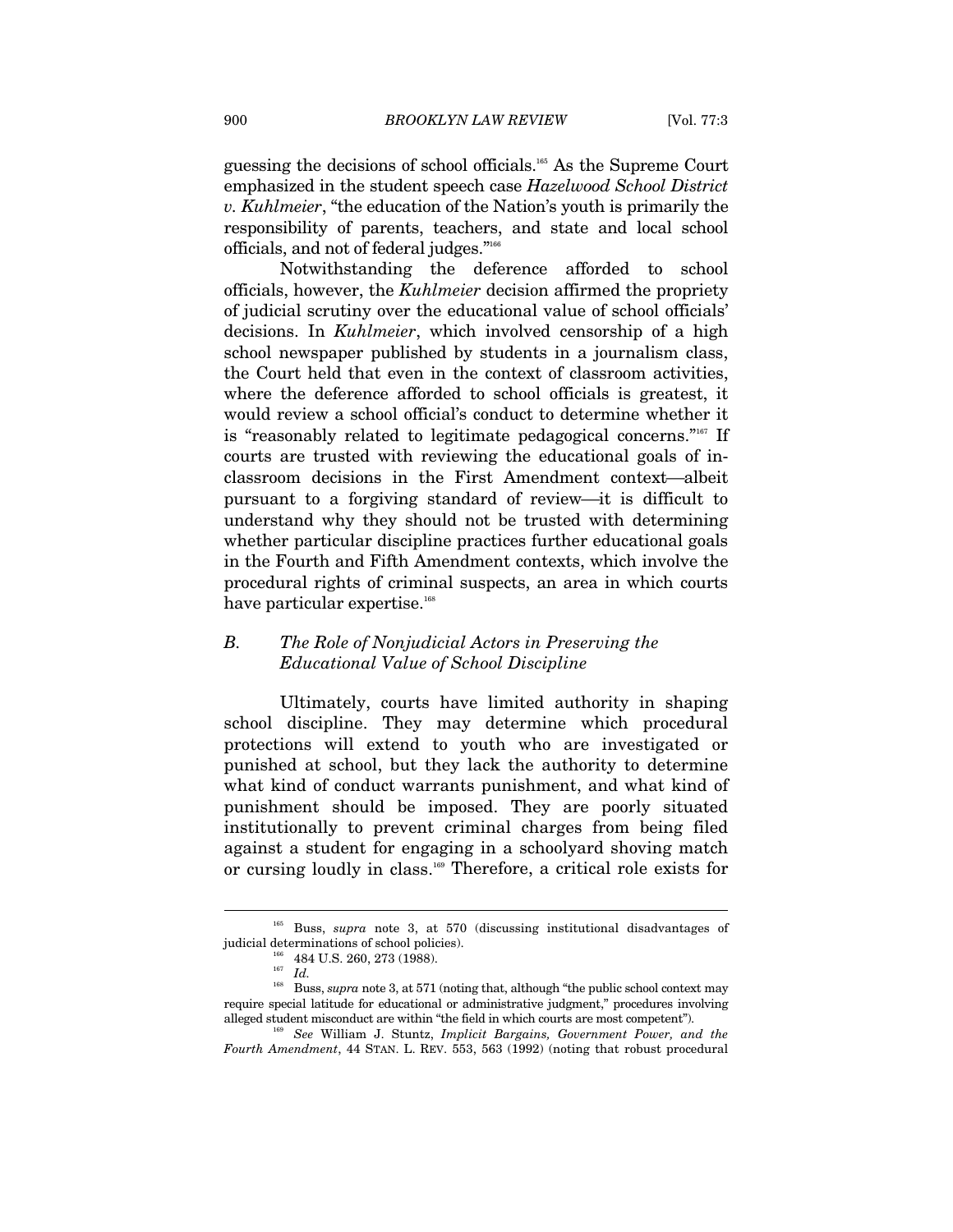guessing the decisions of school officials.[165] As the Supreme Court emphasized in the student speech case *Hazelwood School District v. Kuhlmeier*, "the education of the Nation's youth is primarily the responsibility of parents, teachers, and state and local school officials, and not of federal judges."[166]

Notwithstanding the deference afforded to school officials, however, the *Kuhlmeier* decision affirmed the propriety of judicial scrutiny over the educational value of school officials' decisions. In *Kuhlmeier*, which involved censorship of a high school newspaper published by students in a journalism class, the Court held that even in the context of classroom activities, where the deference afforded to school officials is greatest, it would review a school official's conduct to determine whether it is "reasonably related to legitimate pedagogical concerns."[167] If courts are trusted with reviewing the educational goals of in-classroom decisions in the First Amendment context—albeit pursuant to a forgiving standard of review—it is difficult to understand why they should not be trusted with determining whether particular discipline practices further educational goals in the Fourth and Fifth Amendment contexts, which involve the procedural rights of criminal suspects, an area in which courts have particular expertise.[168]

### *B. The Role of Nonjudicial Actors in Preserving the Educational Value of School Discipline*

Ultimately, courts have limited authority in shaping school discipline. They may determine which procedural protections will extend to youth who are investigated or punished at school, but they lack the authority to determine what kind of conduct warrants punishment, and what kind of punishment should be imposed. They are poorly situated institutionally to prevent criminal charges from being filed against a student for engaging in a schoolyard shoving match or cursing loudly in class.[169] Therefore, a critical role exists for

---

[165] Buss, *supra* note 3, at 570 (discussing institutional disadvantages of judicial determinations of school policies).

[166] 484 U.S. 260, 273 (1988).

[167] *Id.*

[168] Buss, *supra* note 3, at 571 (noting that, although "the public school context may require special latitude for educational or administrative judgment," procedures involving alleged student misconduct are within "the field in which courts are most competent").

[169] *See* William J. Stuntz, *Implicit Bargains, Government Power, and the Fourth Amendment*, 44 STAN. L. REV. 553, 563 (1992) (noting that robust procedural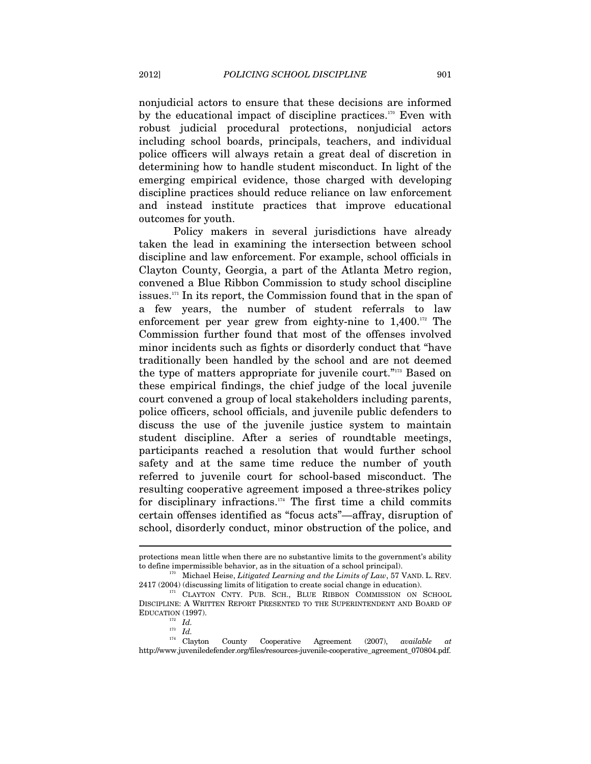nonjudicial actors to ensure that these decisions are informed by the educational impact of discipline practices.[170] Even with robust judicial procedural protections, nonjudicial actors including school boards, principals, teachers, and individual police officers will always retain a great deal of discretion in determining how to handle student misconduct. In light of the emerging empirical evidence, those charged with developing discipline practices should reduce reliance on law enforcement and instead institute practices that improve educational outcomes for youth.

Policy makers in several jurisdictions have already taken the lead in examining the intersection between school discipline and law enforcement. For example, school officials in Clayton County, Georgia, a part of the Atlanta Metro region, convened a Blue Ribbon Commission to study school discipline issues.[171] In its report, the Commission found that in the span of a few years, the number of student referrals to law enforcement per year grew from eighty-nine to 1,400.[172] The Commission further found that most of the offenses involved minor incidents such as fights or disorderly conduct that "have traditionally been handled by the school and are not deemed the type of matters appropriate for juvenile court."[173] Based on these empirical findings, the chief judge of the local juvenile court convened a group of local stakeholders including parents, police officers, school officials, and juvenile public defenders to discuss the use of the juvenile justice system to maintain student discipline. After a series of roundtable meetings, participants reached a resolution that would further school safety and at the same time reduce the number of youth referred to juvenile court for school-based misconduct. The resulting cooperative agreement imposed a three-strikes policy for disciplinary infractions.[174] The first time a child commits certain offenses identified as "focus acts"—affray, disruption of school, disorderly conduct, minor obstruction of the police, and

---

protections mean little when there are no substantive limits to the government's ability to define impermissible behavior, as in the situation of a school principal).

[170] Michael Heise, *Litigated Learning and the Limits of Law*, 57 VAND. L. REV. 2417 (2004) (discussing limits of litigation to create social change in education).

[171] CLAYTON CNTY. PUB. SCH., BLUE RIBBON COMMISSION ON SCHOOL DISCIPLINE: A WRITTEN REPORT PRESENTED TO THE SUPERINTENDENT AND BOARD OF EDUCATION (1997).

[172] *Id.*

[173] *Id.*

[174] Clayton County Cooperative Agreement (2007), *available at* http://www.juveniledefender.org/files/resources-juvenile-cooperative_agreement_070804.pdf.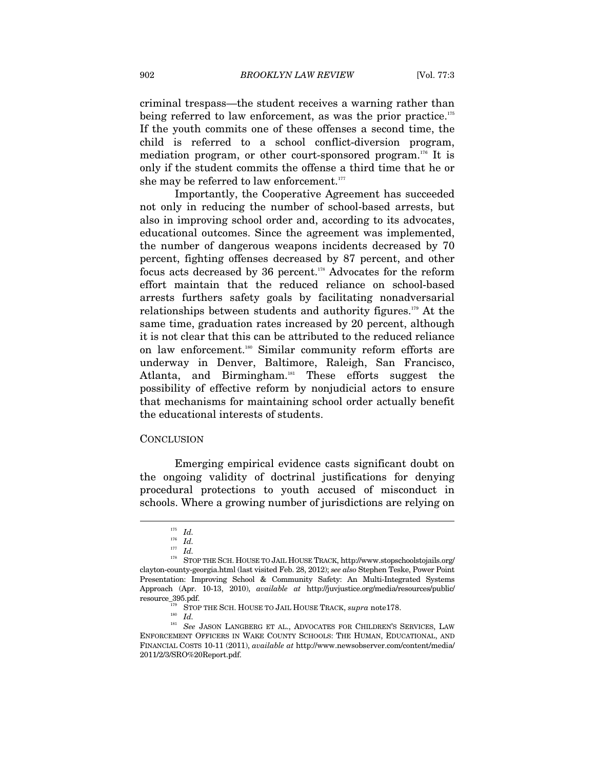criminal trespass—the student receives a warning rather than being referred to law enforcement, as was the prior practice.[175] If the youth commits one of these offenses a second time, the child is referred to a school conflict-diversion program, mediation program, or other court-sponsored program.[176] It is only if the student commits the offense a third time that he or she may be referred to law enforcement.[177]

Importantly, the Cooperative Agreement has succeeded not only in reducing the number of school-based arrests, but also in improving school order and, according to its advocates, educational outcomes. Since the agreement was implemented, the number of dangerous weapons incidents decreased by 70 percent, fighting offenses decreased by 87 percent, and other focus acts decreased by 36 percent.[178] Advocates for the reform effort maintain that the reduced reliance on school-based arrests furthers safety goals by facilitating nonadversarial relationships between students and authority figures.[179] At the same time, graduation rates increased by 20 percent, although it is not clear that this can be attributed to the reduced reliance on law enforcement.[180] Similar community reform efforts are underway in Denver, Baltimore, Raleigh, San Francisco, Atlanta, and Birmingham.[181] These efforts suggest the possibility of effective reform by nonjudicial actors to ensure that mechanisms for maintaining school order actually benefit the educational interests of students.

## CONCLUSION

Emerging empirical evidence casts significant doubt on the ongoing validity of doctrinal justifications for denying procedural protections to youth accused of misconduct in schools. Where a growing number of jurisdictions are relying on

---

[175] *Id.*

[176] *Id.*

[177] *Id.*

[178] STOP THE SCH. HOUSE TO JAIL HOUSE TRACK, http://www.stopschoolstojails.org/clayton-county-georgia.html (last visited Feb. 28, 2012); *see also* Stephen Teske, Power Point Presentation: Improving School & Community Safety: An Multi-Integrated Systems Approach (Apr. 10-13, 2010), *available at* http://juvjustice.org/media/resources/public/resource_395.pdf.

[179] STOP THE SCH. HOUSE TO JAIL HOUSE TRACK, *supra* note178.

[180] *Id.*

[181] *See* JASON LANGBERG ET AL., ADVOCATES FOR CHILDREN'S SERVICES, LAW ENFORCEMENT OFFICERS IN WAKE COUNTY SCHOOLS: THE HUMAN, EDUCATIONAL, AND FINANCIAL COSTS 10-11 (2011), *available at* http://www.newsobserver.com/content/media/2011/2/3/SRO%20Report.pdf.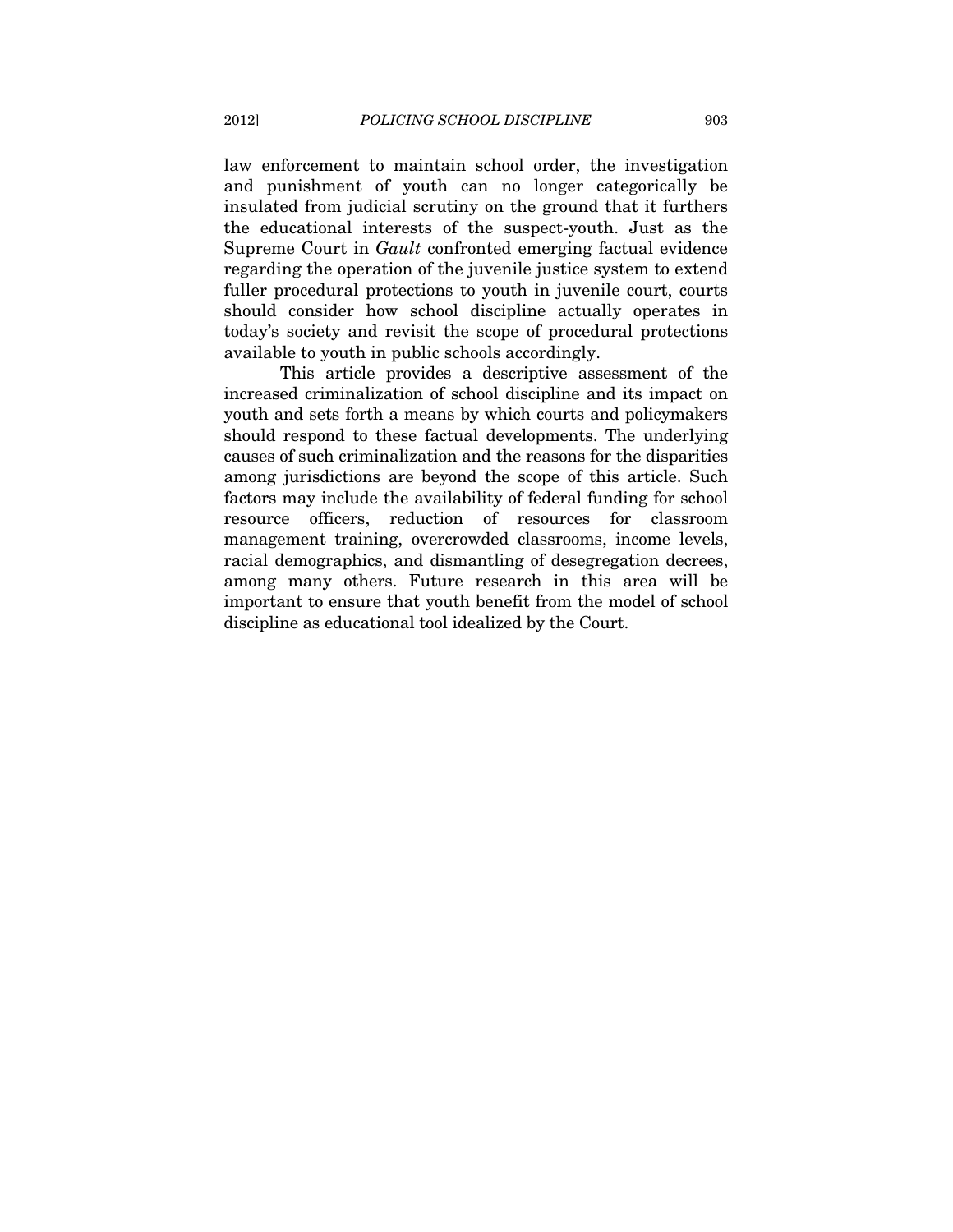law enforcement to maintain school order, the investigation and punishment of youth can no longer categorically be insulated from judicial scrutiny on the ground that it furthers the educational interests of the suspect-youth. Just as the Supreme Court in *Gault* confronted emerging factual evidence regarding the operation of the juvenile justice system to extend fuller procedural protections to youth in juvenile court, courts should consider how school discipline actually operates in today's society and revisit the scope of procedural protections available to youth in public schools accordingly.

This article provides a descriptive assessment of the increased criminalization of school discipline and its impact on youth and sets forth a means by which courts and policymakers should respond to these factual developments. The underlying causes of such criminalization and the reasons for the disparities among jurisdictions are beyond the scope of this article. Such factors may include the availability of federal funding for school resource officers, reduction of resources for classroom management training, overcrowded classrooms, income levels, racial demographics, and dismantling of desegregation decrees, among many others. Future research in this area will be important to ensure that youth benefit from the model of school discipline as educational tool idealized by the Court.